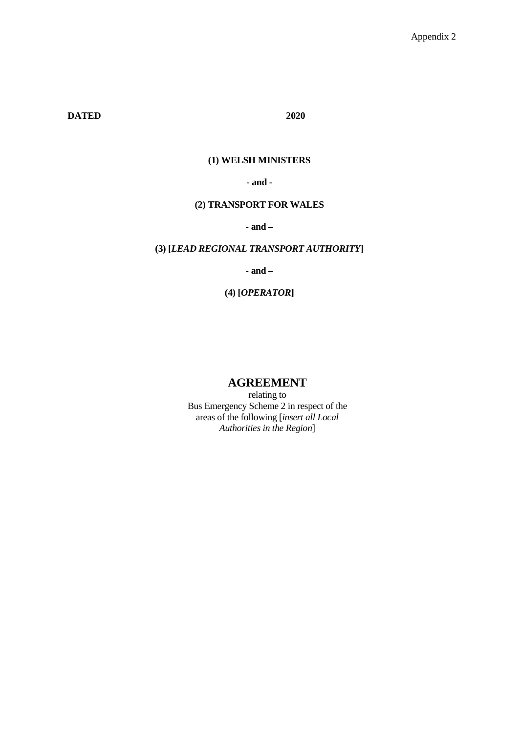Appendix 2

**DATED 2020**

**(1) WELSH MINISTERS**

**- and -**

**(2) TRANSPORT FOR WALES**

**- and –**

**(3) [*LEAD REGIONAL TRANSPORT AUTHORITY*]**

**- and –**

**(4) [*OPERATOR*]**

# AGREEMENT

relating to
Bus Emergency Scheme 2 in respect of the areas of the following [*insert all Local Authorities in the Region*]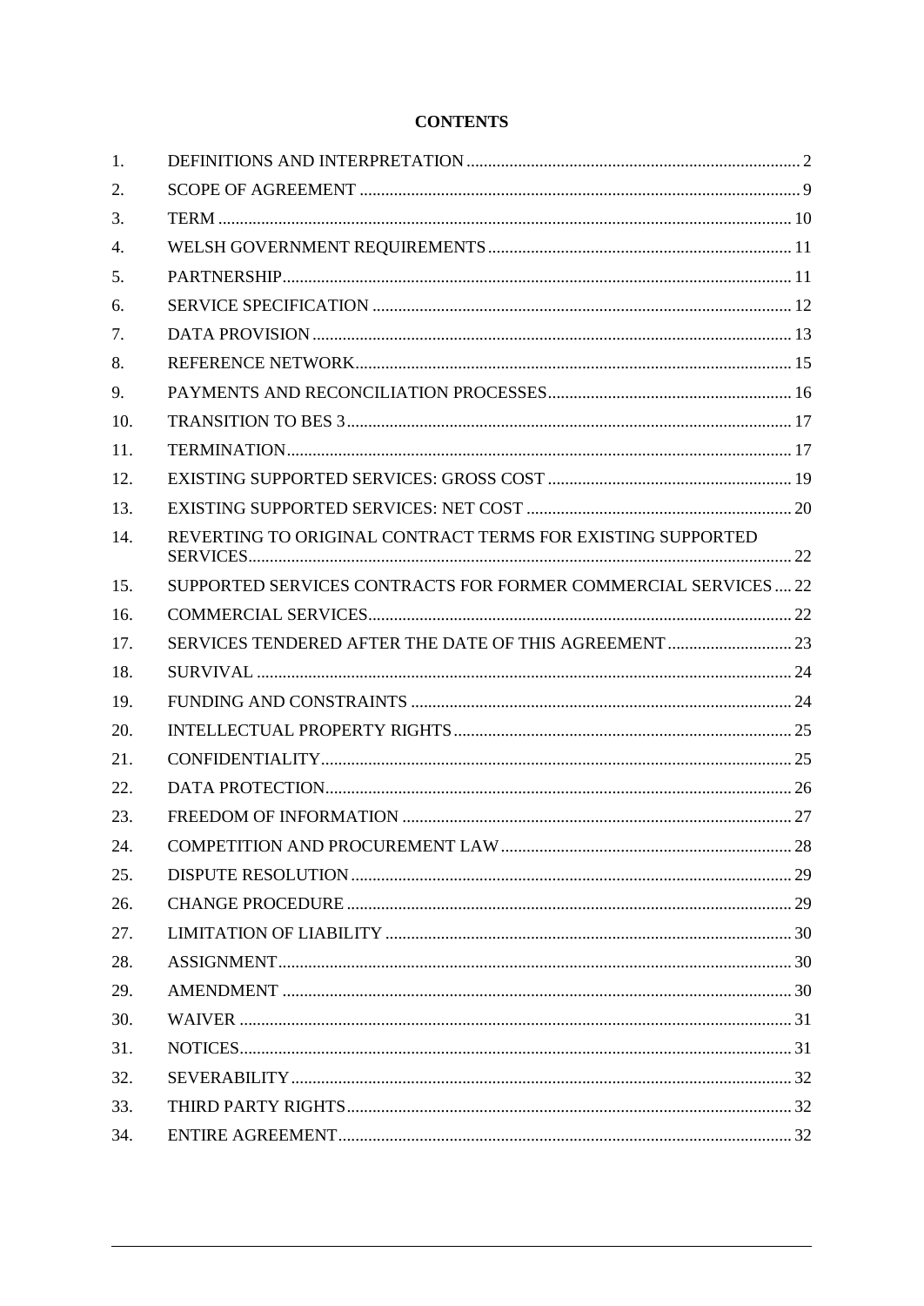**CONTENTS**

| | | |
|---|---|---|
| 1. | DEFINITIONS AND INTERPRETATION | 2 |
| 2. | SCOPE OF AGREEMENT | 9 |
| 3. | TERM | 10 |
| 4. | WELSH GOVERNMENT REQUIREMENTS | 11 |
| 5. | PARTNERSHIP | 11 |
| 6. | SERVICE SPECIFICATION | 12 |
| 7. | DATA PROVISION | 13 |
| 8. | REFERENCE NETWORK | 15 |
| 9. | PAYMENTS AND RECONCILIATION PROCESSES | 16 |
| 10. | TRANSITION TO BES 3 | 17 |
| 11. | TERMINATION | 17 |
| 12. | EXISTING SUPPORTED SERVICES: GROSS COST | 19 |
| 13. | EXISTING SUPPORTED SERVICES: NET COST | 20 |
| 14. | REVERTING TO ORIGINAL CONTRACT TERMS FOR EXISTING SUPPORTED SERVICES | 22 |
| 15. | SUPPORTED SERVICES CONTRACTS FOR FORMER COMMERCIAL SERVICES | 22 |
| 16. | COMMERCIAL SERVICES | 22 |
| 17. | SERVICES TENDERED AFTER THE DATE OF THIS AGREEMENT | 23 |
| 18. | SURVIVAL | 24 |
| 19. | FUNDING AND CONSTRAINTS | 24 |
| 20. | INTELLECTUAL PROPERTY RIGHTS | 25 |
| 21. | CONFIDENTIALITY | 25 |
| 22. | DATA PROTECTION | 26 |
| 23. | FREEDOM OF INFORMATION | 27 |
| 24. | COMPETITION AND PROCUREMENT LAW | 28 |
| 25. | DISPUTE RESOLUTION | 29 |
| 26. | CHANGE PROCEDURE | 29 |
| 27. | LIMITATION OF LIABILITY | 30 |
| 28. | ASSIGNMENT | 30 |
| 29. | AMENDMENT | 30 |
| 30. | WAIVER | 31 |
| 31. | NOTICES | 31 |
| 32. | SEVERABILITY | 32 |
| 33. | THIRD PARTY RIGHTS | 32 |
| 34. | ENTIRE AGREEMENT | 32 |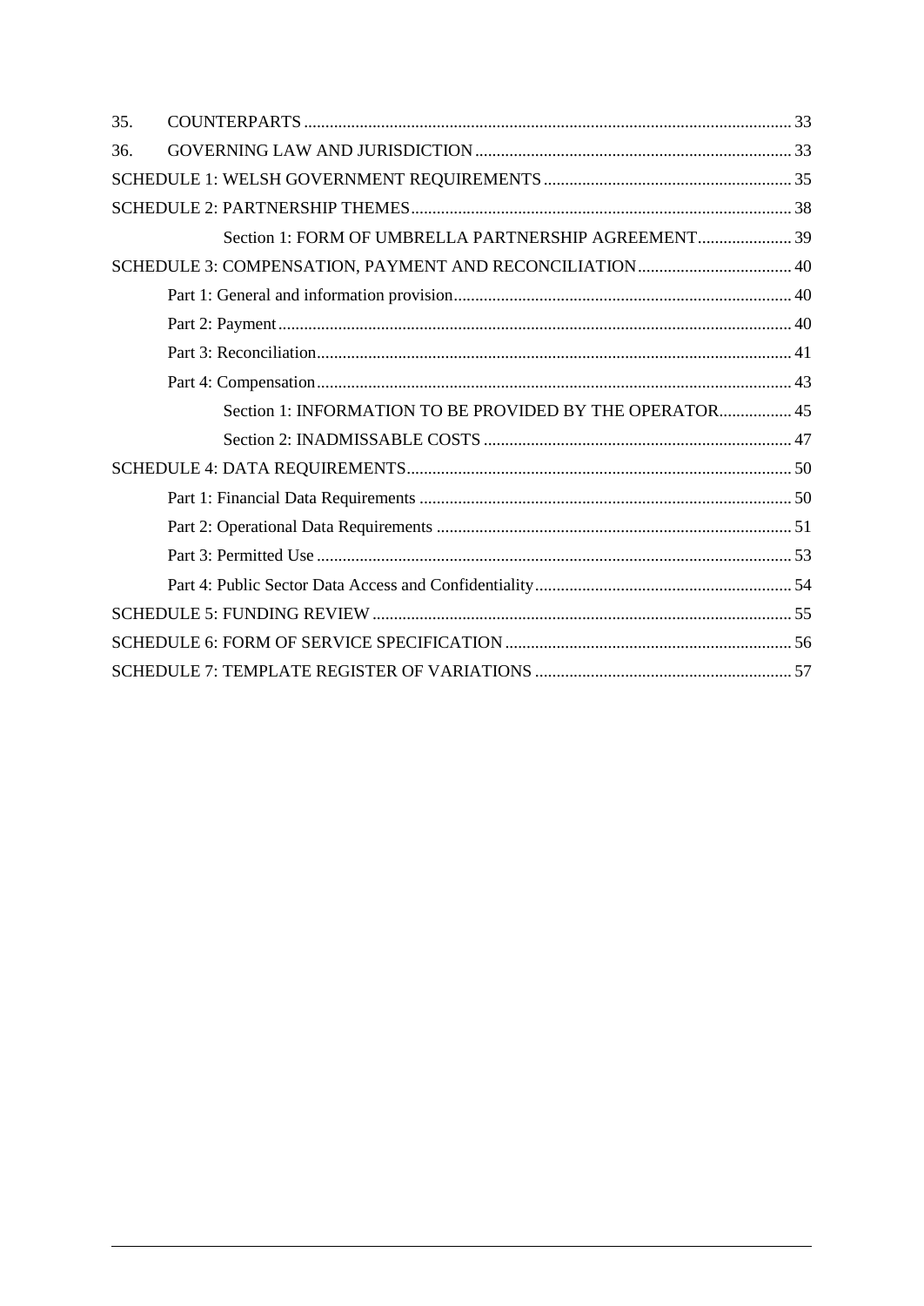| | | |
|---|---|---|
| 35. | COUNTERPARTS | 33 |
| 36. | GOVERNING LAW AND JURISDICTION | 33 |
| SCHEDULE 1: WELSH GOVERNMENT REQUIREMENTS | | 35 |
| SCHEDULE 2: PARTNERSHIP THEMES | | 38 |
| | Section 1: FORM OF UMBRELLA PARTNERSHIP AGREEMENT | 39 |
| SCHEDULE 3: COMPENSATION, PAYMENT AND RECONCILIATION | | 40 |
| | Part 1: General and information provision | 40 |
| | Part 2: Payment | 40 |
| | Part 3: Reconciliation | 41 |
| | Part 4: Compensation | 43 |
| | Section 1: INFORMATION TO BE PROVIDED BY THE OPERATOR | 45 |
| | Section 2: INADMISSABLE COSTS | 47 |
| SCHEDULE 4: DATA REQUIREMENTS | | 50 |
| | Part 1: Financial Data Requirements | 50 |
| | Part 2: Operational Data Requirements | 51 |
| | Part 3: Permitted Use | 53 |
| | Part 4: Public Sector Data Access and Confidentiality | 54 |
| SCHEDULE 5: FUNDING REVIEW | | 55 |
| SCHEDULE 6: FORM OF SERVICE SPECIFICATION | | 56 |
| SCHEDULE 7: TEMPLATE REGISTER OF VARIATIONS | | 57 |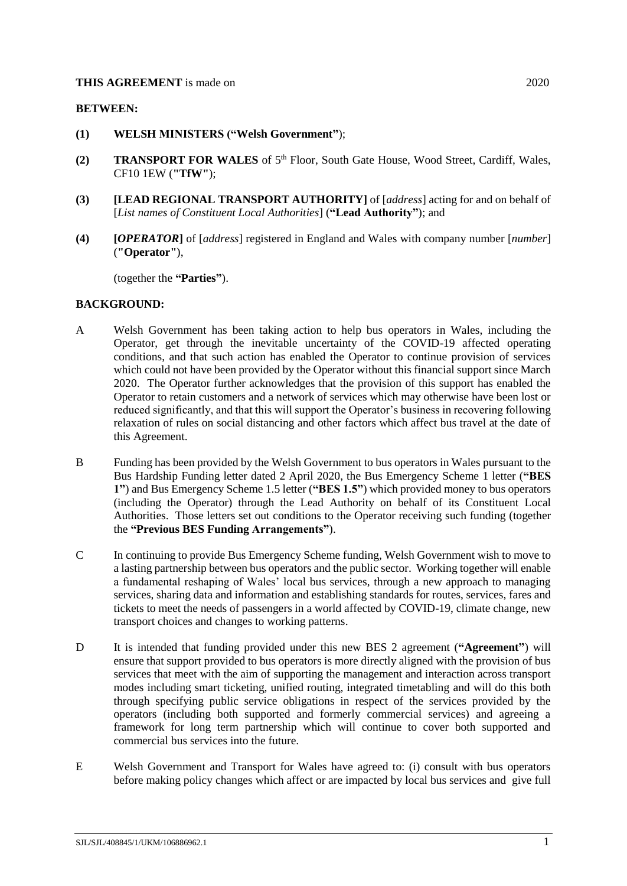**THIS AGREEMENT** is made on 2020

**BETWEEN:**

**(1) WELSH MINISTERS ("Welsh Government"**);

**(2) TRANSPORT FOR WALES** of 5th Floor, South Gate House, Wood Street, Cardiff, Wales, CF10 1EW (**"TfW"**);

**(3) [LEAD REGIONAL TRANSPORT AUTHORITY]** of [*address*] acting for and on behalf of [*List names of Constituent Local Authorities*] (**"Lead Authority"**); and

**(4) [*OPERATOR*]** of [*address*] registered in England and Wales with company number [*number*] (**"Operator"**),

(together the **"Parties"**).

**BACKGROUND:**

A Welsh Government has been taking action to help bus operators in Wales, including the Operator, get through the inevitable uncertainty of the COVID-19 affected operating conditions, and that such action has enabled the Operator to continue provision of services which could not have been provided by the Operator without this financial support since March 2020. The Operator further acknowledges that the provision of this support has enabled the Operator to retain customers and a network of services which may otherwise have been lost or reduced significantly, and that this will support the Operator's business in recovering following relaxation of rules on social distancing and other factors which affect bus travel at the date of this Agreement.

B Funding has been provided by the Welsh Government to bus operators in Wales pursuant to the Bus Hardship Funding letter dated 2 April 2020, the Bus Emergency Scheme 1 letter (**"BES 1"**) and Bus Emergency Scheme 1.5 letter (**"BES 1.5"**) which provided money to bus operators (including the Operator) through the Lead Authority on behalf of its Constituent Local Authorities. Those letters set out conditions to the Operator receiving such funding (together the **"Previous BES Funding Arrangements"**).

C In continuing to provide Bus Emergency Scheme funding, Welsh Government wish to move to a lasting partnership between bus operators and the public sector. Working together will enable a fundamental reshaping of Wales' local bus services, through a new approach to managing services, sharing data and information and establishing standards for routes, services, fares and tickets to meet the needs of passengers in a world affected by COVID-19, climate change, new transport choices and changes to working patterns.

D It is intended that funding provided under this new BES 2 agreement (**"Agreement"**) will ensure that support provided to bus operators is more directly aligned with the provision of bus services that meet with the aim of supporting the management and interaction across transport modes including smart ticketing, unified routing, integrated timetabling and will do this both through specifying public service obligations in respect of the services provided by the operators (including both supported and formerly commercial services) and agreeing a framework for long term partnership which will continue to cover both supported and commercial bus services into the future.

E Welsh Government and Transport for Wales have agreed to: (i) consult with bus operators before making policy changes which affect or are impacted by local bus services and give full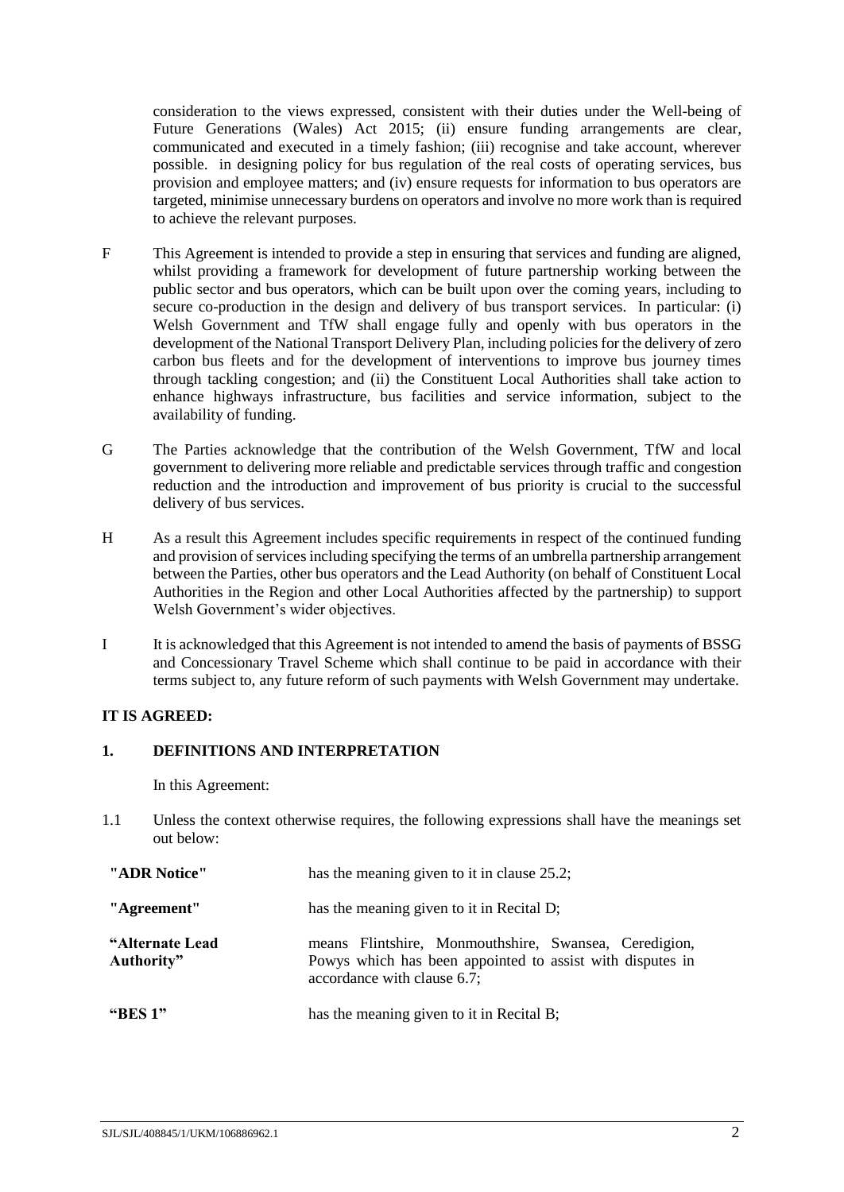consideration to the views expressed, consistent with their duties under the Well-being of Future Generations (Wales) Act 2015; (ii) ensure funding arrangements are clear, communicated and executed in a timely fashion; (iii) recognise and take account, wherever possible. in designing policy for bus regulation of the real costs of operating services, bus provision and employee matters; and (iv) ensure requests for information to bus operators are targeted, minimise unnecessary burdens on operators and involve no more work than is required to achieve the relevant purposes.

F This Agreement is intended to provide a step in ensuring that services and funding are aligned, whilst providing a framework for development of future partnership working between the public sector and bus operators, which can be built upon over the coming years, including to secure co-production in the design and delivery of bus transport services. In particular: (i) Welsh Government and TfW shall engage fully and openly with bus operators in the development of the National Transport Delivery Plan, including policies for the delivery of zero carbon bus fleets and for the development of interventions to improve bus journey times through tackling congestion; and (ii) the Constituent Local Authorities shall take action to enhance highways infrastructure, bus facilities and service information, subject to the availability of funding.

G The Parties acknowledge that the contribution of the Welsh Government, TfW and local government to delivering more reliable and predictable services through traffic and congestion reduction and the introduction and improvement of bus priority is crucial to the successful delivery of bus services.

H As a result this Agreement includes specific requirements in respect of the continued funding and provision of services including specifying the terms of an umbrella partnership arrangement between the Parties, other bus operators and the Lead Authority (on behalf of Constituent Local Authorities in the Region and other Local Authorities affected by the partnership) to support Welsh Government's wider objectives.

I It is acknowledged that this Agreement is not intended to amend the basis of payments of BSSG and Concessionary Travel Scheme which shall continue to be paid in accordance with their terms subject to, any future reform of such payments with Welsh Government may undertake.

**IT IS AGREED:**

## 1. DEFINITIONS AND INTERPRETATION

In this Agreement:

1.1 Unless the context otherwise requires, the following expressions shall have the meanings set out below:

| | |
|---|---|
| **"ADR Notice"** | has the meaning given to it in clause 25.2; |
| **"Agreement"** | has the meaning given to it in Recital D; |
| **"Alternate Lead Authority"** | means Flintshire, Monmouthshire, Swansea, Ceredigion, Powys which has been appointed to assist with disputes in accordance with clause 6.7; |
| **"BES 1"** | has the meaning given to it in Recital B; |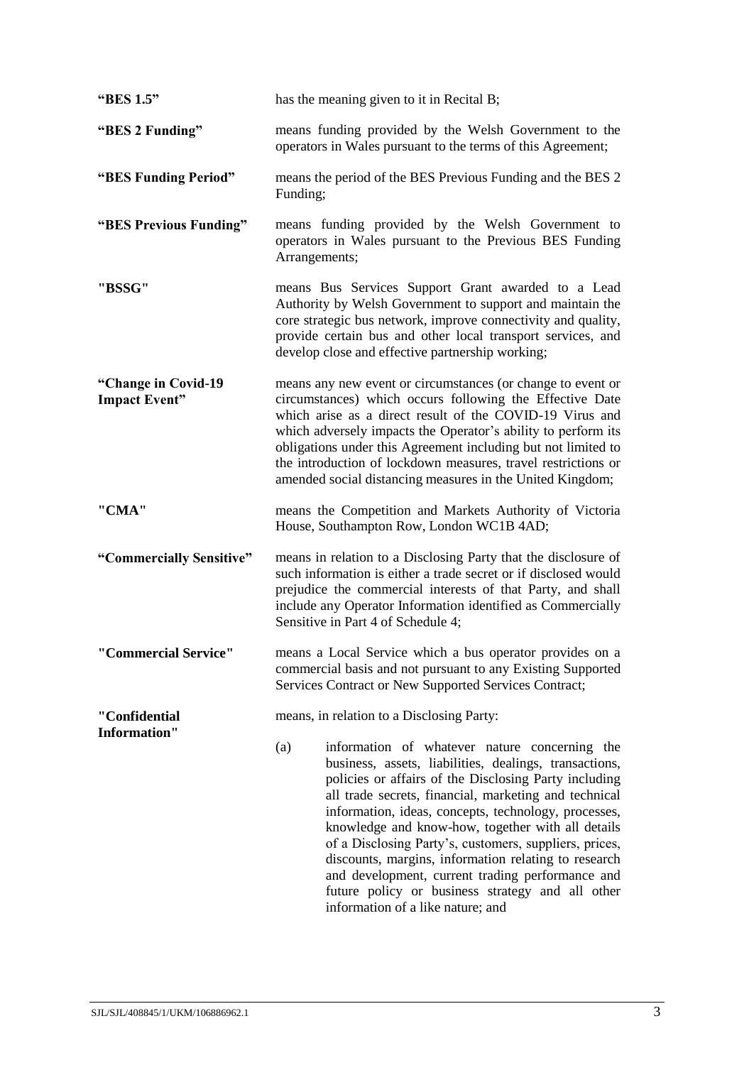**"BES 1.5"** has the meaning given to it in Recital B;

**"BES 2 Funding"** means funding provided by the Welsh Government to the operators in Wales pursuant to the terms of this Agreement;

**"BES Funding Period"** means the period of the BES Previous Funding and the BES 2 Funding;

**"BES Previous Funding"** means funding provided by the Welsh Government to operators in Wales pursuant to the Previous BES Funding Arrangements;

**"BSSG"** means Bus Services Support Grant awarded to a Lead Authority by Welsh Government to support and maintain the core strategic bus network, improve connectivity and quality, provide certain bus and other local transport services, and develop close and effective partnership working;

**"Change in Covid-19 Impact Event"** means any new event or circumstances (or change to event or circumstances) which occurs following the Effective Date which arise as a direct result of the COVID-19 Virus and which adversely impacts the Operator's ability to perform its obligations under this Agreement including but not limited to the introduction of lockdown measures, travel restrictions or amended social distancing measures in the United Kingdom;

**"CMA"** means the Competition and Markets Authority of Victoria House, Southampton Row, London WC1B 4AD;

**"Commercially Sensitive"** means in relation to a Disclosing Party that the disclosure of such information is either a trade secret or if disclosed would prejudice the commercial interests of that Party, and shall include any Operator Information identified as Commercially Sensitive in Part 4 of Schedule 4;

**"Commercial Service"** means a Local Service which a bus operator provides on a commercial basis and not pursuant to any Existing Supported Services Contract or New Supported Services Contract;

**"Confidential Information"** means, in relation to a Disclosing Party:

(a) information of whatever nature concerning the business, assets, liabilities, dealings, transactions, policies or affairs of the Disclosing Party including all trade secrets, financial, marketing and technical information, ideas, concepts, technology, processes, knowledge and know-how, together with all details of a Disclosing Party's, customers, suppliers, prices, discounts, margins, information relating to research and development, current trading performance and future policy or business strategy and all other information of a like nature; and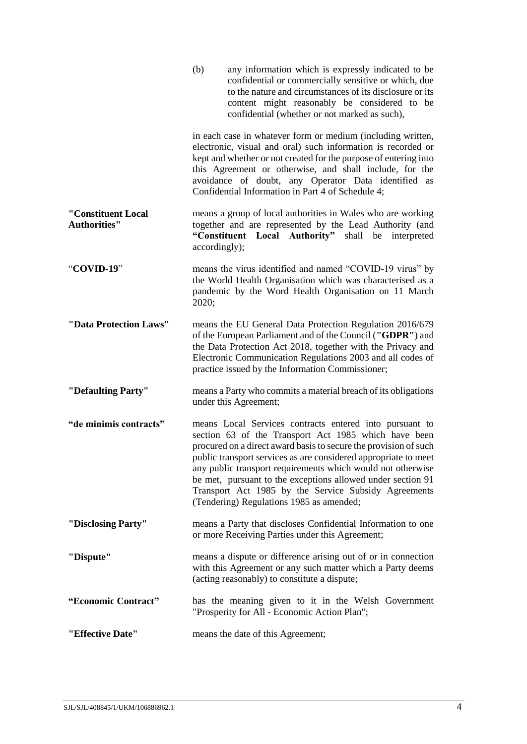(b) any information which is expressly indicated to be confidential or commercially sensitive or which, due to the nature and circumstances of its disclosure or its content might reasonably be considered to be confidential (whether or not marked as such),

in each case in whatever form or medium (including written, electronic, visual and oral) such information is recorded or kept and whether or not created for the purpose of entering into this Agreement or otherwise, and shall include, for the avoidance of doubt, any Operator Data identified as Confidential Information in Part 4 of Schedule 4;

**"Constituent Local Authorities"** means a group of local authorities in Wales who are working together and are represented by the Lead Authority (and **"Constituent Local Authority"** shall be interpreted accordingly);

"**COVID-19**" means the virus identified and named "COVID-19 virus" by the World Health Organisation which was characterised as a pandemic by the Word Health Organisation on 11 March 2020;

**"Data Protection Laws"** means the EU General Data Protection Regulation 2016/679 of the European Parliament and of the Council (**"GDPR"**) and the Data Protection Act 2018, together with the Privacy and Electronic Communication Regulations 2003 and all codes of practice issued by the Information Commissioner;

**"Defaulting Party"** means a Party who commits a material breach of its obligations under this Agreement;

**"de minimis contracts"** means Local Services contracts entered into pursuant to section 63 of the Transport Act 1985 which have been procured on a direct award basis to secure the provision of such public transport services as are considered appropriate to meet any public transport requirements which would not otherwise be met, pursuant to the exceptions allowed under section 91 Transport Act 1985 by the Service Subsidy Agreements (Tendering) Regulations 1985 as amended;

**"Disclosing Party"** means a Party that discloses Confidential Information to one or more Receiving Parties under this Agreement;

**"Dispute"** means a dispute or difference arising out of or in connection with this Agreement or any such matter which a Party deems (acting reasonably) to constitute a dispute;

**"Economic Contract"** has the meaning given to it in the Welsh Government "Prosperity for All - Economic Action Plan";

**"Effective Date"** means the date of this Agreement;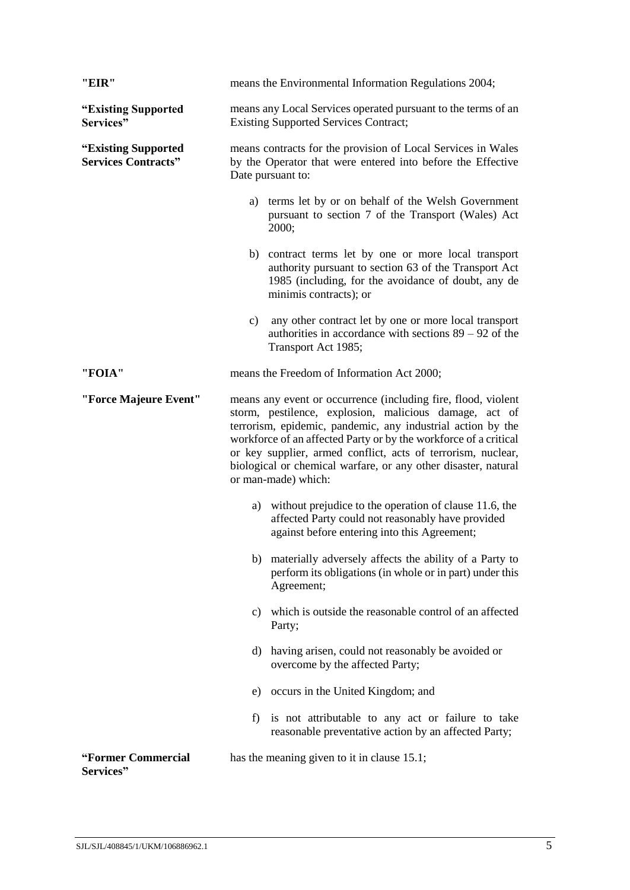**"EIR"** means the Environmental Information Regulations 2004;

**"Existing Supported Services"** means any Local Services operated pursuant to the terms of an Existing Supported Services Contract;

**"Existing Supported Services Contracts"** means contracts for the provision of Local Services in Wales by the Operator that were entered into before the Effective Date pursuant to:

a) terms let by or on behalf of the Welsh Government pursuant to section 7 of the Transport (Wales) Act 2000;

b) contract terms let by one or more local transport authority pursuant to section 63 of the Transport Act 1985 (including, for the avoidance of doubt, any de minimis contracts); or

c) any other contract let by one or more local transport authorities in accordance with sections 89 – 92 of the Transport Act 1985;

**"FOIA"** means the Freedom of Information Act 2000;

**"Force Majeure Event"** means any event or occurrence (including fire, flood, violent storm, pestilence, explosion, malicious damage, act of terrorism, epidemic, pandemic, any industrial action by the workforce of an affected Party or by the workforce of a critical or key supplier, armed conflict, acts of terrorism, nuclear, biological or chemical warfare, or any other disaster, natural or man-made) which:

a) without prejudice to the operation of clause 11.6, the affected Party could not reasonably have provided against before entering into this Agreement;

b) materially adversely affects the ability of a Party to perform its obligations (in whole or in part) under this Agreement;

c) which is outside the reasonable control of an affected Party;

d) having arisen, could not reasonably be avoided or overcome by the affected Party;

e) occurs in the United Kingdom; and

f) is not attributable to any act or failure to take reasonable preventative action by an affected Party;

**"Former Commercial Services"** has the meaning given to it in clause 15.1;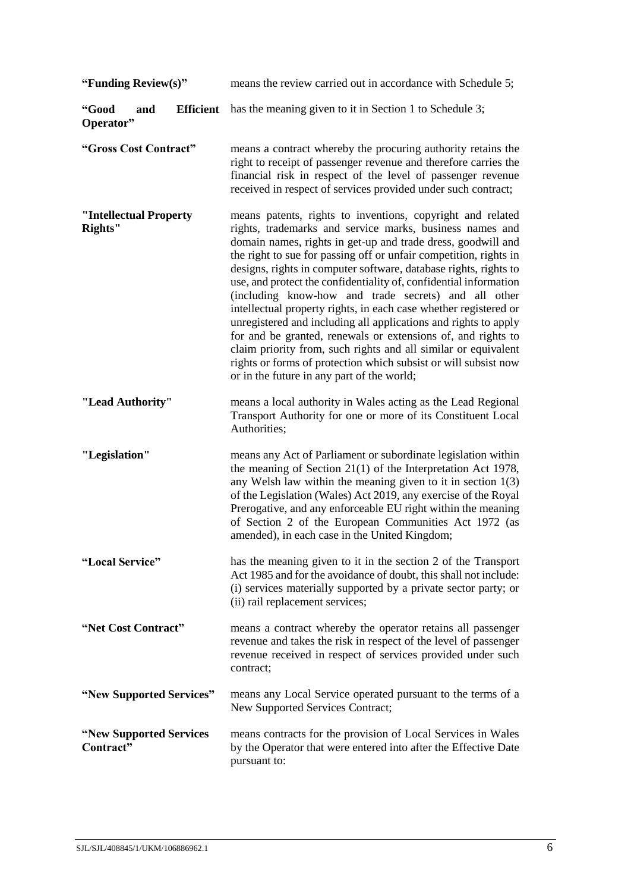**"Funding Review(s)"** means the review carried out in accordance with Schedule 5;

**"Good and Efficient Operator"** has the meaning given to it in Section 1 to Schedule 3;

**"Gross Cost Contract"** means a contract whereby the procuring authority retains the right to receipt of passenger revenue and therefore carries the financial risk in respect of the level of passenger revenue received in respect of services provided under such contract;

**"Intellectual Property Rights"** means patents, rights to inventions, copyright and related rights, trademarks and service marks, business names and domain names, rights in get-up and trade dress, goodwill and the right to sue for passing off or unfair competition, rights in designs, rights in computer software, database rights, rights to use, and protect the confidentiality of, confidential information (including know-how and trade secrets) and all other intellectual property rights, in each case whether registered or unregistered and including all applications and rights to apply for and be granted, renewals or extensions of, and rights to claim priority from, such rights and all similar or equivalent rights or forms of protection which subsist or will subsist now or in the future in any part of the world;

**"Lead Authority"** means a local authority in Wales acting as the Lead Regional Transport Authority for one or more of its Constituent Local Authorities;

**"Legislation"** means any Act of Parliament or subordinate legislation within the meaning of Section 21(1) of the Interpretation Act 1978, any Welsh law within the meaning given to it in section 1(3) of the Legislation (Wales) Act 2019, any exercise of the Royal Prerogative, and any enforceable EU right within the meaning of Section 2 of the European Communities Act 1972 (as amended), in each case in the United Kingdom;

**"Local Service"** has the meaning given to it in the section 2 of the Transport Act 1985 and for the avoidance of doubt, this shall not include: (i) services materially supported by a private sector party; or (ii) rail replacement services;

**"Net Cost Contract"** means a contract whereby the operator retains all passenger revenue and takes the risk in respect of the level of passenger revenue received in respect of services provided under such contract;

**"New Supported Services"** means any Local Service operated pursuant to the terms of a New Supported Services Contract;

**"New Supported Services Contract"** means contracts for the provision of Local Services in Wales by the Operator that were entered into after the Effective Date pursuant to: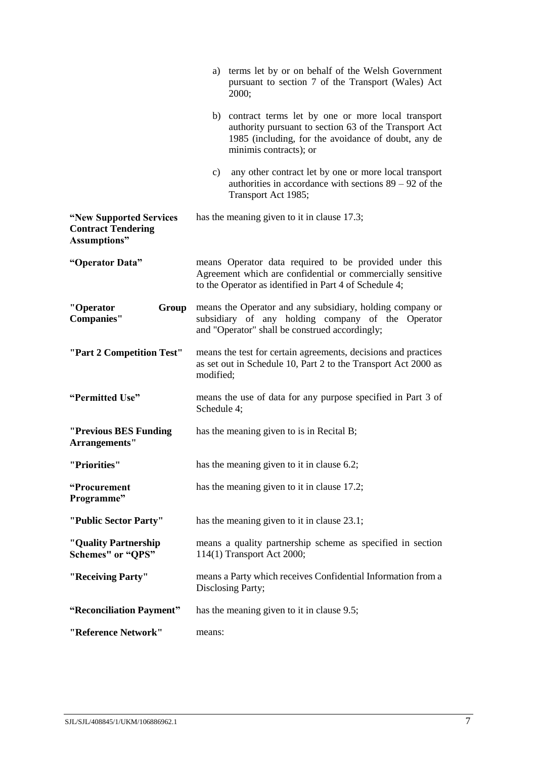a) terms let by or on behalf of the Welsh Government pursuant to section 7 of the Transport (Wales) Act 2000;

b) contract terms let by one or more local transport authority pursuant to section 63 of the Transport Act 1985 (including, for the avoidance of doubt, any de minimis contracts); or

c) any other contract let by one or more local transport authorities in accordance with sections 89 – 92 of the Transport Act 1985;

| | |
|---|---|
| **"New Supported Services Contract Tendering Assumptions"** | has the meaning given to it in clause 17.3; |
| **"Operator Data"** | means Operator data required to be provided under this Agreement which are confidential or commercially sensitive to the Operator as identified in Part 4 of Schedule 4; |
| **"Operator Group Companies"** | means the Operator and any subsidiary, holding company or subsidiary of any holding company of the Operator and "Operator" shall be construed accordingly; |
| **"Part 2 Competition Test"** | means the test for certain agreements, decisions and practices as set out in Schedule 10, Part 2 to the Transport Act 2000 as modified; |
| **"Permitted Use"** | means the use of data for any purpose specified in Part 3 of Schedule 4; |
| **"Previous BES Funding Arrangements"** | has the meaning given to is in Recital B; |
| **"Priorities"** | has the meaning given to it in clause 6.2; |
| **"Procurement Programme"** | has the meaning given to it in clause 17.2; |
| **"Public Sector Party"** | has the meaning given to it in clause 23.1; |
| **"Quality Partnership Schemes" or "QPS"** | means a quality partnership scheme as specified in section 114(1) Transport Act 2000; |
| **"Receiving Party"** | means a Party which receives Confidential Information from a Disclosing Party; |
| **"Reconciliation Payment"** | has the meaning given to it in clause 9.5; |
| **"Reference Network"** | means: |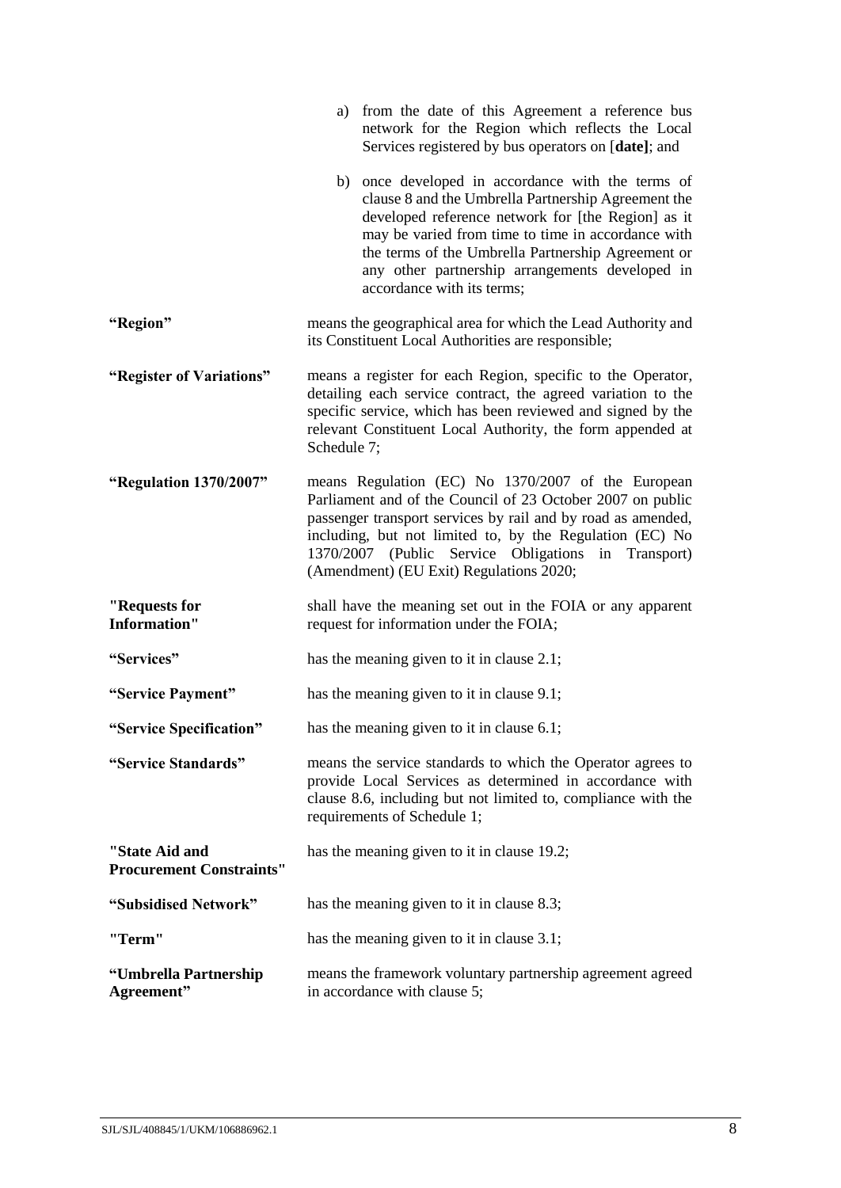a) from the date of this Agreement a reference bus network for the Region which reflects the Local Services registered by bus operators on [**date]**; and

b) once developed in accordance with the terms of clause 8 and the Umbrella Partnership Agreement the developed reference network for [the Region] as it may be varied from time to time in accordance with the terms of the Umbrella Partnership Agreement or any other partnership arrangements developed in accordance with its terms;

**"Region"** means the geographical area for which the Lead Authority and its Constituent Local Authorities are responsible;

**"Register of Variations"** means a register for each Region, specific to the Operator, detailing each service contract, the agreed variation to the specific service, which has been reviewed and signed by the relevant Constituent Local Authority, the form appended at Schedule 7;

**"Regulation 1370/2007"** means Regulation (EC) No 1370/2007 of the European Parliament and of the Council of 23 October 2007 on public passenger transport services by rail and by road as amended, including, but not limited to, by the Regulation (EC) No 1370/2007 (Public Service Obligations in Transport) (Amendment) (EU Exit) Regulations 2020;

**"Requests for Information"** shall have the meaning set out in the FOIA or any apparent request for information under the FOIA;

**"Services"** has the meaning given to it in clause 2.1;

**"Service Payment"** has the meaning given to it in clause 9.1;

**"Service Specification"** has the meaning given to it in clause 6.1;

**"Service Standards"** means the service standards to which the Operator agrees to provide Local Services as determined in accordance with clause 8.6, including but not limited to, compliance with the requirements of Schedule 1;

**"State Aid and Procurement Constraints"** has the meaning given to it in clause 19.2;

**"Subsidised Network"** has the meaning given to it in clause 8.3;

**"Term"** has the meaning given to it in clause 3.1;

**"Umbrella Partnership Agreement"** means the framework voluntary partnership agreement agreed in accordance with clause 5;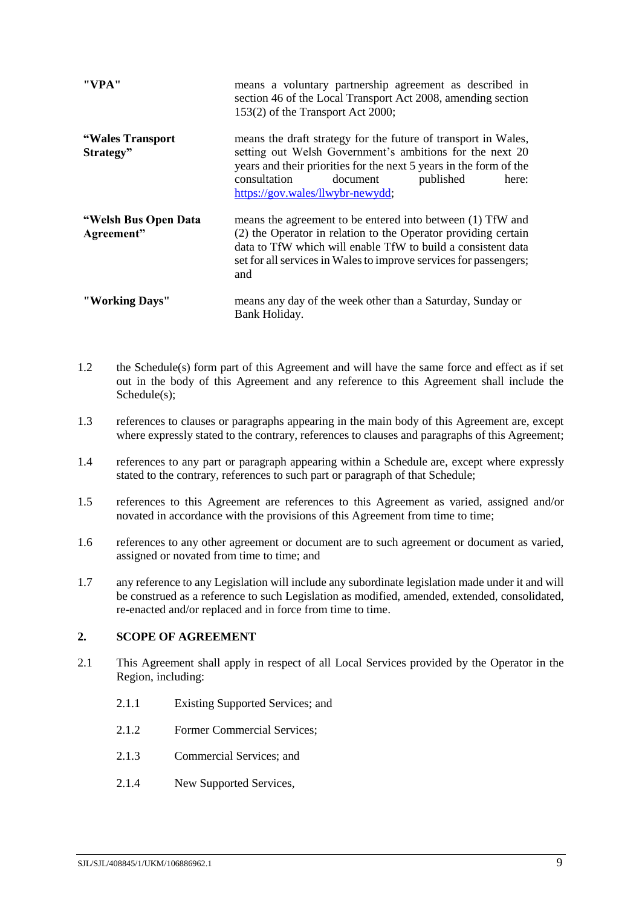| | |
|---|---|
| **"VPA"** | means a voluntary partnership agreement as described in section 46 of the Local Transport Act 2008, amending section 153(2) of the Transport Act 2000; |
| **"Wales Transport Strategy"** | means the draft strategy for the future of transport in Wales, setting out Welsh Government's ambitions for the next 20 years and their priorities for the next 5 years in the form of the consultation document published here: [https://gov.wales/llwybr-newydd](https://gov.wales/llwybr-newydd); |
| **"Welsh Bus Open Data Agreement"** | means the agreement to be entered into between (1) TfW and (2) the Operator in relation to the Operator providing certain data to TfW which will enable TfW to build a consistent data set for all services in Wales to improve services for passengers; and |
| **"Working Days"** | means any day of the week other than a Saturday, Sunday or Bank Holiday. |

1.2 the Schedule(s) form part of this Agreement and will have the same force and effect as if set out in the body of this Agreement and any reference to this Agreement shall include the Schedule(s);

1.3 references to clauses or paragraphs appearing in the main body of this Agreement are, except where expressly stated to the contrary, references to clauses and paragraphs of this Agreement;

1.4 references to any part or paragraph appearing within a Schedule are, except where expressly stated to the contrary, references to such part or paragraph of that Schedule;

1.5 references to this Agreement are references to this Agreement as varied, assigned and/or novated in accordance with the provisions of this Agreement from time to time;

1.6 references to any other agreement or document are to such agreement or document as varied, assigned or novated from time to time; and

1.7 any reference to any Legislation will include any subordinate legislation made under it and will be construed as a reference to such Legislation as modified, amended, extended, consolidated, re-enacted and/or replaced and in force from time to time.

## 2. SCOPE OF AGREEMENT

2.1 This Agreement shall apply in respect of all Local Services provided by the Operator in the Region, including:

2.1.1 Existing Supported Services; and

2.1.2 Former Commercial Services;

2.1.3 Commercial Services; and

2.1.4 New Supported Services,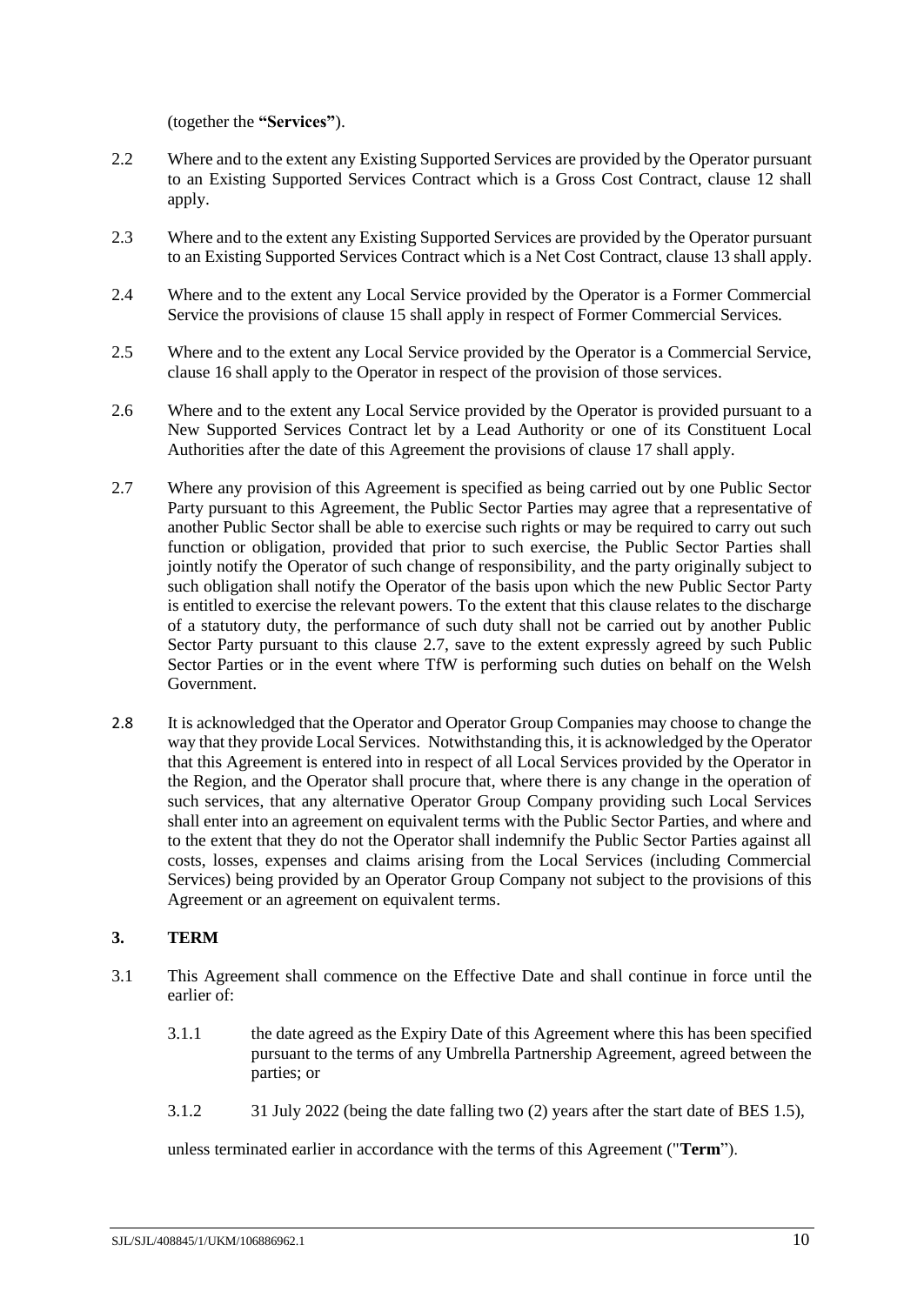(together the **"Services"**).

2.2 Where and to the extent any Existing Supported Services are provided by the Operator pursuant to an Existing Supported Services Contract which is a Gross Cost Contract, clause 12 shall apply.

2.3 Where and to the extent any Existing Supported Services are provided by the Operator pursuant to an Existing Supported Services Contract which is a Net Cost Contract, clause 13 shall apply.

2.4 Where and to the extent any Local Service provided by the Operator is a Former Commercial Service the provisions of clause 15 shall apply in respect of Former Commercial Services.

2.5 Where and to the extent any Local Service provided by the Operator is a Commercial Service, clause 16 shall apply to the Operator in respect of the provision of those services.

2.6 Where and to the extent any Local Service provided by the Operator is provided pursuant to a New Supported Services Contract let by a Lead Authority or one of its Constituent Local Authorities after the date of this Agreement the provisions of clause 17 shall apply.

2.7 Where any provision of this Agreement is specified as being carried out by one Public Sector Party pursuant to this Agreement, the Public Sector Parties may agree that a representative of another Public Sector shall be able to exercise such rights or may be required to carry out such function or obligation, provided that prior to such exercise, the Public Sector Parties shall jointly notify the Operator of such change of responsibility, and the party originally subject to such obligation shall notify the Operator of the basis upon which the new Public Sector Party is entitled to exercise the relevant powers. To the extent that this clause relates to the discharge of a statutory duty, the performance of such duty shall not be carried out by another Public Sector Party pursuant to this clause 2.7, save to the extent expressly agreed by such Public Sector Parties or in the event where TfW is performing such duties on behalf on the Welsh Government.

2.8 It is acknowledged that the Operator and Operator Group Companies may choose to change the way that they provide Local Services. Notwithstanding this, it is acknowledged by the Operator that this Agreement is entered into in respect of all Local Services provided by the Operator in the Region, and the Operator shall procure that, where there is any change in the operation of such services, that any alternative Operator Group Company providing such Local Services shall enter into an agreement on equivalent terms with the Public Sector Parties, and where and to the extent that they do not the Operator shall indemnify the Public Sector Parties against all costs, losses, expenses and claims arising from the Local Services (including Commercial Services) being provided by an Operator Group Company not subject to the provisions of this Agreement or an agreement on equivalent terms.

## 3. TERM

3.1 This Agreement shall commence on the Effective Date and shall continue in force until the earlier of:

3.1.1 the date agreed as the Expiry Date of this Agreement where this has been specified pursuant to the terms of any Umbrella Partnership Agreement, agreed between the parties; or

3.1.2 31 July 2022 (being the date falling two (2) years after the start date of BES 1.5),

unless terminated earlier in accordance with the terms of this Agreement ("**Term**").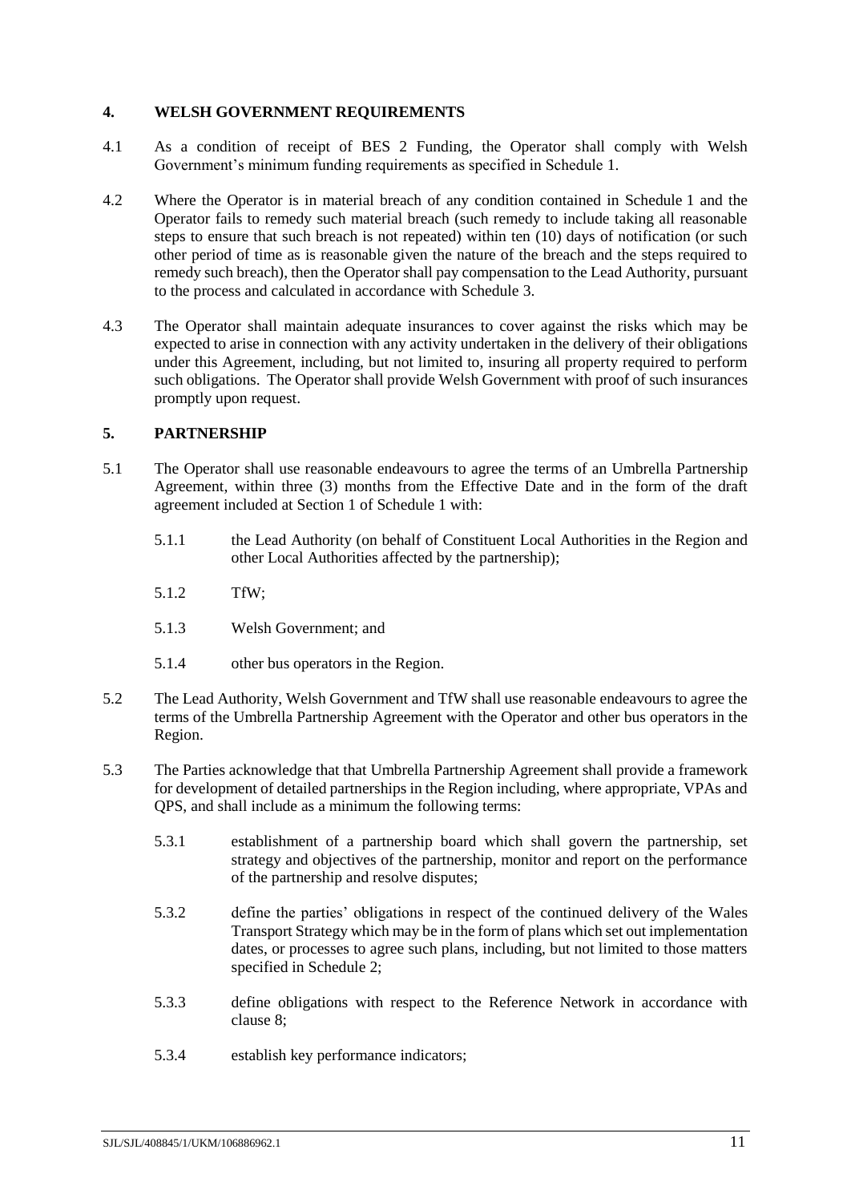## 4. WELSH GOVERNMENT REQUIREMENTS

4.1 As a condition of receipt of BES 2 Funding, the Operator shall comply with Welsh Government's minimum funding requirements as specified in Schedule 1.

4.2 Where the Operator is in material breach of any condition contained in Schedule 1 and the Operator fails to remedy such material breach (such remedy to include taking all reasonable steps to ensure that such breach is not repeated) within ten (10) days of notification (or such other period of time as is reasonable given the nature of the breach and the steps required to remedy such breach), then the Operator shall pay compensation to the Lead Authority, pursuant to the process and calculated in accordance with Schedule 3.

4.3 The Operator shall maintain adequate insurances to cover against the risks which may be expected to arise in connection with any activity undertaken in the delivery of their obligations under this Agreement, including, but not limited to, insuring all property required to perform such obligations. The Operator shall provide Welsh Government with proof of such insurances promptly upon request.

## 5. PARTNERSHIP

5.1 The Operator shall use reasonable endeavours to agree the terms of an Umbrella Partnership Agreement, within three (3) months from the Effective Date and in the form of the draft agreement included at Section 1 of Schedule 1 with:

5.1.1 the Lead Authority (on behalf of Constituent Local Authorities in the Region and other Local Authorities affected by the partnership);

5.1.2 TfW;

5.1.3 Welsh Government; and

5.1.4 other bus operators in the Region.

5.2 The Lead Authority, Welsh Government and TfW shall use reasonable endeavours to agree the terms of the Umbrella Partnership Agreement with the Operator and other bus operators in the Region.

5.3 The Parties acknowledge that that Umbrella Partnership Agreement shall provide a framework for development of detailed partnerships in the Region including, where appropriate, VPAs and QPS, and shall include as a minimum the following terms:

5.3.1 establishment of a partnership board which shall govern the partnership, set strategy and objectives of the partnership, monitor and report on the performance of the partnership and resolve disputes;

5.3.2 define the parties' obligations in respect of the continued delivery of the Wales Transport Strategy which may be in the form of plans which set out implementation dates, or processes to agree such plans, including, but not limited to those matters specified in Schedule 2;

5.3.3 define obligations with respect to the Reference Network in accordance with clause 8;

5.3.4 establish key performance indicators;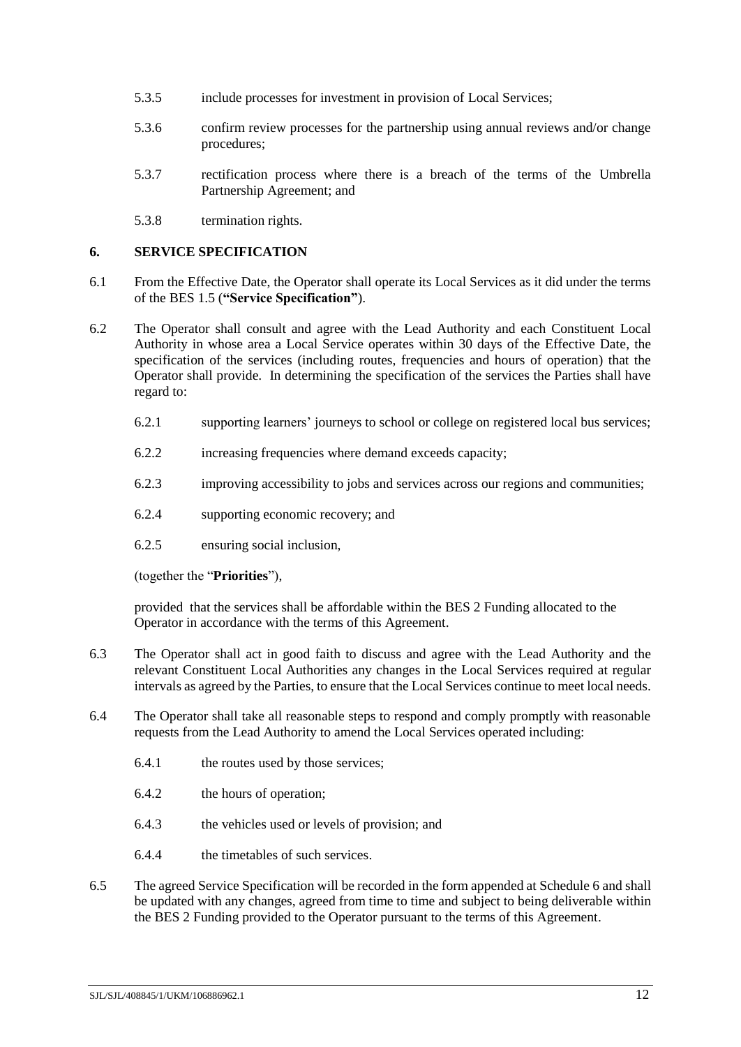5.3.5 include processes for investment in provision of Local Services;

5.3.6 confirm review processes for the partnership using annual reviews and/or change procedures;

5.3.7 rectification process where there is a breach of the terms of the Umbrella Partnership Agreement; and

5.3.8 termination rights.

## 6. SERVICE SPECIFICATION

6.1 From the Effective Date, the Operator shall operate its Local Services as it did under the terms of the BES 1.5 (**"Service Specification"**).

6.2 The Operator shall consult and agree with the Lead Authority and each Constituent Local Authority in whose area a Local Service operates within 30 days of the Effective Date, the specification of the services (including routes, frequencies and hours of operation) that the Operator shall provide. In determining the specification of the services the Parties shall have regard to:

6.2.1 supporting learners' journeys to school or college on registered local bus services;

6.2.2 increasing frequencies where demand exceeds capacity;

6.2.3 improving accessibility to jobs and services across our regions and communities;

6.2.4 supporting economic recovery; and

6.2.5 ensuring social inclusion,

(together the "**Priorities**"),

provided that the services shall be affordable within the BES 2 Funding allocated to the Operator in accordance with the terms of this Agreement.

6.3 The Operator shall act in good faith to discuss and agree with the Lead Authority and the relevant Constituent Local Authorities any changes in the Local Services required at regular intervals as agreed by the Parties, to ensure that the Local Services continue to meet local needs.

6.4 The Operator shall take all reasonable steps to respond and comply promptly with reasonable requests from the Lead Authority to amend the Local Services operated including:

6.4.1 the routes used by those services;

6.4.2 the hours of operation;

6.4.3 the vehicles used or levels of provision; and

6.4.4 the timetables of such services.

6.5 The agreed Service Specification will be recorded in the form appended at Schedule 6 and shall be updated with any changes, agreed from time to time and subject to being deliverable within the BES 2 Funding provided to the Operator pursuant to the terms of this Agreement.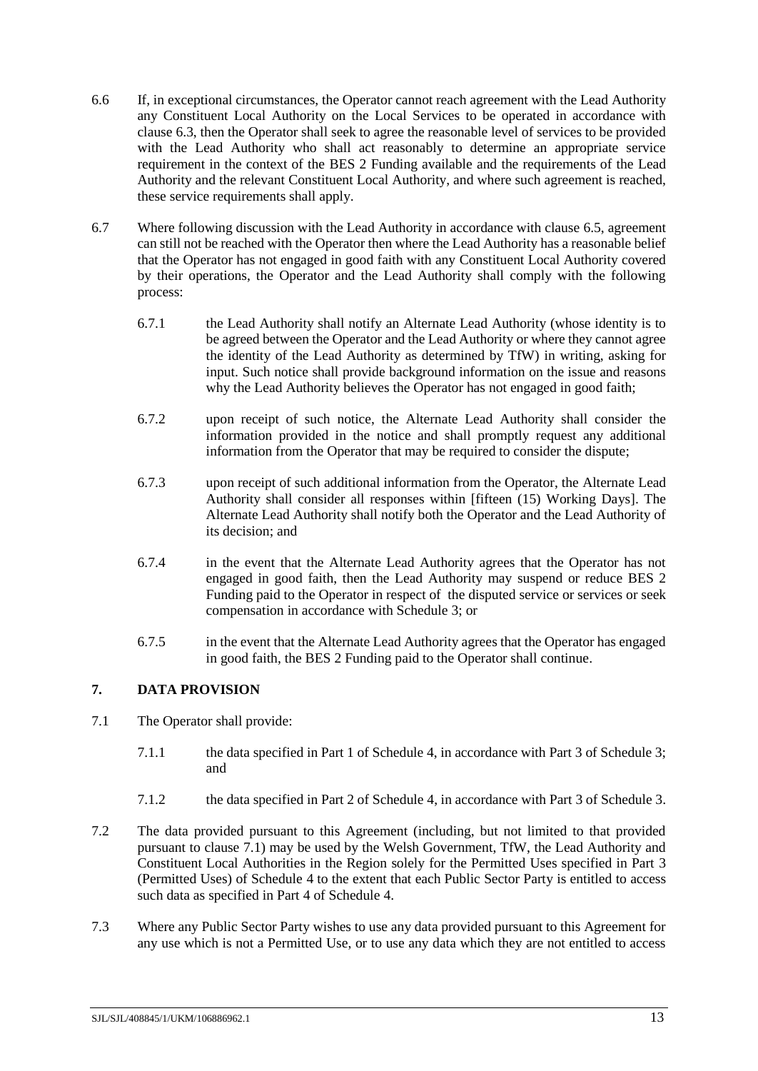6.6 If, in exceptional circumstances, the Operator cannot reach agreement with the Lead Authority any Constituent Local Authority on the Local Services to be operated in accordance with clause 6.3, then the Operator shall seek to agree the reasonable level of services to be provided with the Lead Authority who shall act reasonably to determine an appropriate service requirement in the context of the BES 2 Funding available and the requirements of the Lead Authority and the relevant Constituent Local Authority, and where such agreement is reached, these service requirements shall apply.

6.7 Where following discussion with the Lead Authority in accordance with clause 6.5, agreement can still not be reached with the Operator then where the Lead Authority has a reasonable belief that the Operator has not engaged in good faith with any Constituent Local Authority covered by their operations, the Operator and the Lead Authority shall comply with the following process:

6.7.1 the Lead Authority shall notify an Alternate Lead Authority (whose identity is to be agreed between the Operator and the Lead Authority or where they cannot agree the identity of the Lead Authority as determined by TfW) in writing, asking for input. Such notice shall provide background information on the issue and reasons why the Lead Authority believes the Operator has not engaged in good faith;

6.7.2 upon receipt of such notice, the Alternate Lead Authority shall consider the information provided in the notice and shall promptly request any additional information from the Operator that may be required to consider the dispute;

6.7.3 upon receipt of such additional information from the Operator, the Alternate Lead Authority shall consider all responses within [fifteen (15) Working Days]. The Alternate Lead Authority shall notify both the Operator and the Lead Authority of its decision; and

6.7.4 in the event that the Alternate Lead Authority agrees that the Operator has not engaged in good faith, then the Lead Authority may suspend or reduce BES 2 Funding paid to the Operator in respect of the disputed service or services or seek compensation in accordance with Schedule 3; or

6.7.5 in the event that the Alternate Lead Authority agrees that the Operator has engaged in good faith, the BES 2 Funding paid to the Operator shall continue.

## 7. DATA PROVISION

7.1 The Operator shall provide:

7.1.1 the data specified in Part 1 of Schedule 4, in accordance with Part 3 of Schedule 3; and

7.1.2 the data specified in Part 2 of Schedule 4, in accordance with Part 3 of Schedule 3.

7.2 The data provided pursuant to this Agreement (including, but not limited to that provided pursuant to clause 7.1) may be used by the Welsh Government, TfW, the Lead Authority and Constituent Local Authorities in the Region solely for the Permitted Uses specified in Part 3 (Permitted Uses) of Schedule 4 to the extent that each Public Sector Party is entitled to access such data as specified in Part 4 of Schedule 4.

7.3 Where any Public Sector Party wishes to use any data provided pursuant to this Agreement for any use which is not a Permitted Use, or to use any data which they are not entitled to access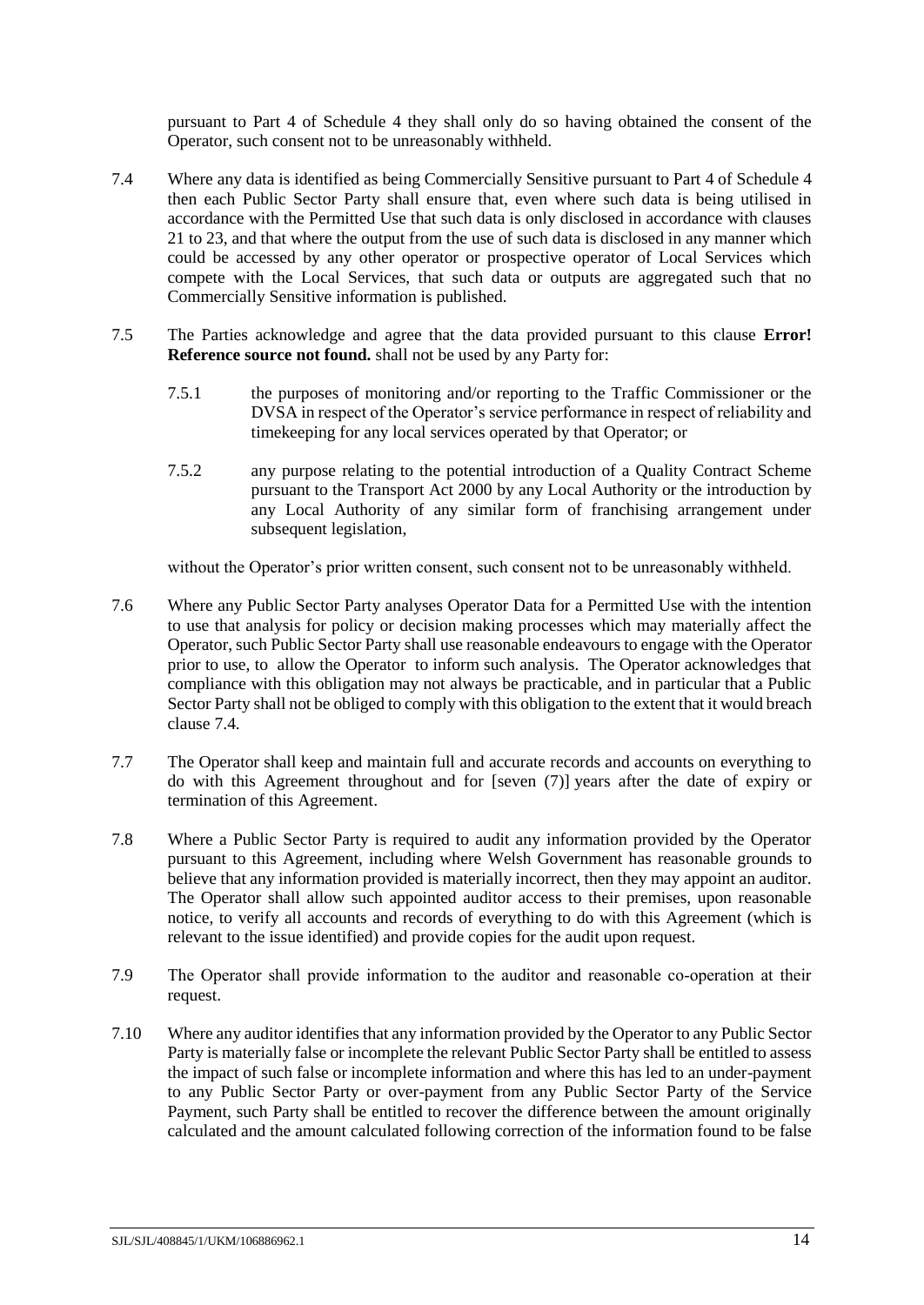pursuant to Part 4 of Schedule 4 they shall only do so having obtained the consent of the Operator, such consent not to be unreasonably withheld.

7.4 Where any data is identified as being Commercially Sensitive pursuant to Part 4 of Schedule 4 then each Public Sector Party shall ensure that, even where such data is being utilised in accordance with the Permitted Use that such data is only disclosed in accordance with clauses 21 to 23, and that where the output from the use of such data is disclosed in any manner which could be accessed by any other operator or prospective operator of Local Services which compete with the Local Services, that such data or outputs are aggregated such that no Commercially Sensitive information is published.

7.5 The Parties acknowledge and agree that the data provided pursuant to this clause **Error! Reference source not found.** shall not be used by any Party for:

7.5.1 the purposes of monitoring and/or reporting to the Traffic Commissioner or the DVSA in respect of the Operator's service performance in respect of reliability and timekeeping for any local services operated by that Operator; or

7.5.2 any purpose relating to the potential introduction of a Quality Contract Scheme pursuant to the Transport Act 2000 by any Local Authority or the introduction by any Local Authority of any similar form of franchising arrangement under subsequent legislation,

without the Operator's prior written consent, such consent not to be unreasonably withheld.

7.6 Where any Public Sector Party analyses Operator Data for a Permitted Use with the intention to use that analysis for policy or decision making processes which may materially affect the Operator, such Public Sector Party shall use reasonable endeavours to engage with the Operator prior to use, to allow the Operator to inform such analysis. The Operator acknowledges that compliance with this obligation may not always be practicable, and in particular that a Public Sector Party shall not be obliged to comply with this obligation to the extent that it would breach clause 7.4.

7.7 The Operator shall keep and maintain full and accurate records and accounts on everything to do with this Agreement throughout and for [seven (7)] years after the date of expiry or termination of this Agreement.

7.8 Where a Public Sector Party is required to audit any information provided by the Operator pursuant to this Agreement, including where Welsh Government has reasonable grounds to believe that any information provided is materially incorrect, then they may appoint an auditor. The Operator shall allow such appointed auditor access to their premises, upon reasonable notice, to verify all accounts and records of everything to do with this Agreement (which is relevant to the issue identified) and provide copies for the audit upon request.

7.9 The Operator shall provide information to the auditor and reasonable co-operation at their request.

7.10 Where any auditor identifies that any information provided by the Operator to any Public Sector Party is materially false or incomplete the relevant Public Sector Party shall be entitled to assess the impact of such false or incomplete information and where this has led to an under-payment to any Public Sector Party or over-payment from any Public Sector Party of the Service Payment, such Party shall be entitled to recover the difference between the amount originally calculated and the amount calculated following correction of the information found to be false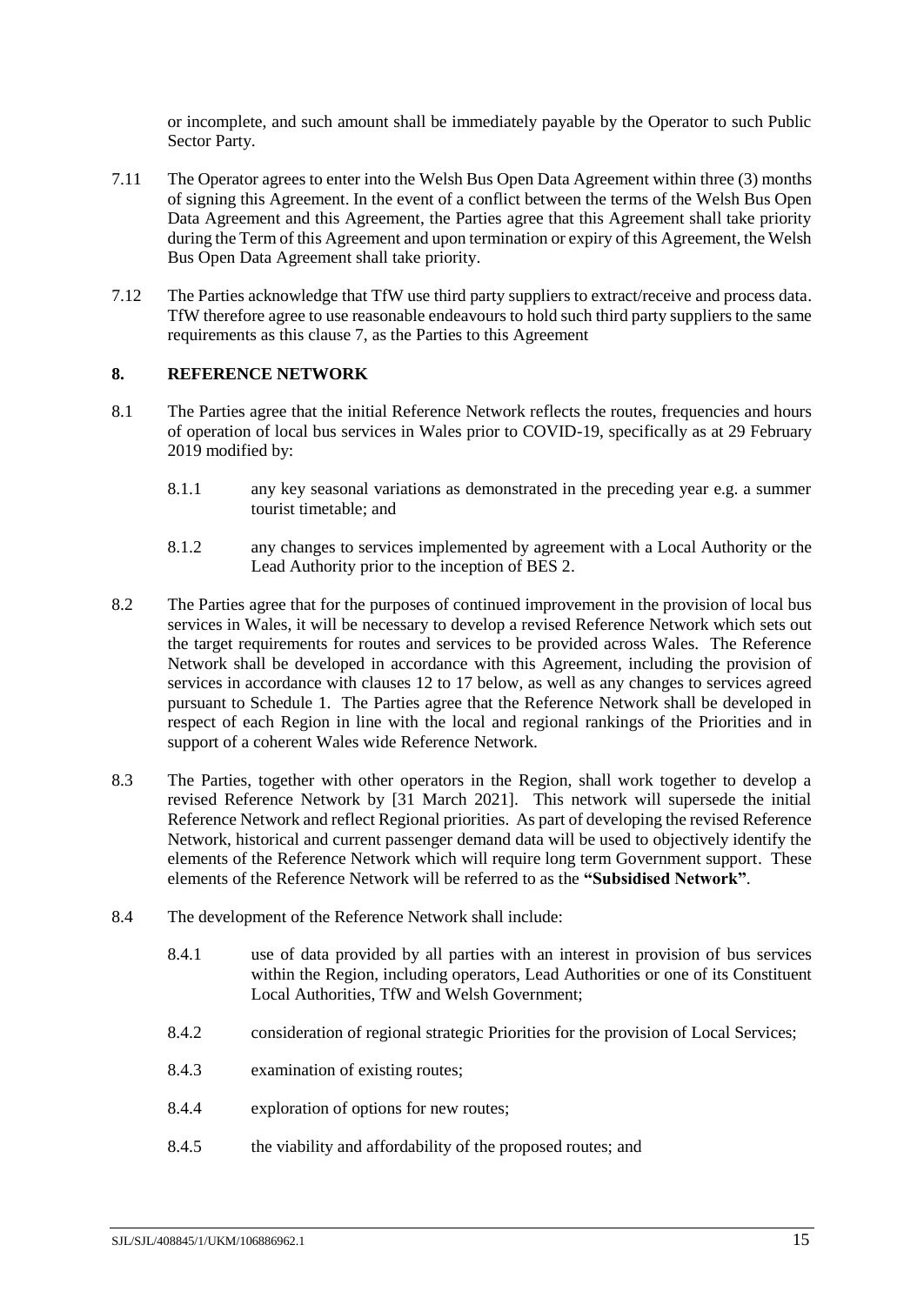or incomplete, and such amount shall be immediately payable by the Operator to such Public Sector Party.

7.11 The Operator agrees to enter into the Welsh Bus Open Data Agreement within three (3) months of signing this Agreement. In the event of a conflict between the terms of the Welsh Bus Open Data Agreement and this Agreement, the Parties agree that this Agreement shall take priority during the Term of this Agreement and upon termination or expiry of this Agreement, the Welsh Bus Open Data Agreement shall take priority.

7.12 The Parties acknowledge that TfW use third party suppliers to extract/receive and process data. TfW therefore agree to use reasonable endeavours to hold such third party suppliers to the same requirements as this clause 7, as the Parties to this Agreement

## 8. REFERENCE NETWORK

8.1 The Parties agree that the initial Reference Network reflects the routes, frequencies and hours of operation of local bus services in Wales prior to COVID-19, specifically as at 29 February 2019 modified by:

8.1.1 any key seasonal variations as demonstrated in the preceding year e.g. a summer tourist timetable; and

8.1.2 any changes to services implemented by agreement with a Local Authority or the Lead Authority prior to the inception of BES 2.

8.2 The Parties agree that for the purposes of continued improvement in the provision of local bus services in Wales, it will be necessary to develop a revised Reference Network which sets out the target requirements for routes and services to be provided across Wales. The Reference Network shall be developed in accordance with this Agreement, including the provision of services in accordance with clauses 12 to 17 below, as well as any changes to services agreed pursuant to Schedule 1. The Parties agree that the Reference Network shall be developed in respect of each Region in line with the local and regional rankings of the Priorities and in support of a coherent Wales wide Reference Network.

8.3 The Parties, together with other operators in the Region, shall work together to develop a revised Reference Network by [31 March 2021]. This network will supersede the initial Reference Network and reflect Regional priorities. As part of developing the revised Reference Network, historical and current passenger demand data will be used to objectively identify the elements of the Reference Network which will require long term Government support. These elements of the Reference Network will be referred to as the **"Subsidised Network"**.

8.4 The development of the Reference Network shall include:

8.4.1 use of data provided by all parties with an interest in provision of bus services within the Region, including operators, Lead Authorities or one of its Constituent Local Authorities, TfW and Welsh Government;

8.4.2 consideration of regional strategic Priorities for the provision of Local Services;

8.4.3 examination of existing routes;

8.4.4 exploration of options for new routes;

8.4.5 the viability and affordability of the proposed routes; and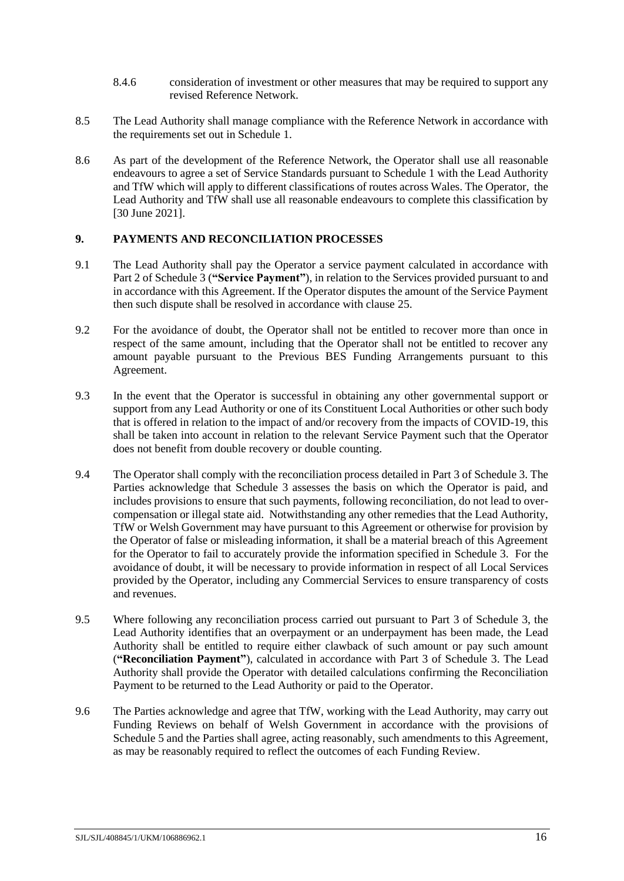8.4.6 consideration of investment or other measures that may be required to support any revised Reference Network.

8.5 The Lead Authority shall manage compliance with the Reference Network in accordance with the requirements set out in Schedule 1.

8.6 As part of the development of the Reference Network, the Operator shall use all reasonable endeavours to agree a set of Service Standards pursuant to Schedule 1 with the Lead Authority and TfW which will apply to different classifications of routes across Wales. The Operator, the Lead Authority and TfW shall use all reasonable endeavours to complete this classification by [30 June 2021].

## 9. PAYMENTS AND RECONCILIATION PROCESSES

9.1 The Lead Authority shall pay the Operator a service payment calculated in accordance with Part 2 of Schedule 3 (**"Service Payment"**), in relation to the Services provided pursuant to and in accordance with this Agreement. If the Operator disputes the amount of the Service Payment then such dispute shall be resolved in accordance with clause 25.

9.2 For the avoidance of doubt, the Operator shall not be entitled to recover more than once in respect of the same amount, including that the Operator shall not be entitled to recover any amount payable pursuant to the Previous BES Funding Arrangements pursuant to this Agreement.

9.3 In the event that the Operator is successful in obtaining any other governmental support or support from any Lead Authority or one of its Constituent Local Authorities or other such body that is offered in relation to the impact of and/or recovery from the impacts of COVID-19, this shall be taken into account in relation to the relevant Service Payment such that the Operator does not benefit from double recovery or double counting.

9.4 The Operator shall comply with the reconciliation process detailed in Part 3 of Schedule 3. The Parties acknowledge that Schedule 3 assesses the basis on which the Operator is paid, and includes provisions to ensure that such payments, following reconciliation, do not lead to over-compensation or illegal state aid. Notwithstanding any other remedies that the Lead Authority, TfW or Welsh Government may have pursuant to this Agreement or otherwise for provision by the Operator of false or misleading information, it shall be a material breach of this Agreement for the Operator to fail to accurately provide the information specified in Schedule 3. For the avoidance of doubt, it will be necessary to provide information in respect of all Local Services provided by the Operator, including any Commercial Services to ensure transparency of costs and revenues.

9.5 Where following any reconciliation process carried out pursuant to Part 3 of Schedule 3, the Lead Authority identifies that an overpayment or an underpayment has been made, the Lead Authority shall be entitled to require either clawback of such amount or pay such amount (**"Reconciliation Payment"**), calculated in accordance with Part 3 of Schedule 3. The Lead Authority shall provide the Operator with detailed calculations confirming the Reconciliation Payment to be returned to the Lead Authority or paid to the Operator.

9.6 The Parties acknowledge and agree that TfW, working with the Lead Authority, may carry out Funding Reviews on behalf of Welsh Government in accordance with the provisions of Schedule 5 and the Parties shall agree, acting reasonably, such amendments to this Agreement, as may be reasonably required to reflect the outcomes of each Funding Review.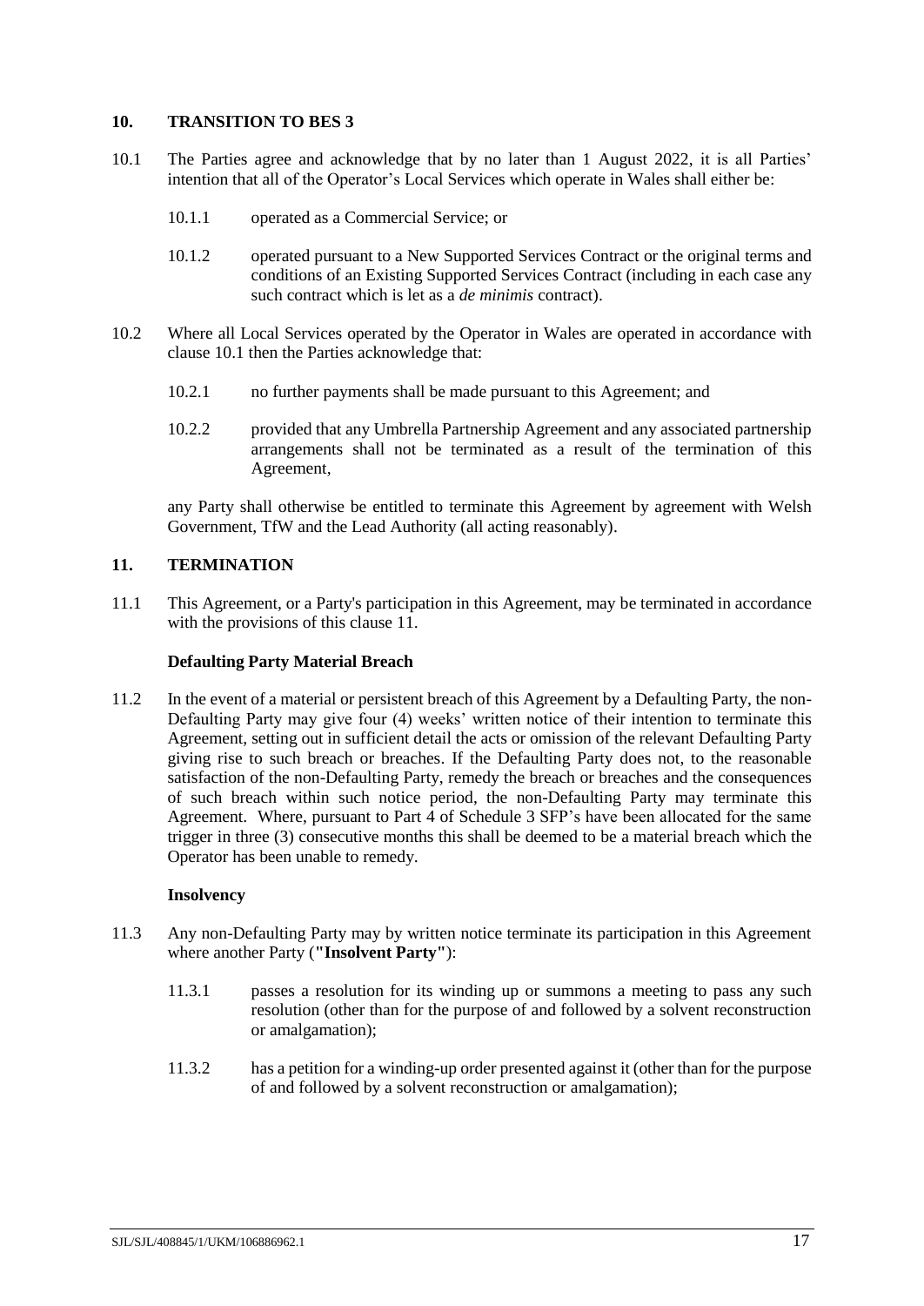## 10. TRANSITION TO BES 3

10.1 The Parties agree and acknowledge that by no later than 1 August 2022, it is all Parties' intention that all of the Operator's Local Services which operate in Wales shall either be:

10.1.1 operated as a Commercial Service; or

10.1.2 operated pursuant to a New Supported Services Contract or the original terms and conditions of an Existing Supported Services Contract (including in each case any such contract which is let as a *de minimis* contract).

10.2 Where all Local Services operated by the Operator in Wales are operated in accordance with clause 10.1 then the Parties acknowledge that:

10.2.1 no further payments shall be made pursuant to this Agreement; and

10.2.2 provided that any Umbrella Partnership Agreement and any associated partnership arrangements shall not be terminated as a result of the termination of this Agreement,

any Party shall otherwise be entitled to terminate this Agreement by agreement with Welsh Government, TfW and the Lead Authority (all acting reasonably).

## 11. TERMINATION

11.1 This Agreement, or a Party's participation in this Agreement, may be terminated in accordance with the provisions of this clause 11.

**Defaulting Party Material Breach**

11.2 In the event of a material or persistent breach of this Agreement by a Defaulting Party, the non-Defaulting Party may give four (4) weeks' written notice of their intention to terminate this Agreement, setting out in sufficient detail the acts or omission of the relevant Defaulting Party giving rise to such breach or breaches. If the Defaulting Party does not, to the reasonable satisfaction of the non-Defaulting Party, remedy the breach or breaches and the consequences of such breach within such notice period, the non-Defaulting Party may terminate this Agreement. Where, pursuant to Part 4 of Schedule 3 SFP's have been allocated for the same trigger in three (3) consecutive months this shall be deemed to be a material breach which the Operator has been unable to remedy.

**Insolvency**

11.3 Any non-Defaulting Party may by written notice terminate its participation in this Agreement where another Party (**"Insolvent Party"**):

11.3.1 passes a resolution for its winding up or summons a meeting to pass any such resolution (other than for the purpose of and followed by a solvent reconstruction or amalgamation);

11.3.2 has a petition for a winding-up order presented against it (other than for the purpose of and followed by a solvent reconstruction or amalgamation);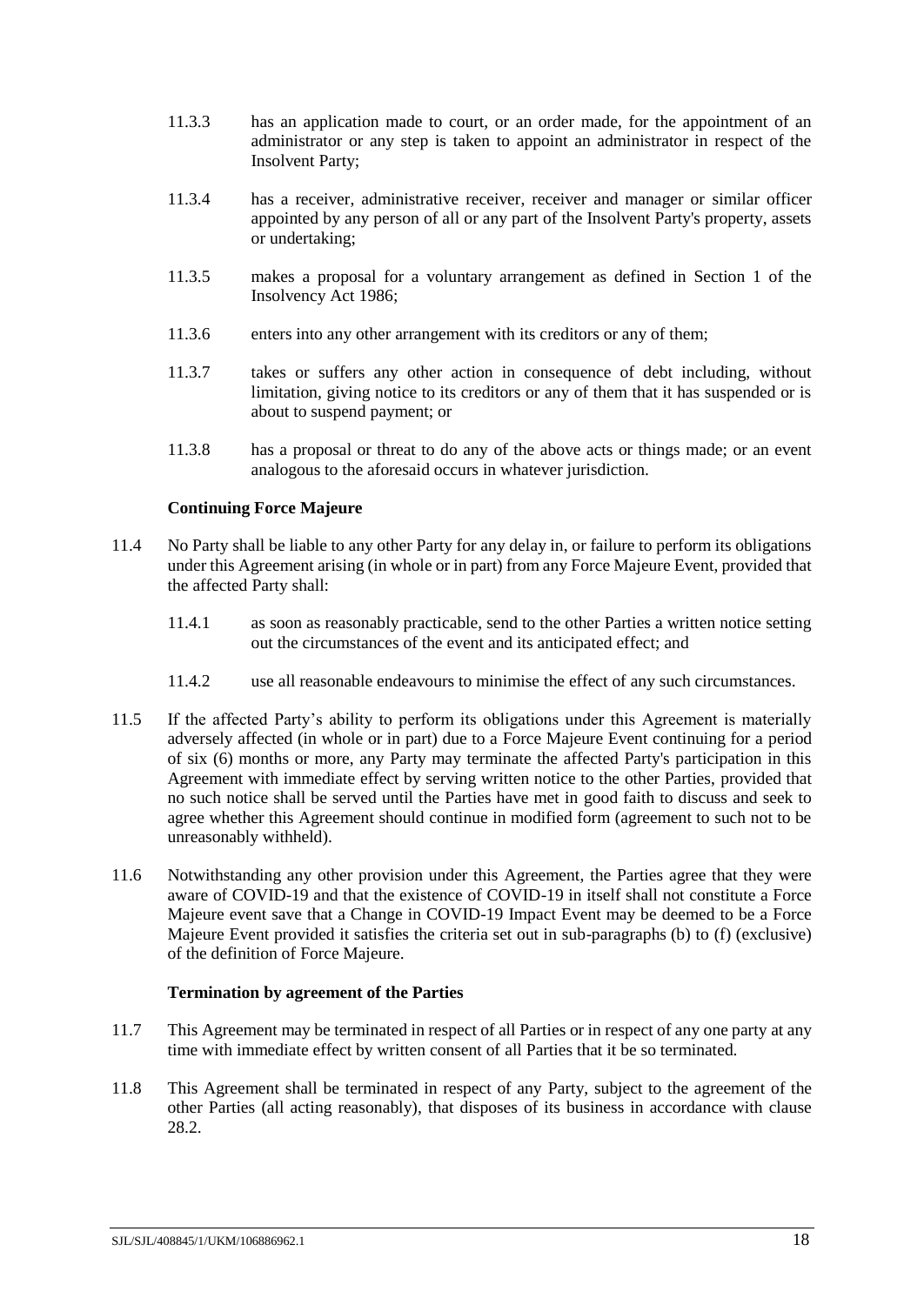11.3.3 has an application made to court, or an order made, for the appointment of an administrator or any step is taken to appoint an administrator in respect of the Insolvent Party;

11.3.4 has a receiver, administrative receiver, receiver and manager or similar officer appointed by any person of all or any part of the Insolvent Party's property, assets or undertaking;

11.3.5 makes a proposal for a voluntary arrangement as defined in Section 1 of the Insolvency Act 1986;

11.3.6 enters into any other arrangement with its creditors or any of them;

11.3.7 takes or suffers any other action in consequence of debt including, without limitation, giving notice to its creditors or any of them that it has suspended or is about to suspend payment; or

11.3.8 has a proposal or threat to do any of the above acts or things made; or an event analogous to the aforesaid occurs in whatever jurisdiction.

**Continuing Force Majeure**

11.4 No Party shall be liable to any other Party for any delay in, or failure to perform its obligations under this Agreement arising (in whole or in part) from any Force Majeure Event, provided that the affected Party shall:

11.4.1 as soon as reasonably practicable, send to the other Parties a written notice setting out the circumstances of the event and its anticipated effect; and

11.4.2 use all reasonable endeavours to minimise the effect of any such circumstances.

11.5 If the affected Party's ability to perform its obligations under this Agreement is materially adversely affected (in whole or in part) due to a Force Majeure Event continuing for a period of six (6) months or more, any Party may terminate the affected Party's participation in this Agreement with immediate effect by serving written notice to the other Parties, provided that no such notice shall be served until the Parties have met in good faith to discuss and seek to agree whether this Agreement should continue in modified form (agreement to such not to be unreasonably withheld).

11.6 Notwithstanding any other provision under this Agreement, the Parties agree that they were aware of COVID-19 and that the existence of COVID-19 in itself shall not constitute a Force Majeure event save that a Change in COVID-19 Impact Event may be deemed to be a Force Majeure Event provided it satisfies the criteria set out in sub-paragraphs (b) to (f) (exclusive) of the definition of Force Majeure.

**Termination by agreement of the Parties**

11.7 This Agreement may be terminated in respect of all Parties or in respect of any one party at any time with immediate effect by written consent of all Parties that it be so terminated.

11.8 This Agreement shall be terminated in respect of any Party, subject to the agreement of the other Parties (all acting reasonably), that disposes of its business in accordance with clause 28.2.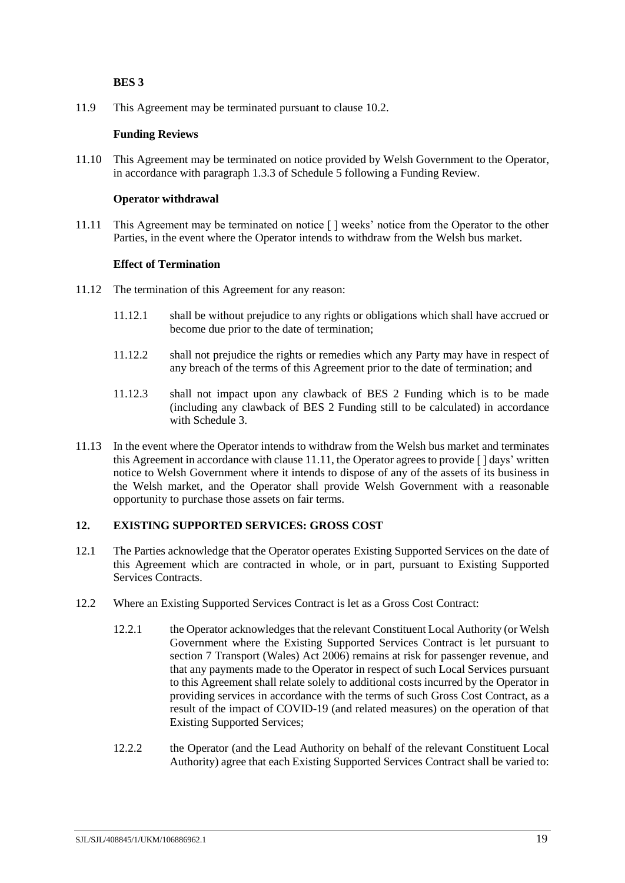**BES 3**

11.9 This Agreement may be terminated pursuant to clause 10.2.

**Funding Reviews**

11.10 This Agreement may be terminated on notice provided by Welsh Government to the Operator, in accordance with paragraph 1.3.3 of Schedule 5 following a Funding Review.

**Operator withdrawal**

11.11 This Agreement may be terminated on notice [ ] weeks' notice from the Operator to the other Parties, in the event where the Operator intends to withdraw from the Welsh bus market.

**Effect of Termination**

11.12 The termination of this Agreement for any reason:

11.12.1 shall be without prejudice to any rights or obligations which shall have accrued or become due prior to the date of termination;

11.12.2 shall not prejudice the rights or remedies which any Party may have in respect of any breach of the terms of this Agreement prior to the date of termination; and

11.12.3 shall not impact upon any clawback of BES 2 Funding which is to be made (including any clawback of BES 2 Funding still to be calculated) in accordance with Schedule 3.

11.13 In the event where the Operator intends to withdraw from the Welsh bus market and terminates this Agreement in accordance with clause 11.11, the Operator agrees to provide [ ] days' written notice to Welsh Government where it intends to dispose of any of the assets of its business in the Welsh market, and the Operator shall provide Welsh Government with a reasonable opportunity to purchase those assets on fair terms.

## 12. EXISTING SUPPORTED SERVICES: GROSS COST

12.1 The Parties acknowledge that the Operator operates Existing Supported Services on the date of this Agreement which are contracted in whole, or in part, pursuant to Existing Supported Services Contracts.

12.2 Where an Existing Supported Services Contract is let as a Gross Cost Contract:

12.2.1 the Operator acknowledges that the relevant Constituent Local Authority (or Welsh Government where the Existing Supported Services Contract is let pursuant to section 7 Transport (Wales) Act 2006) remains at risk for passenger revenue, and that any payments made to the Operator in respect of such Local Services pursuant to this Agreement shall relate solely to additional costs incurred by the Operator in providing services in accordance with the terms of such Gross Cost Contract, as a result of the impact of COVID-19 (and related measures) on the operation of that Existing Supported Services;

12.2.2 the Operator (and the Lead Authority on behalf of the relevant Constituent Local Authority) agree that each Existing Supported Services Contract shall be varied to: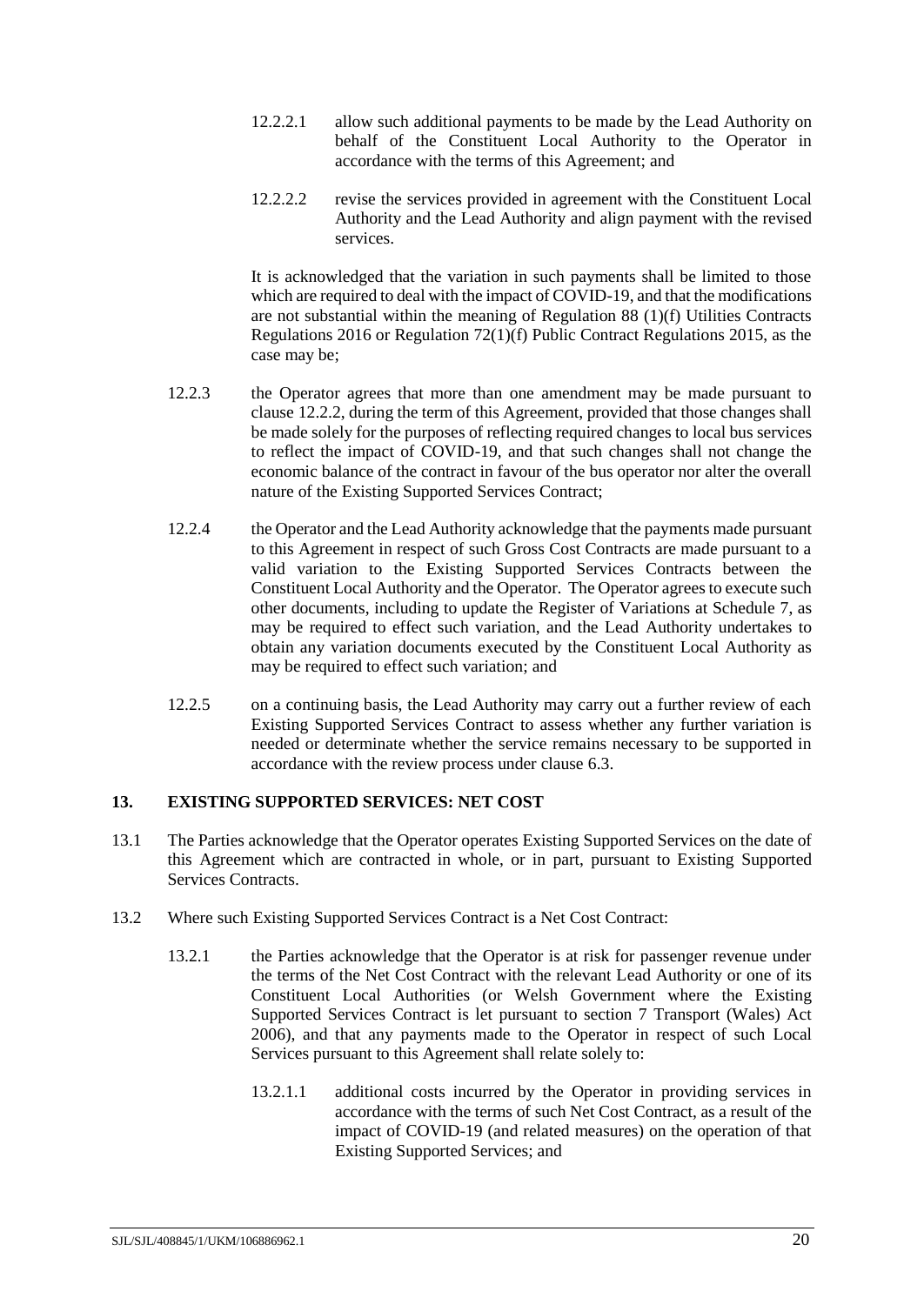12.2.2.1 allow such additional payments to be made by the Lead Authority on behalf of the Constituent Local Authority to the Operator in accordance with the terms of this Agreement; and

12.2.2.2 revise the services provided in agreement with the Constituent Local Authority and the Lead Authority and align payment with the revised services.

It is acknowledged that the variation in such payments shall be limited to those which are required to deal with the impact of COVID-19, and that the modifications are not substantial within the meaning of Regulation 88 (1)(f) Utilities Contracts Regulations 2016 or Regulation 72(1)(f) Public Contract Regulations 2015, as the case may be;

12.2.3 the Operator agrees that more than one amendment may be made pursuant to clause 12.2.2, during the term of this Agreement, provided that those changes shall be made solely for the purposes of reflecting required changes to local bus services to reflect the impact of COVID-19, and that such changes shall not change the economic balance of the contract in favour of the bus operator nor alter the overall nature of the Existing Supported Services Contract;

12.2.4 the Operator and the Lead Authority acknowledge that the payments made pursuant to this Agreement in respect of such Gross Cost Contracts are made pursuant to a valid variation to the Existing Supported Services Contracts between the Constituent Local Authority and the Operator. The Operator agrees to execute such other documents, including to update the Register of Variations at Schedule 7, as may be required to effect such variation, and the Lead Authority undertakes to obtain any variation documents executed by the Constituent Local Authority as may be required to effect such variation; and

12.2.5 on a continuing basis, the Lead Authority may carry out a further review of each Existing Supported Services Contract to assess whether any further variation is needed or determinate whether the service remains necessary to be supported in accordance with the review process under clause 6.3.

## 13. EXISTING SUPPORTED SERVICES: NET COST

13.1 The Parties acknowledge that the Operator operates Existing Supported Services on the date of this Agreement which are contracted in whole, or in part, pursuant to Existing Supported Services Contracts.

13.2 Where such Existing Supported Services Contract is a Net Cost Contract:

13.2.1 the Parties acknowledge that the Operator is at risk for passenger revenue under the terms of the Net Cost Contract with the relevant Lead Authority or one of its Constituent Local Authorities (or Welsh Government where the Existing Supported Services Contract is let pursuant to section 7 Transport (Wales) Act 2006), and that any payments made to the Operator in respect of such Local Services pursuant to this Agreement shall relate solely to:

13.2.1.1 additional costs incurred by the Operator in providing services in accordance with the terms of such Net Cost Contract, as a result of the impact of COVID-19 (and related measures) on the operation of that Existing Supported Services; and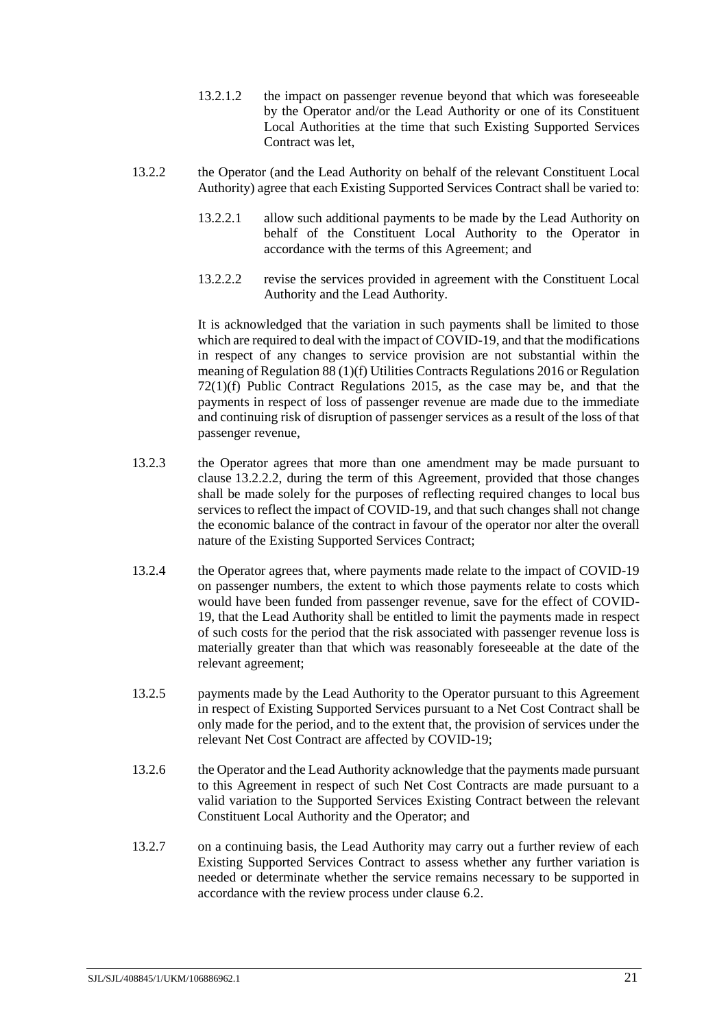13.2.1.2 the impact on passenger revenue beyond that which was foreseeable by the Operator and/or the Lead Authority or one of its Constituent Local Authorities at the time that such Existing Supported Services Contract was let,

13.2.2 the Operator (and the Lead Authority on behalf of the relevant Constituent Local Authority) agree that each Existing Supported Services Contract shall be varied to:

13.2.2.1 allow such additional payments to be made by the Lead Authority on behalf of the Constituent Local Authority to the Operator in accordance with the terms of this Agreement; and

13.2.2.2 revise the services provided in agreement with the Constituent Local Authority and the Lead Authority.

It is acknowledged that the variation in such payments shall be limited to those which are required to deal with the impact of COVID-19, and that the modifications in respect of any changes to service provision are not substantial within the meaning of Regulation 88 (1)(f) Utilities Contracts Regulations 2016 or Regulation 72(1)(f) Public Contract Regulations 2015, as the case may be, and that the payments in respect of loss of passenger revenue are made due to the immediate and continuing risk of disruption of passenger services as a result of the loss of that passenger revenue,

13.2.3 the Operator agrees that more than one amendment may be made pursuant to clause 13.2.2.2, during the term of this Agreement, provided that those changes shall be made solely for the purposes of reflecting required changes to local bus services to reflect the impact of COVID-19, and that such changes shall not change the economic balance of the contract in favour of the operator nor alter the overall nature of the Existing Supported Services Contract;

13.2.4 the Operator agrees that, where payments made relate to the impact of COVID-19 on passenger numbers, the extent to which those payments relate to costs which would have been funded from passenger revenue, save for the effect of COVID-19, that the Lead Authority shall be entitled to limit the payments made in respect of such costs for the period that the risk associated with passenger revenue loss is materially greater than that which was reasonably foreseeable at the date of the relevant agreement;

13.2.5 payments made by the Lead Authority to the Operator pursuant to this Agreement in respect of Existing Supported Services pursuant to a Net Cost Contract shall be only made for the period, and to the extent that, the provision of services under the relevant Net Cost Contract are affected by COVID-19;

13.2.6 the Operator and the Lead Authority acknowledge that the payments made pursuant to this Agreement in respect of such Net Cost Contracts are made pursuant to a valid variation to the Supported Services Existing Contract between the relevant Constituent Local Authority and the Operator; and

13.2.7 on a continuing basis, the Lead Authority may carry out a further review of each Existing Supported Services Contract to assess whether any further variation is needed or determinate whether the service remains necessary to be supported in accordance with the review process under clause 6.2.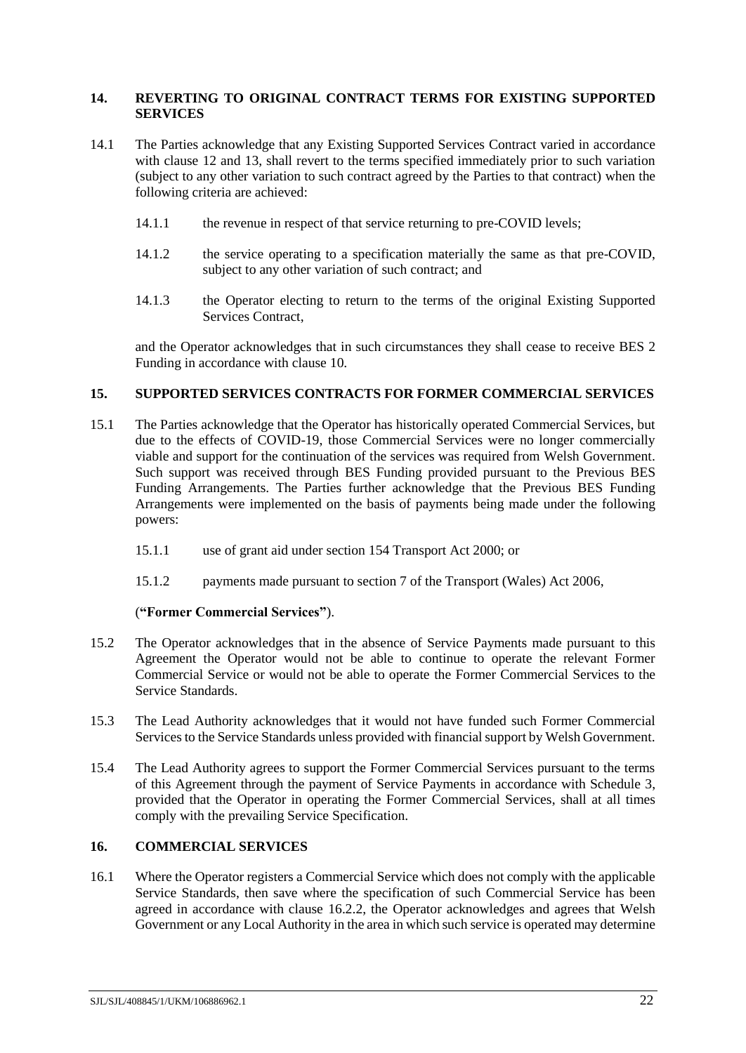## 14. REVERTING TO ORIGINAL CONTRACT TERMS FOR EXISTING SUPPORTED SERVICES

14.1 The Parties acknowledge that any Existing Supported Services Contract varied in accordance with clause 12 and 13, shall revert to the terms specified immediately prior to such variation (subject to any other variation to such contract agreed by the Parties to that contract) when the following criteria are achieved:

14.1.1 the revenue in respect of that service returning to pre-COVID levels;

14.1.2 the service operating to a specification materially the same as that pre-COVID, subject to any other variation of such contract; and

14.1.3 the Operator electing to return to the terms of the original Existing Supported Services Contract,

and the Operator acknowledges that in such circumstances they shall cease to receive BES 2 Funding in accordance with clause 10.

## 15. SUPPORTED SERVICES CONTRACTS FOR FORMER COMMERCIAL SERVICES

15.1 The Parties acknowledge that the Operator has historically operated Commercial Services, but due to the effects of COVID-19, those Commercial Services were no longer commercially viable and support for the continuation of the services was required from Welsh Government. Such support was received through BES Funding provided pursuant to the Previous BES Funding Arrangements. The Parties further acknowledge that the Previous BES Funding Arrangements were implemented on the basis of payments being made under the following powers:

15.1.1 use of grant aid under section 154 Transport Act 2000; or

15.1.2 payments made pursuant to section 7 of the Transport (Wales) Act 2006,

(**"Former Commercial Services"**).

15.2 The Operator acknowledges that in the absence of Service Payments made pursuant to this Agreement the Operator would not be able to continue to operate the relevant Former Commercial Service or would not be able to operate the Former Commercial Services to the Service Standards.

15.3 The Lead Authority acknowledges that it would not have funded such Former Commercial Services to the Service Standards unless provided with financial support by Welsh Government.

15.4 The Lead Authority agrees to support the Former Commercial Services pursuant to the terms of this Agreement through the payment of Service Payments in accordance with Schedule 3, provided that the Operator in operating the Former Commercial Services, shall at all times comply with the prevailing Service Specification.

## 16. COMMERCIAL SERVICES

16.1 Where the Operator registers a Commercial Service which does not comply with the applicable Service Standards, then save where the specification of such Commercial Service has been agreed in accordance with clause 16.2.2, the Operator acknowledges and agrees that Welsh Government or any Local Authority in the area in which such service is operated may determine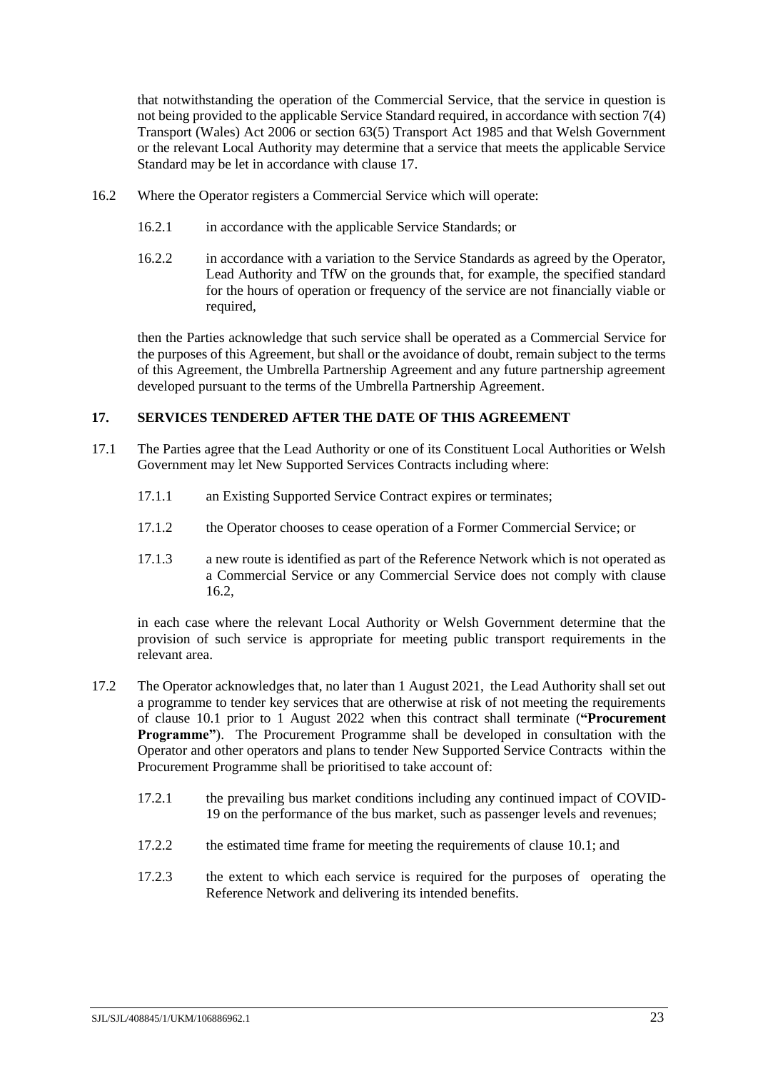that notwithstanding the operation of the Commercial Service, that the service in question is not being provided to the applicable Service Standard required, in accordance with section 7(4) Transport (Wales) Act 2006 or section 63(5) Transport Act 1985 and that Welsh Government or the relevant Local Authority may determine that a service that meets the applicable Service Standard may be let in accordance with clause 17.

16.2 Where the Operator registers a Commercial Service which will operate:

16.2.1 in accordance with the applicable Service Standards; or

16.2.2 in accordance with a variation to the Service Standards as agreed by the Operator, Lead Authority and TfW on the grounds that, for example, the specified standard for the hours of operation or frequency of the service are not financially viable or required,

then the Parties acknowledge that such service shall be operated as a Commercial Service for the purposes of this Agreement, but shall or the avoidance of doubt, remain subject to the terms of this Agreement, the Umbrella Partnership Agreement and any future partnership agreement developed pursuant to the terms of the Umbrella Partnership Agreement.

## 17. SERVICES TENDERED AFTER THE DATE OF THIS AGREEMENT

17.1 The Parties agree that the Lead Authority or one of its Constituent Local Authorities or Welsh Government may let New Supported Services Contracts including where:

17.1.1 an Existing Supported Service Contract expires or terminates;

17.1.2 the Operator chooses to cease operation of a Former Commercial Service; or

17.1.3 a new route is identified as part of the Reference Network which is not operated as a Commercial Service or any Commercial Service does not comply with clause 16.2,

in each case where the relevant Local Authority or Welsh Government determine that the provision of such service is appropriate for meeting public transport requirements in the relevant area.

17.2 The Operator acknowledges that, no later than 1 August 2021, the Lead Authority shall set out a programme to tender key services that are otherwise at risk of not meeting the requirements of clause 10.1 prior to 1 August 2022 when this contract shall terminate (**"Procurement Programme"**). The Procurement Programme shall be developed in consultation with the Operator and other operators and plans to tender New Supported Service Contracts within the Procurement Programme shall be prioritised to take account of:

17.2.1 the prevailing bus market conditions including any continued impact of COVID-19 on the performance of the bus market, such as passenger levels and revenues;

17.2.2 the estimated time frame for meeting the requirements of clause 10.1; and

17.2.3 the extent to which each service is required for the purposes of operating the Reference Network and delivering its intended benefits.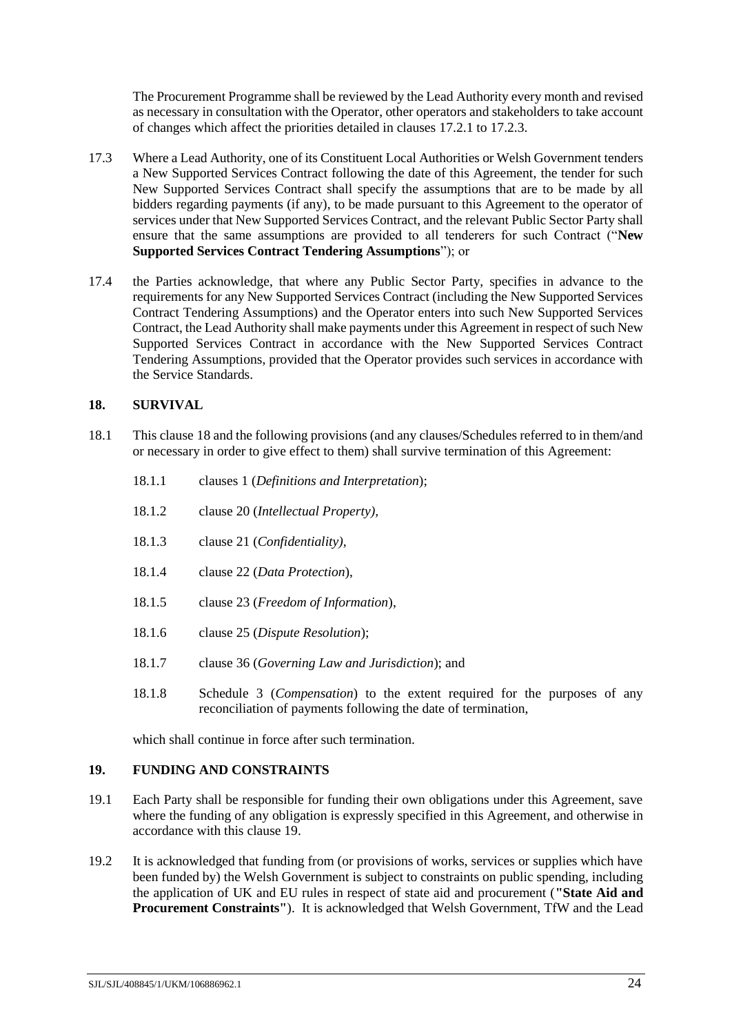The Procurement Programme shall be reviewed by the Lead Authority every month and revised as necessary in consultation with the Operator, other operators and stakeholders to take account of changes which affect the priorities detailed in clauses 17.2.1 to 17.2.3.

17.3 Where a Lead Authority, one of its Constituent Local Authorities or Welsh Government tenders a New Supported Services Contract following the date of this Agreement, the tender for such New Supported Services Contract shall specify the assumptions that are to be made by all bidders regarding payments (if any), to be made pursuant to this Agreement to the operator of services under that New Supported Services Contract, and the relevant Public Sector Party shall ensure that the same assumptions are provided to all tenderers for such Contract ("**New Supported Services Contract Tendering Assumptions**"); or

17.4 the Parties acknowledge, that where any Public Sector Party, specifies in advance to the requirements for any New Supported Services Contract (including the New Supported Services Contract Tendering Assumptions) and the Operator enters into such New Supported Services Contract, the Lead Authority shall make payments under this Agreement in respect of such New Supported Services Contract in accordance with the New Supported Services Contract Tendering Assumptions, provided that the Operator provides such services in accordance with the Service Standards.

## 18. SURVIVAL

18.1 This clause 18 and the following provisions (and any clauses/Schedules referred to in them/and or necessary in order to give effect to them) shall survive termination of this Agreement:

18.1.1 clauses 1 (*Definitions and Interpretation*);

18.1.2 clause 20 (*Intellectual Property)*,

18.1.3 clause 21 (*Confidentiality)*,

18.1.4 clause 22 (*Data Protection*),

18.1.5 clause 23 (*Freedom of Information*),

18.1.6 clause 25 (*Dispute Resolution*);

18.1.7 clause 36 (*Governing Law and Jurisdiction*); and

18.1.8 Schedule 3 (*Compensation*) to the extent required for the purposes of any reconciliation of payments following the date of termination,

which shall continue in force after such termination.

## 19. FUNDING AND CONSTRAINTS

19.1 Each Party shall be responsible for funding their own obligations under this Agreement, save where the funding of any obligation is expressly specified in this Agreement, and otherwise in accordance with this clause 19.

19.2 It is acknowledged that funding from (or provisions of works, services or supplies which have been funded by) the Welsh Government is subject to constraints on public spending, including the application of UK and EU rules in respect of state aid and procurement (**"State Aid and Procurement Constraints"**). It is acknowledged that Welsh Government, TfW and the Lead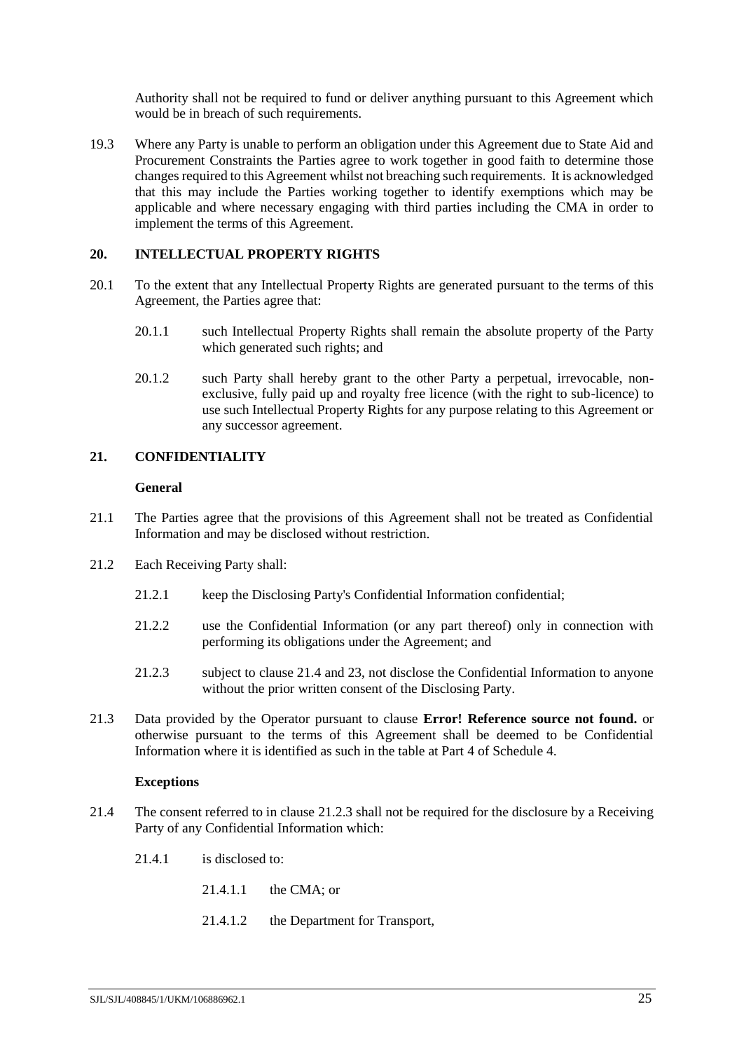Authority shall not be required to fund or deliver anything pursuant to this Agreement which would be in breach of such requirements.

19.3 Where any Party is unable to perform an obligation under this Agreement due to State Aid and Procurement Constraints the Parties agree to work together in good faith to determine those changes required to this Agreement whilst not breaching such requirements. It is acknowledged that this may include the Parties working together to identify exemptions which may be applicable and where necessary engaging with third parties including the CMA in order to implement the terms of this Agreement.

## 20. INTELLECTUAL PROPERTY RIGHTS

20.1 To the extent that any Intellectual Property Rights are generated pursuant to the terms of this Agreement, the Parties agree that:

20.1.1 such Intellectual Property Rights shall remain the absolute property of the Party which generated such rights; and

20.1.2 such Party shall hereby grant to the other Party a perpetual, irrevocable, non-exclusive, fully paid up and royalty free licence (with the right to sub-licence) to use such Intellectual Property Rights for any purpose relating to this Agreement or any successor agreement.

## 21. CONFIDENTIALITY

**General**

21.1 The Parties agree that the provisions of this Agreement shall not be treated as Confidential Information and may be disclosed without restriction.

21.2 Each Receiving Party shall:

21.2.1 keep the Disclosing Party's Confidential Information confidential;

21.2.2 use the Confidential Information (or any part thereof) only in connection with performing its obligations under the Agreement; and

21.2.3 subject to clause 21.4 and 23, not disclose the Confidential Information to anyone without the prior written consent of the Disclosing Party.

21.3 Data provided by the Operator pursuant to clause **Error! Reference source not found.** or otherwise pursuant to the terms of this Agreement shall be deemed to be Confidential Information where it is identified as such in the table at Part 4 of Schedule 4.

**Exceptions**

21.4 The consent referred to in clause 21.2.3 shall not be required for the disclosure by a Receiving Party of any Confidential Information which:

21.4.1 is disclosed to:

21.4.1.1 the CMA; or

21.4.1.2 the Department for Transport,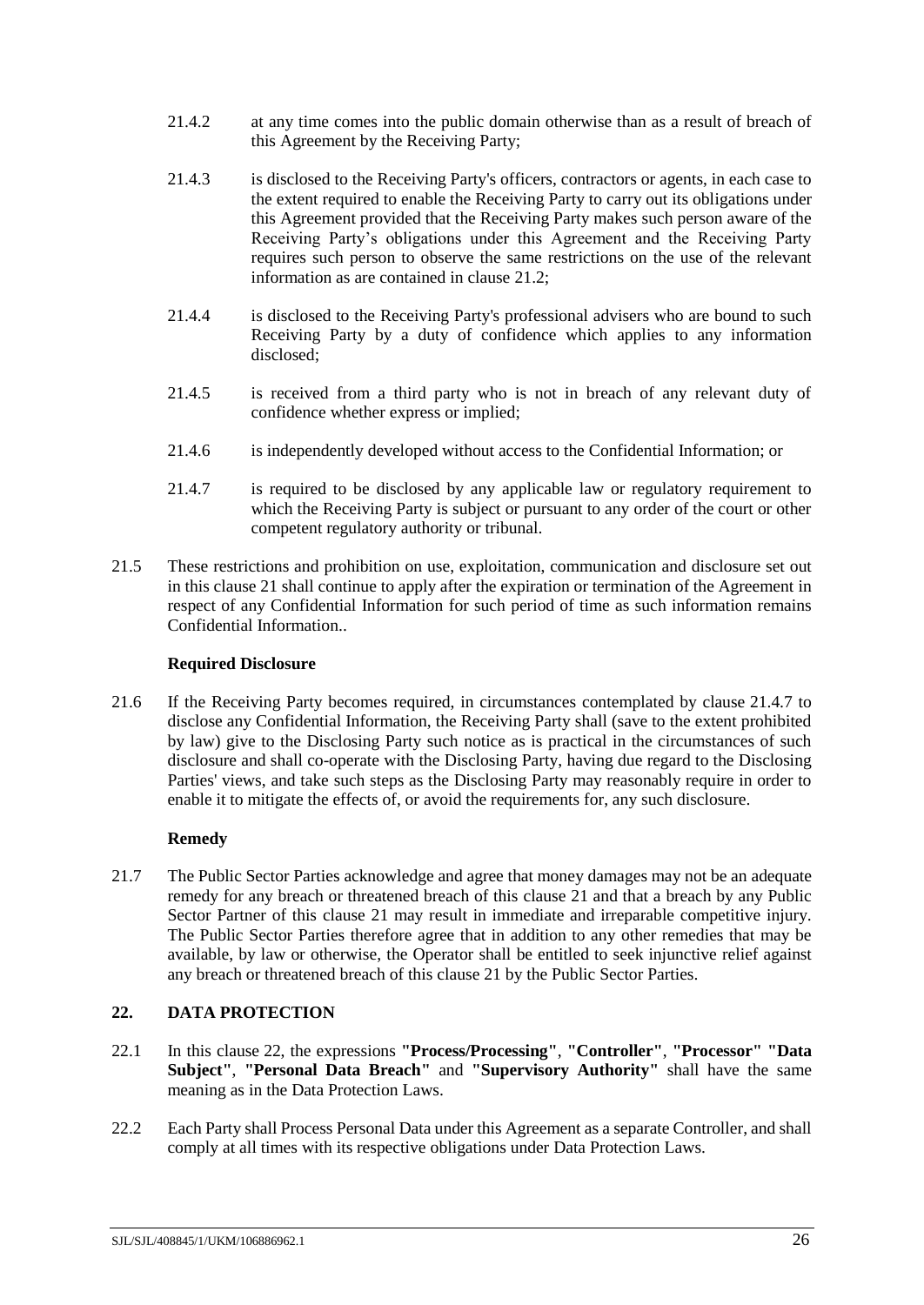21.4.2 at any time comes into the public domain otherwise than as a result of breach of this Agreement by the Receiving Party;

21.4.3 is disclosed to the Receiving Party's officers, contractors or agents, in each case to the extent required to enable the Receiving Party to carry out its obligations under this Agreement provided that the Receiving Party makes such person aware of the Receiving Party's obligations under this Agreement and the Receiving Party requires such person to observe the same restrictions on the use of the relevant information as are contained in clause 21.2;

21.4.4 is disclosed to the Receiving Party's professional advisers who are bound to such Receiving Party by a duty of confidence which applies to any information disclosed;

21.4.5 is received from a third party who is not in breach of any relevant duty of confidence whether express or implied;

21.4.6 is independently developed without access to the Confidential Information; or

21.4.7 is required to be disclosed by any applicable law or regulatory requirement to which the Receiving Party is subject or pursuant to any order of the court or other competent regulatory authority or tribunal.

21.5 These restrictions and prohibition on use, exploitation, communication and disclosure set out in this clause 21 shall continue to apply after the expiration or termination of the Agreement in respect of any Confidential Information for such period of time as such information remains Confidential Information..

**Required Disclosure**

21.6 If the Receiving Party becomes required, in circumstances contemplated by clause 21.4.7 to disclose any Confidential Information, the Receiving Party shall (save to the extent prohibited by law) give to the Disclosing Party such notice as is practical in the circumstances of such disclosure and shall co-operate with the Disclosing Party, having due regard to the Disclosing Parties' views, and take such steps as the Disclosing Party may reasonably require in order to enable it to mitigate the effects of, or avoid the requirements for, any such disclosure.

**Remedy**

21.7 The Public Sector Parties acknowledge and agree that money damages may not be an adequate remedy for any breach or threatened breach of this clause 21 and that a breach by any Public Sector Partner of this clause 21 may result in immediate and irreparable competitive injury. The Public Sector Parties therefore agree that in addition to any other remedies that may be available, by law or otherwise, the Operator shall be entitled to seek injunctive relief against any breach or threatened breach of this clause 21 by the Public Sector Parties.

## 22. DATA PROTECTION

22.1 In this clause 22, the expressions **"Process/Processing"**, **"Controller"**, **"Processor" "Data Subject"**, **"Personal Data Breach"** and **"Supervisory Authority"** shall have the same meaning as in the Data Protection Laws.

22.2 Each Party shall Process Personal Data under this Agreement as a separate Controller, and shall comply at all times with its respective obligations under Data Protection Laws.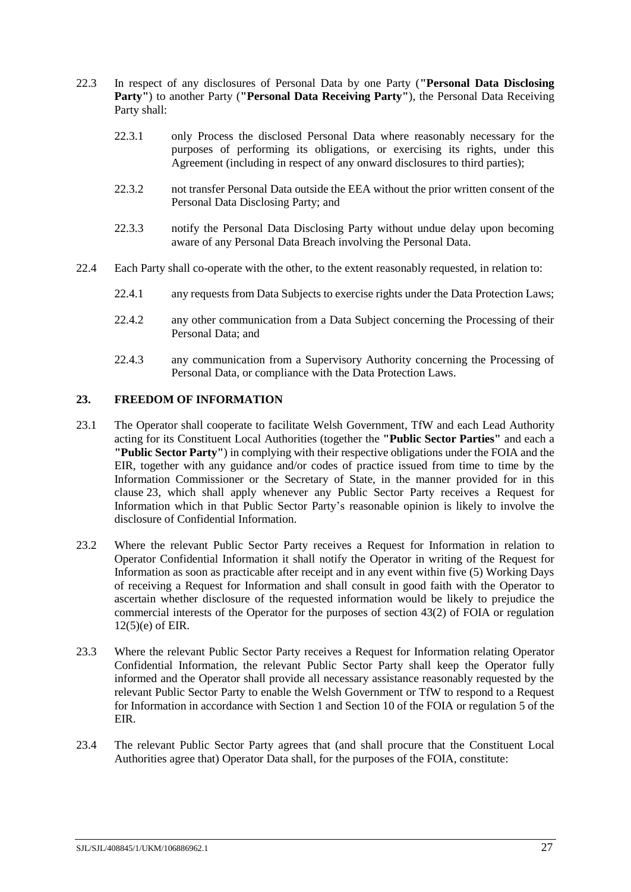22.3 In respect of any disclosures of Personal Data by one Party (**"Personal Data Disclosing Party"**) to another Party (**"Personal Data Receiving Party"**), the Personal Data Receiving Party shall:

22.3.1 only Process the disclosed Personal Data where reasonably necessary for the purposes of performing its obligations, or exercising its rights, under this Agreement (including in respect of any onward disclosures to third parties);

22.3.2 not transfer Personal Data outside the EEA without the prior written consent of the Personal Data Disclosing Party; and

22.3.3 notify the Personal Data Disclosing Party without undue delay upon becoming aware of any Personal Data Breach involving the Personal Data.

22.4 Each Party shall co-operate with the other, to the extent reasonably requested, in relation to:

22.4.1 any requests from Data Subjects to exercise rights under the Data Protection Laws;

22.4.2 any other communication from a Data Subject concerning the Processing of their Personal Data; and

22.4.3 any communication from a Supervisory Authority concerning the Processing of Personal Data, or compliance with the Data Protection Laws.

## 23. FREEDOM OF INFORMATION

23.1 The Operator shall cooperate to facilitate Welsh Government, TfW and each Lead Authority acting for its Constituent Local Authorities (together the **"Public Sector Parties"** and each a **"Public Sector Party"**) in complying with their respective obligations under the FOIA and the EIR, together with any guidance and/or codes of practice issued from time to time by the Information Commissioner or the Secretary of State, in the manner provided for in this clause 23, which shall apply whenever any Public Sector Party receives a Request for Information which in that Public Sector Party's reasonable opinion is likely to involve the disclosure of Confidential Information.

23.2 Where the relevant Public Sector Party receives a Request for Information in relation to Operator Confidential Information it shall notify the Operator in writing of the Request for Information as soon as practicable after receipt and in any event within five (5) Working Days of receiving a Request for Information and shall consult in good faith with the Operator to ascertain whether disclosure of the requested information would be likely to prejudice the commercial interests of the Operator for the purposes of section 43(2) of FOIA or regulation 12(5)(e) of EIR.

23.3 Where the relevant Public Sector Party receives a Request for Information relating Operator Confidential Information, the relevant Public Sector Party shall keep the Operator fully informed and the Operator shall provide all necessary assistance reasonably requested by the relevant Public Sector Party to enable the Welsh Government or TfW to respond to a Request for Information in accordance with Section 1 and Section 10 of the FOIA or regulation 5 of the EIR.

23.4 The relevant Public Sector Party agrees that (and shall procure that the Constituent Local Authorities agree that) Operator Data shall, for the purposes of the FOIA, constitute: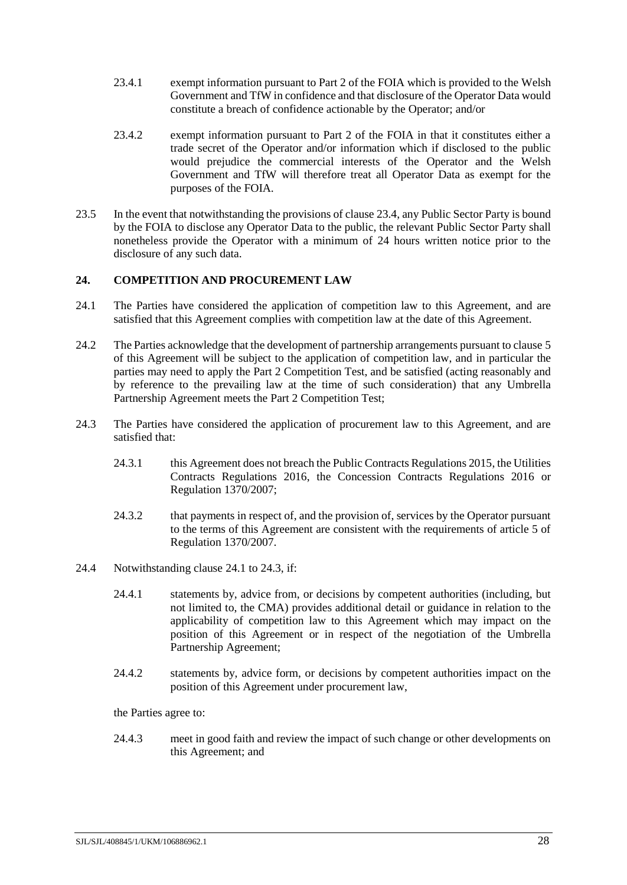23.4.1 exempt information pursuant to Part 2 of the FOIA which is provided to the Welsh Government and TfW in confidence and that disclosure of the Operator Data would constitute a breach of confidence actionable by the Operator; and/or

23.4.2 exempt information pursuant to Part 2 of the FOIA in that it constitutes either a trade secret of the Operator and/or information which if disclosed to the public would prejudice the commercial interests of the Operator and the Welsh Government and TfW will therefore treat all Operator Data as exempt for the purposes of the FOIA.

23.5 In the event that notwithstanding the provisions of clause 23.4, any Public Sector Party is bound by the FOIA to disclose any Operator Data to the public, the relevant Public Sector Party shall nonetheless provide the Operator with a minimum of 24 hours written notice prior to the disclosure of any such data.

## 24. COMPETITION AND PROCUREMENT LAW

24.1 The Parties have considered the application of competition law to this Agreement, and are satisfied that this Agreement complies with competition law at the date of this Agreement.

24.2 The Parties acknowledge that the development of partnership arrangements pursuant to clause 5 of this Agreement will be subject to the application of competition law, and in particular the parties may need to apply the Part 2 Competition Test, and be satisfied (acting reasonably and by reference to the prevailing law at the time of such consideration) that any Umbrella Partnership Agreement meets the Part 2 Competition Test;

24.3 The Parties have considered the application of procurement law to this Agreement, and are satisfied that:

24.3.1 this Agreement does not breach the Public Contracts Regulations 2015, the Utilities Contracts Regulations 2016, the Concession Contracts Regulations 2016 or Regulation 1370/2007;

24.3.2 that payments in respect of, and the provision of, services by the Operator pursuant to the terms of this Agreement are consistent with the requirements of article 5 of Regulation 1370/2007.

24.4 Notwithstanding clause 24.1 to 24.3, if:

24.4.1 statements by, advice from, or decisions by competent authorities (including, but not limited to, the CMA) provides additional detail or guidance in relation to the applicability of competition law to this Agreement which may impact on the position of this Agreement or in respect of the negotiation of the Umbrella Partnership Agreement;

24.4.2 statements by, advice form, or decisions by competent authorities impact on the position of this Agreement under procurement law,

the Parties agree to:

24.4.3 meet in good faith and review the impact of such change or other developments on this Agreement; and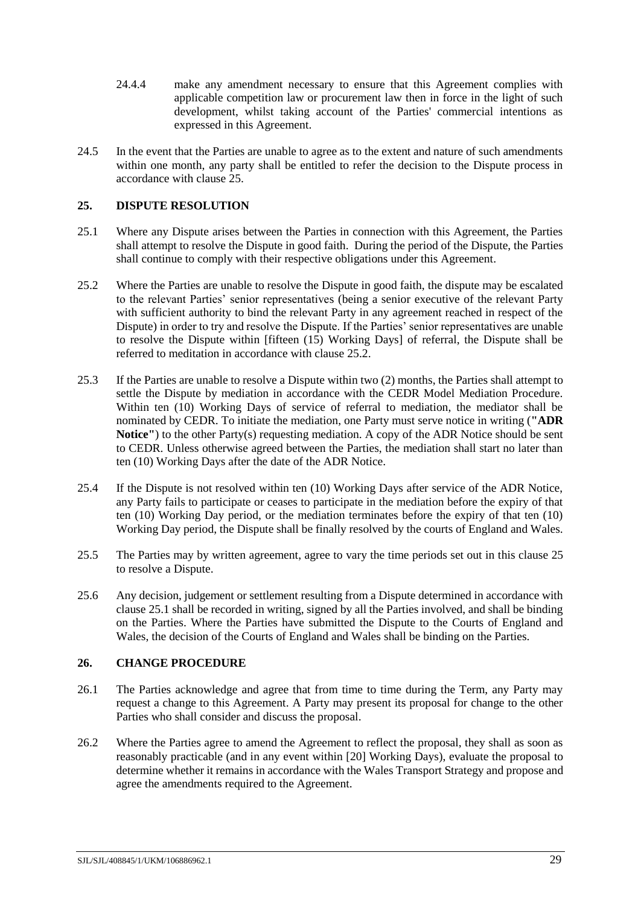24.4.4 make any amendment necessary to ensure that this Agreement complies with applicable competition law or procurement law then in force in the light of such development, whilst taking account of the Parties' commercial intentions as expressed in this Agreement.

24.5 In the event that the Parties are unable to agree as to the extent and nature of such amendments within one month, any party shall be entitled to refer the decision to the Dispute process in accordance with clause 25.

## 25. DISPUTE RESOLUTION

25.1 Where any Dispute arises between the Parties in connection with this Agreement, the Parties shall attempt to resolve the Dispute in good faith. During the period of the Dispute, the Parties shall continue to comply with their respective obligations under this Agreement.

25.2 Where the Parties are unable to resolve the Dispute in good faith, the dispute may be escalated to the relevant Parties' senior representatives (being a senior executive of the relevant Party with sufficient authority to bind the relevant Party in any agreement reached in respect of the Dispute) in order to try and resolve the Dispute. If the Parties' senior representatives are unable to resolve the Dispute within [fifteen (15) Working Days] of referral, the Dispute shall be referred to meditation in accordance with clause 25.2.

25.3 If the Parties are unable to resolve a Dispute within two (2) months, the Parties shall attempt to settle the Dispute by mediation in accordance with the CEDR Model Mediation Procedure. Within ten (10) Working Days of service of referral to mediation, the mediator shall be nominated by CEDR. To initiate the mediation, one Party must serve notice in writing (**"ADR Notice"**) to the other Party(s) requesting mediation. A copy of the ADR Notice should be sent to CEDR. Unless otherwise agreed between the Parties, the mediation shall start no later than ten (10) Working Days after the date of the ADR Notice.

25.4 If the Dispute is not resolved within ten (10) Working Days after service of the ADR Notice, any Party fails to participate or ceases to participate in the mediation before the expiry of that ten (10) Working Day period, or the mediation terminates before the expiry of that ten (10) Working Day period, the Dispute shall be finally resolved by the courts of England and Wales.

25.5 The Parties may by written agreement, agree to vary the time periods set out in this clause 25 to resolve a Dispute.

25.6 Any decision, judgement or settlement resulting from a Dispute determined in accordance with clause 25.1 shall be recorded in writing, signed by all the Parties involved, and shall be binding on the Parties. Where the Parties have submitted the Dispute to the Courts of England and Wales, the decision of the Courts of England and Wales shall be binding on the Parties.

## 26. CHANGE PROCEDURE

26.1 The Parties acknowledge and agree that from time to time during the Term, any Party may request a change to this Agreement. A Party may present its proposal for change to the other Parties who shall consider and discuss the proposal.

26.2 Where the Parties agree to amend the Agreement to reflect the proposal, they shall as soon as reasonably practicable (and in any event within [20] Working Days), evaluate the proposal to determine whether it remains in accordance with the Wales Transport Strategy and propose and agree the amendments required to the Agreement.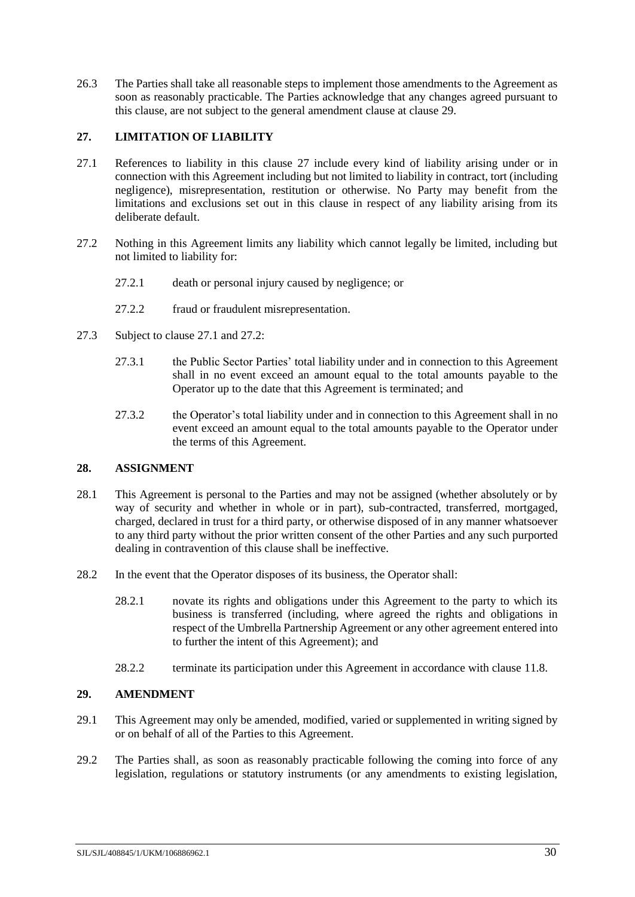26.3 The Parties shall take all reasonable steps to implement those amendments to the Agreement as soon as reasonably practicable. The Parties acknowledge that any changes agreed pursuant to this clause, are not subject to the general amendment clause at clause 29.

## 27. LIMITATION OF LIABILITY

27.1 References to liability in this clause 27 include every kind of liability arising under or in connection with this Agreement including but not limited to liability in contract, tort (including negligence), misrepresentation, restitution or otherwise. No Party may benefit from the limitations and exclusions set out in this clause in respect of any liability arising from its deliberate default.

27.2 Nothing in this Agreement limits any liability which cannot legally be limited, including but not limited to liability for:

- 27.2.1 death or personal injury caused by negligence; or
- 27.2.2 fraud or fraudulent misrepresentation.

27.3 Subject to clause 27.1 and 27.2:

- 27.3.1 the Public Sector Parties' total liability under and in connection to this Agreement shall in no event exceed an amount equal to the total amounts payable to the Operator up to the date that this Agreement is terminated; and
- 27.3.2 the Operator's total liability under and in connection to this Agreement shall in no event exceed an amount equal to the total amounts payable to the Operator under the terms of this Agreement.

## 28. ASSIGNMENT

28.1 This Agreement is personal to the Parties and may not be assigned (whether absolutely or by way of security and whether in whole or in part), sub-contracted, transferred, mortgaged, charged, declared in trust for a third party, or otherwise disposed of in any manner whatsoever to any third party without the prior written consent of the other Parties and any such purported dealing in contravention of this clause shall be ineffective.

28.2 In the event that the Operator disposes of its business, the Operator shall:

- 28.2.1 novate its rights and obligations under this Agreement to the party to which its business is transferred (including, where agreed the rights and obligations in respect of the Umbrella Partnership Agreement or any other agreement entered into to further the intent of this Agreement); and
- 28.2.2 terminate its participation under this Agreement in accordance with clause 11.8.

## 29. AMENDMENT

29.1 This Agreement may only be amended, modified, varied or supplemented in writing signed by or on behalf of all of the Parties to this Agreement.

29.2 The Parties shall, as soon as reasonably practicable following the coming into force of any legislation, regulations or statutory instruments (or any amendments to existing legislation,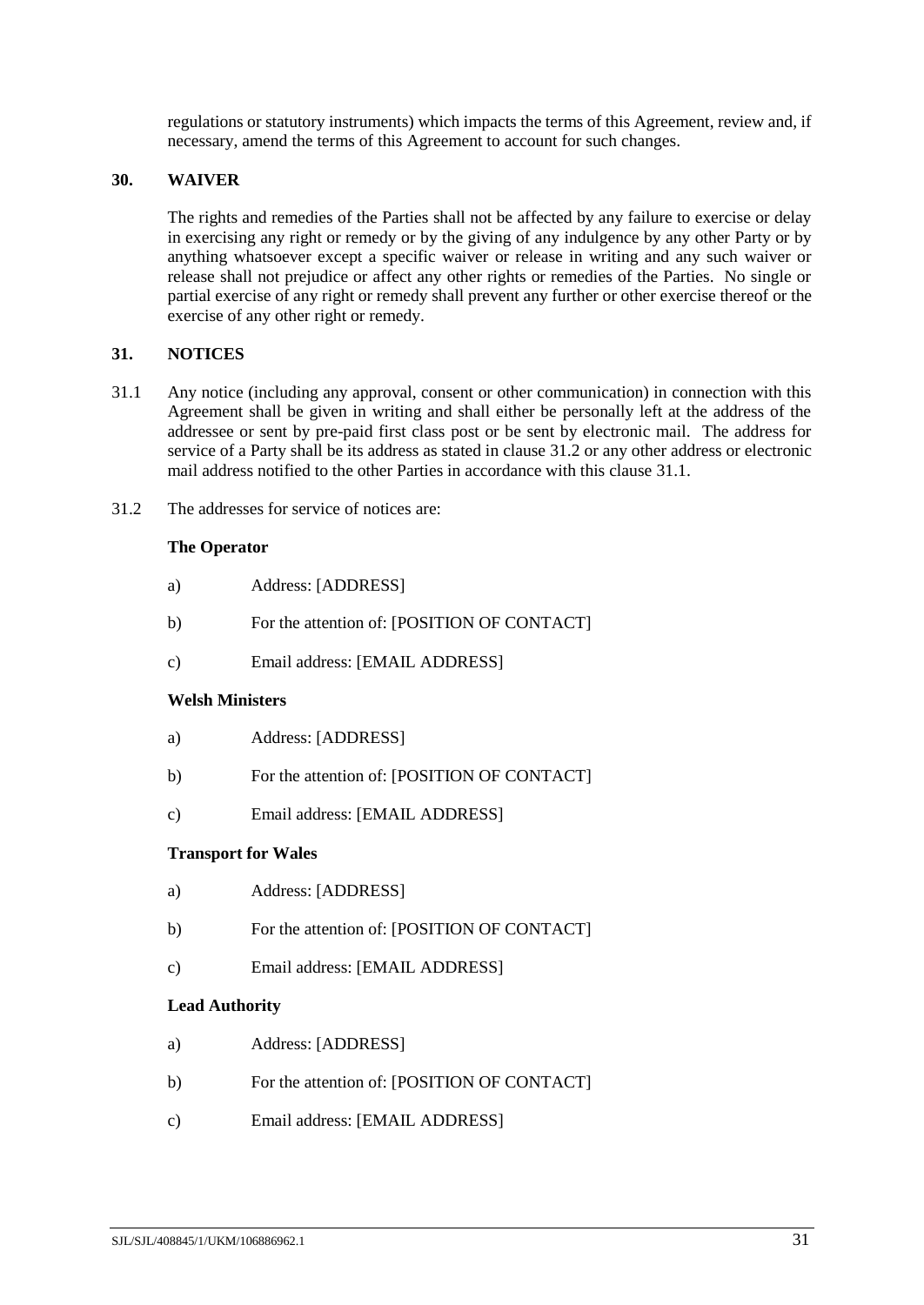regulations or statutory instruments) which impacts the terms of this Agreement, review and, if necessary, amend the terms of this Agreement to account for such changes.

## 30. WAIVER

The rights and remedies of the Parties shall not be affected by any failure to exercise or delay in exercising any right or remedy or by the giving of any indulgence by any other Party or by anything whatsoever except a specific waiver or release in writing and any such waiver or release shall not prejudice or affect any other rights or remedies of the Parties. No single or partial exercise of any right or remedy shall prevent any further or other exercise thereof or the exercise of any other right or remedy.

## 31. NOTICES

31.1 Any notice (including any approval, consent or other communication) in connection with this Agreement shall be given in writing and shall either be personally left at the address of the addressee or sent by pre-paid first class post or be sent by electronic mail. The address for service of a Party shall be its address as stated in clause 31.2 or any other address or electronic mail address notified to the other Parties in accordance with this clause 31.1.

31.2 The addresses for service of notices are:

**The Operator**

a) Address: [ADDRESS]

b) For the attention of: [POSITION OF CONTACT]

c) Email address: [EMAIL ADDRESS]

**Welsh Ministers**

a) Address: [ADDRESS]

b) For the attention of: [POSITION OF CONTACT]

c) Email address: [EMAIL ADDRESS]

**Transport for Wales**

a) Address: [ADDRESS]

b) For the attention of: [POSITION OF CONTACT]

c) Email address: [EMAIL ADDRESS]

**Lead Authority**

a) Address: [ADDRESS]

b) For the attention of: [POSITION OF CONTACT]

c) Email address: [EMAIL ADDRESS]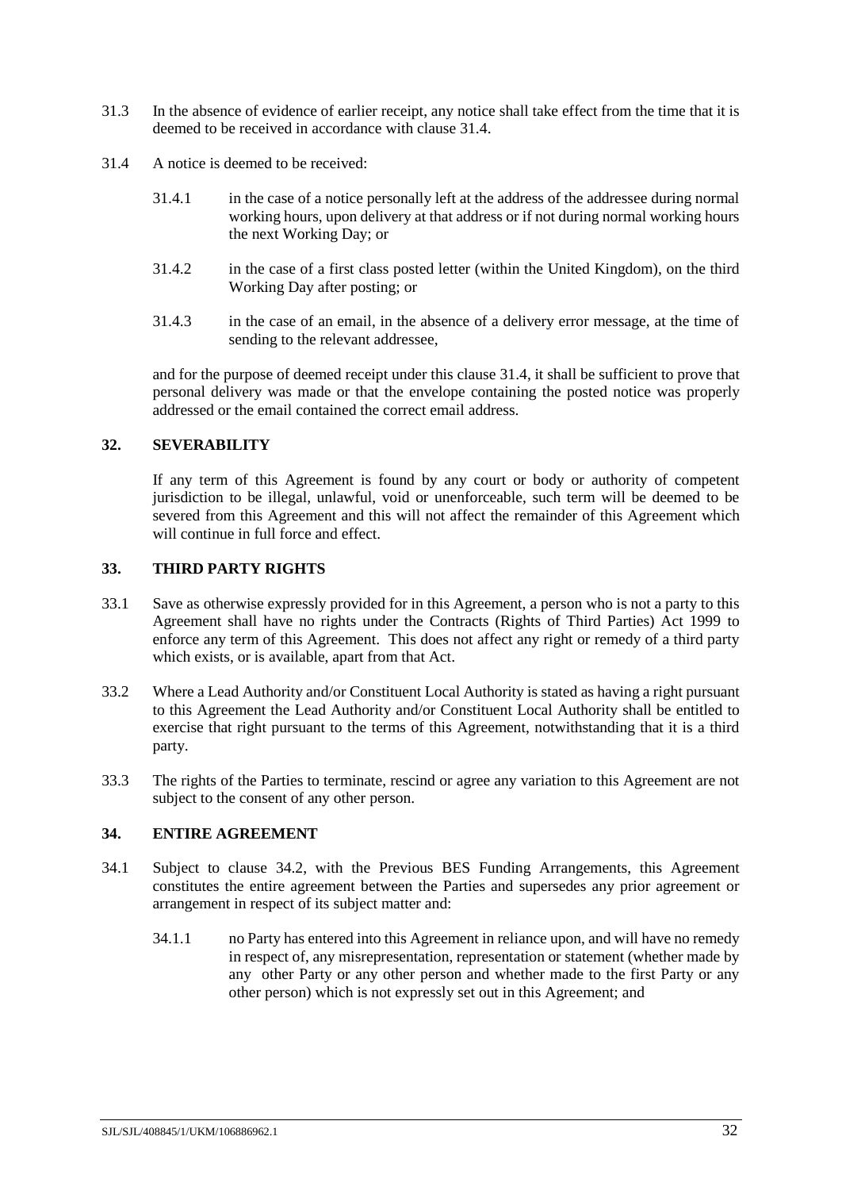31.3 In the absence of evidence of earlier receipt, any notice shall take effect from the time that it is deemed to be received in accordance with clause 31.4.

31.4 A notice is deemed to be received:

31.4.1 in the case of a notice personally left at the address of the addressee during normal working hours, upon delivery at that address or if not during normal working hours the next Working Day; or

31.4.2 in the case of a first class posted letter (within the United Kingdom), on the third Working Day after posting; or

31.4.3 in the case of an email, in the absence of a delivery error message, at the time of sending to the relevant addressee,

and for the purpose of deemed receipt under this clause 31.4, it shall be sufficient to prove that personal delivery was made or that the envelope containing the posted notice was properly addressed or the email contained the correct email address.

## 32. SEVERABILITY

If any term of this Agreement is found by any court or body or authority of competent jurisdiction to be illegal, unlawful, void or unenforceable, such term will be deemed to be severed from this Agreement and this will not affect the remainder of this Agreement which will continue in full force and effect.

## 33. THIRD PARTY RIGHTS

33.1 Save as otherwise expressly provided for in this Agreement, a person who is not a party to this Agreement shall have no rights under the Contracts (Rights of Third Parties) Act 1999 to enforce any term of this Agreement. This does not affect any right or remedy of a third party which exists, or is available, apart from that Act.

33.2 Where a Lead Authority and/or Constituent Local Authority is stated as having a right pursuant to this Agreement the Lead Authority and/or Constituent Local Authority shall be entitled to exercise that right pursuant to the terms of this Agreement, notwithstanding that it is a third party.

33.3 The rights of the Parties to terminate, rescind or agree any variation to this Agreement are not subject to the consent of any other person.

## 34. ENTIRE AGREEMENT

34.1 Subject to clause 34.2, with the Previous BES Funding Arrangements, this Agreement constitutes the entire agreement between the Parties and supersedes any prior agreement or arrangement in respect of its subject matter and:

34.1.1 no Party has entered into this Agreement in reliance upon, and will have no remedy in respect of, any misrepresentation, representation or statement (whether made by any other Party or any other person and whether made to the first Party or any other person) which is not expressly set out in this Agreement; and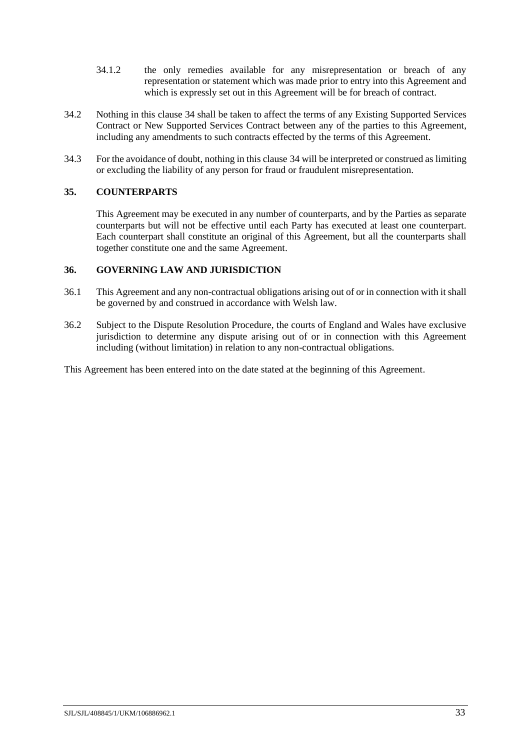34.1.2 the only remedies available for any misrepresentation or breach of any representation or statement which was made prior to entry into this Agreement and which is expressly set out in this Agreement will be for breach of contract.

34.2 Nothing in this clause 34 shall be taken to affect the terms of any Existing Supported Services Contract or New Supported Services Contract between any of the parties to this Agreement, including any amendments to such contracts effected by the terms of this Agreement.

34.3 For the avoidance of doubt, nothing in this clause 34 will be interpreted or construed as limiting or excluding the liability of any person for fraud or fraudulent misrepresentation.

## 35. COUNTERPARTS

This Agreement may be executed in any number of counterparts, and by the Parties as separate counterparts but will not be effective until each Party has executed at least one counterpart. Each counterpart shall constitute an original of this Agreement, but all the counterparts shall together constitute one and the same Agreement.

## 36. GOVERNING LAW AND JURISDICTION

36.1 This Agreement and any non-contractual obligations arising out of or in connection with it shall be governed by and construed in accordance with Welsh law.

36.2 Subject to the Dispute Resolution Procedure, the courts of England and Wales have exclusive jurisdiction to determine any dispute arising out of or in connection with this Agreement including (without limitation) in relation to any non-contractual obligations.

This Agreement has been entered into on the date stated at the beginning of this Agreement.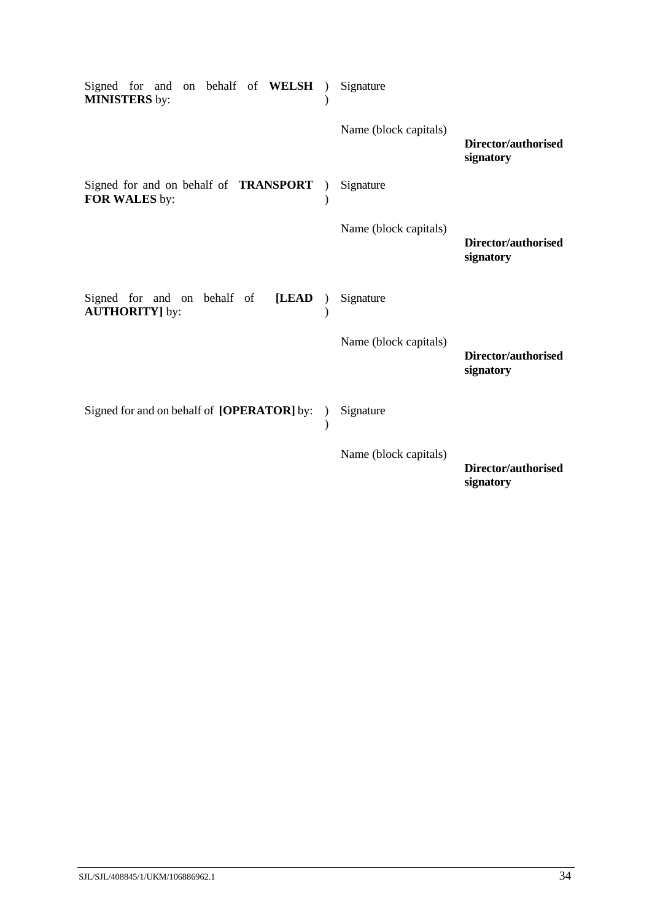Signed for and on behalf of **WELSH MINISTERS** by: ) Signature
)

Name (block capitals)

**Director/authorised signatory**

Signed for and on behalf of **TRANSPORT FOR WALES** by: ) Signature
)

Name (block capitals)

**Director/authorised signatory**

Signed for and on behalf of **[LEAD AUTHORITY]** by: ) Signature
)

Name (block capitals)

**Director/authorised signatory**

Signed for and on behalf of **[OPERATOR]** by: ) Signature
)

Name (block capitals)

**Director/authorised signatory**

SJL/SJL/408845/1/UKM/106886962.1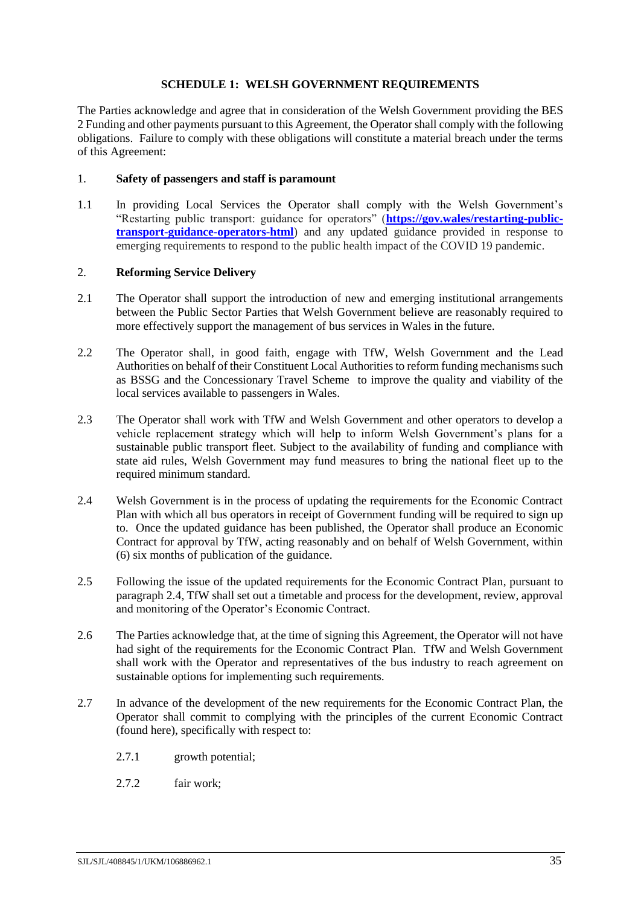## SCHEDULE 1: WELSH GOVERNMENT REQUIREMENTS

The Parties acknowledge and agree that in consideration of the Welsh Government providing the BES 2 Funding and other payments pursuant to this Agreement, the Operator shall comply with the following obligations. Failure to comply with these obligations will constitute a material breach under the terms of this Agreement:

1. **Safety of passengers and staff is paramount**

1.1 In providing Local Services the Operator shall comply with the Welsh Government's "Restarting public transport: guidance for operators" (**https://gov.wales/restarting-public-transport-guidance-operators-html**) and any updated guidance provided in response to emerging requirements to respond to the public health impact of the COVID 19 pandemic.

2. **Reforming Service Delivery**

2.1 The Operator shall support the introduction of new and emerging institutional arrangements between the Public Sector Parties that Welsh Government believe are reasonably required to more effectively support the management of bus services in Wales in the future.

2.2 The Operator shall, in good faith, engage with TfW, Welsh Government and the Lead Authorities on behalf of their Constituent Local Authorities to reform funding mechanisms such as BSSG and the Concessionary Travel Scheme to improve the quality and viability of the local services available to passengers in Wales.

2.3 The Operator shall work with TfW and Welsh Government and other operators to develop a vehicle replacement strategy which will help to inform Welsh Government's plans for a sustainable public transport fleet. Subject to the availability of funding and compliance with state aid rules, Welsh Government may fund measures to bring the national fleet up to the required minimum standard.

2.4 Welsh Government is in the process of updating the requirements for the Economic Contract Plan with which all bus operators in receipt of Government funding will be required to sign up to. Once the updated guidance has been published, the Operator shall produce an Economic Contract for approval by TfW, acting reasonably and on behalf of Welsh Government, within (6) six months of publication of the guidance.

2.5 Following the issue of the updated requirements for the Economic Contract Plan, pursuant to paragraph 2.4, TfW shall set out a timetable and process for the development, review, approval and monitoring of the Operator's Economic Contract.

2.6 The Parties acknowledge that, at the time of signing this Agreement, the Operator will not have had sight of the requirements for the Economic Contract Plan. TfW and Welsh Government shall work with the Operator and representatives of the bus industry to reach agreement on sustainable options for implementing such requirements.

2.7 In advance of the development of the new requirements for the Economic Contract Plan, the Operator shall commit to complying with the principles of the current Economic Contract (found here), specifically with respect to:

2.7.1 growth potential;

2.7.2 fair work;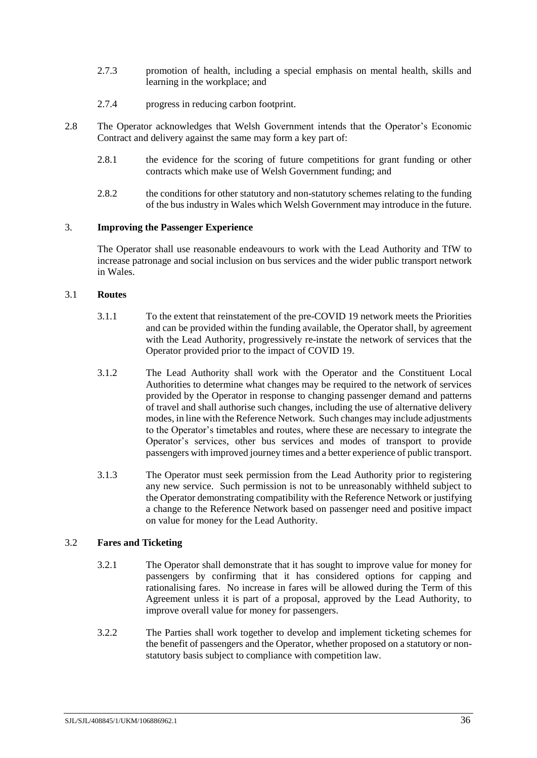2.7.3 promotion of health, including a special emphasis on mental health, skills and learning in the workplace; and

2.7.4 progress in reducing carbon footprint.

2.8 The Operator acknowledges that Welsh Government intends that the Operator's Economic Contract and delivery against the same may form a key part of:

2.8.1 the evidence for the scoring of future competitions for grant funding or other contracts which make use of Welsh Government funding; and

2.8.2 the conditions for other statutory and non-statutory schemes relating to the funding of the bus industry in Wales which Welsh Government may introduce in the future.

## 3. Improving the Passenger Experience

The Operator shall use reasonable endeavours to work with the Lead Authority and TfW to increase patronage and social inclusion on bus services and the wider public transport network in Wales.

### 3.1 Routes

3.1.1 To the extent that reinstatement of the pre-COVID 19 network meets the Priorities and can be provided within the funding available, the Operator shall, by agreement with the Lead Authority, progressively re-instate the network of services that the Operator provided prior to the impact of COVID 19.

3.1.2 The Lead Authority shall work with the Operator and the Constituent Local Authorities to determine what changes may be required to the network of services provided by the Operator in response to changing passenger demand and patterns of travel and shall authorise such changes, including the use of alternative delivery modes, in line with the Reference Network. Such changes may include adjustments to the Operator's timetables and routes, where these are necessary to integrate the Operator's services, other bus services and modes of transport to provide passengers with improved journey times and a better experience of public transport.

3.1.3 The Operator must seek permission from the Lead Authority prior to registering any new service. Such permission is not to be unreasonably withheld subject to the Operator demonstrating compatibility with the Reference Network or justifying a change to the Reference Network based on passenger need and positive impact on value for money for the Lead Authority.

### 3.2 Fares and Ticketing

3.2.1 The Operator shall demonstrate that it has sought to improve value for money for passengers by confirming that it has considered options for capping and rationalising fares. No increase in fares will be allowed during the Term of this Agreement unless it is part of a proposal, approved by the Lead Authority, to improve overall value for money for passengers.

3.2.2 The Parties shall work together to develop and implement ticketing schemes for the benefit of passengers and the Operator, whether proposed on a statutory or non-statutory basis subject to compliance with competition law.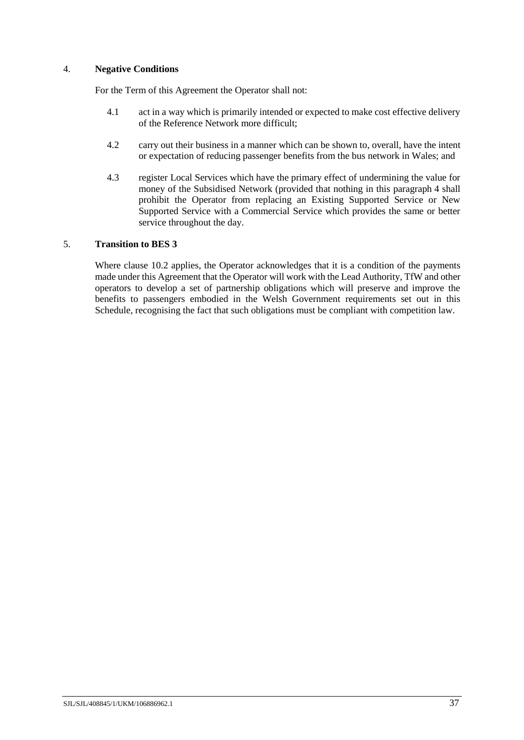## 4. **Negative Conditions**

For the Term of this Agreement the Operator shall not:

4.1 act in a way which is primarily intended or expected to make cost effective delivery of the Reference Network more difficult;

4.2 carry out their business in a manner which can be shown to, overall, have the intent or expectation of reducing passenger benefits from the bus network in Wales; and

4.3 register Local Services which have the primary effect of undermining the value for money of the Subsidised Network (provided that nothing in this paragraph 4 shall prohibit the Operator from replacing an Existing Supported Service or New Supported Service with a Commercial Service which provides the same or better service throughout the day.

## 5. **Transition to BES 3**

Where clause 10.2 applies, the Operator acknowledges that it is a condition of the payments made under this Agreement that the Operator will work with the Lead Authority, TfW and other operators to develop a set of partnership obligations which will preserve and improve the benefits to passengers embodied in the Welsh Government requirements set out in this Schedule, recognising the fact that such obligations must be compliant with competition law.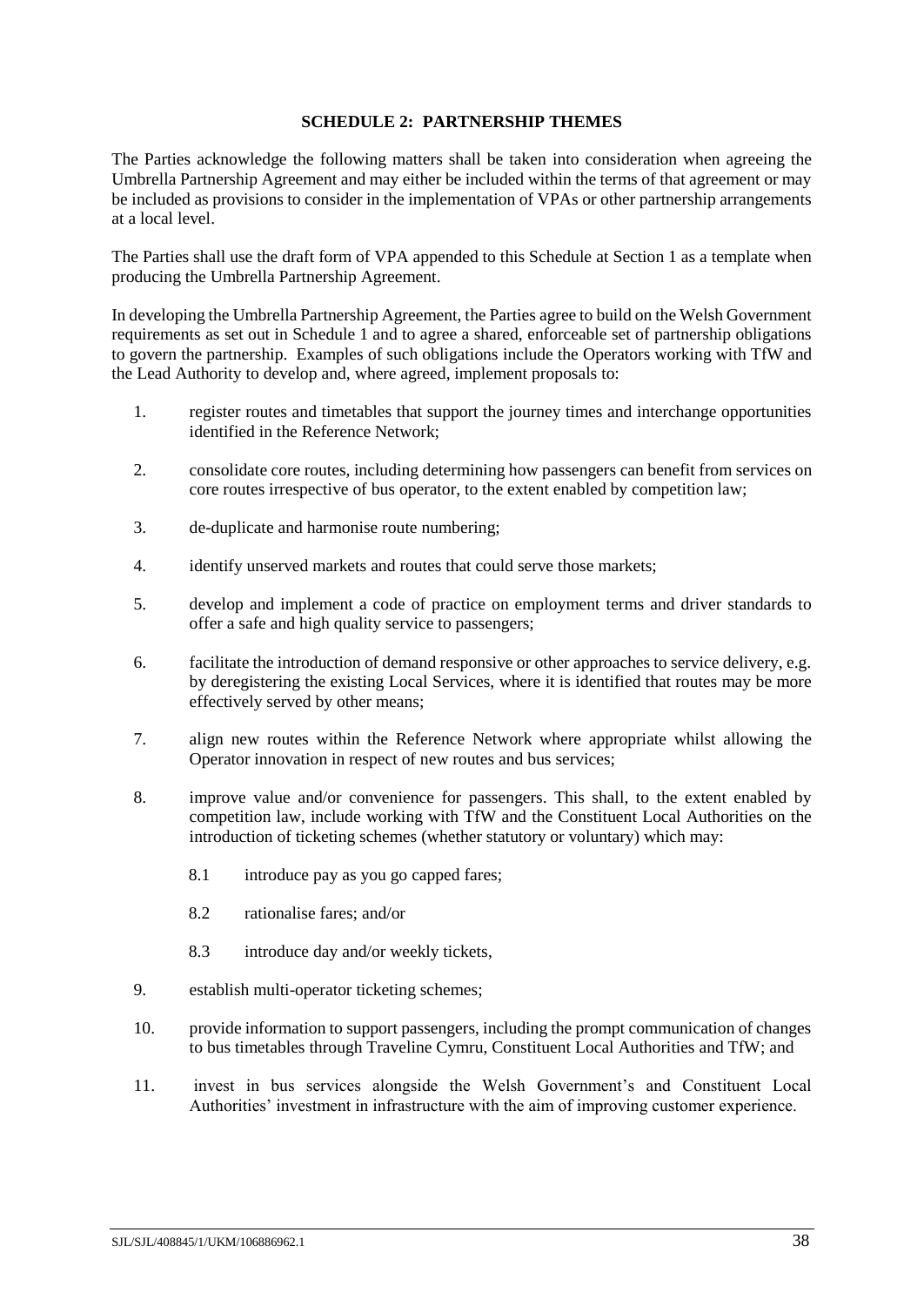## SCHEDULE 2: PARTNERSHIP THEMES

The Parties acknowledge the following matters shall be taken into consideration when agreeing the Umbrella Partnership Agreement and may either be included within the terms of that agreement or may be included as provisions to consider in the implementation of VPAs or other partnership arrangements at a local level.

The Parties shall use the draft form of VPA appended to this Schedule at Section 1 as a template when producing the Umbrella Partnership Agreement.

In developing the Umbrella Partnership Agreement, the Parties agree to build on the Welsh Government requirements as set out in Schedule 1 and to agree a shared, enforceable set of partnership obligations to govern the partnership. Examples of such obligations include the Operators working with TfW and the Lead Authority to develop and, where agreed, implement proposals to:

1. register routes and timetables that support the journey times and interchange opportunities identified in the Reference Network;

2. consolidate core routes, including determining how passengers can benefit from services on core routes irrespective of bus operator, to the extent enabled by competition law;

3. de-duplicate and harmonise route numbering;

4. identify unserved markets and routes that could serve those markets;

5. develop and implement a code of practice on employment terms and driver standards to offer a safe and high quality service to passengers;

6. facilitate the introduction of demand responsive or other approaches to service delivery, e.g. by deregistering the existing Local Services, where it is identified that routes may be more effectively served by other means;

7. align new routes within the Reference Network where appropriate whilst allowing the Operator innovation in respect of new routes and bus services;

8. improve value and/or convenience for passengers. This shall, to the extent enabled by competition law, include working with TfW and the Constituent Local Authorities on the introduction of ticketing schemes (whether statutory or voluntary) which may:

   8.1 introduce pay as you go capped fares;

   8.2 rationalise fares; and/or

   8.3 introduce day and/or weekly tickets,

9. establish multi-operator ticketing schemes;

10. provide information to support passengers, including the prompt communication of changes to bus timetables through Traveline Cymru, Constituent Local Authorities and TfW; and

11. invest in bus services alongside the Welsh Government's and Constituent Local Authorities' investment in infrastructure with the aim of improving customer experience.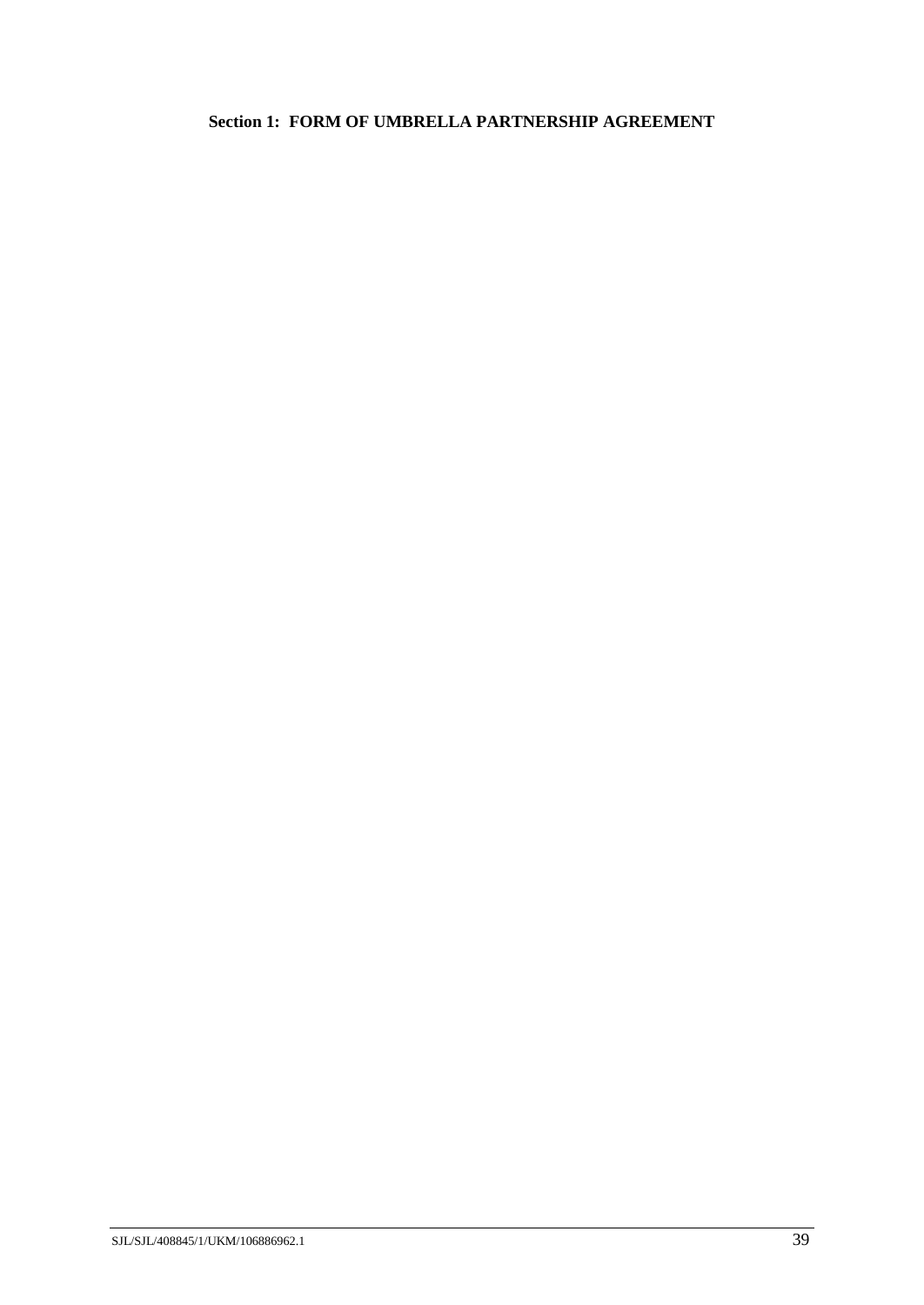**Section 1: FORM OF UMBRELLA PARTNERSHIP AGREEMENT**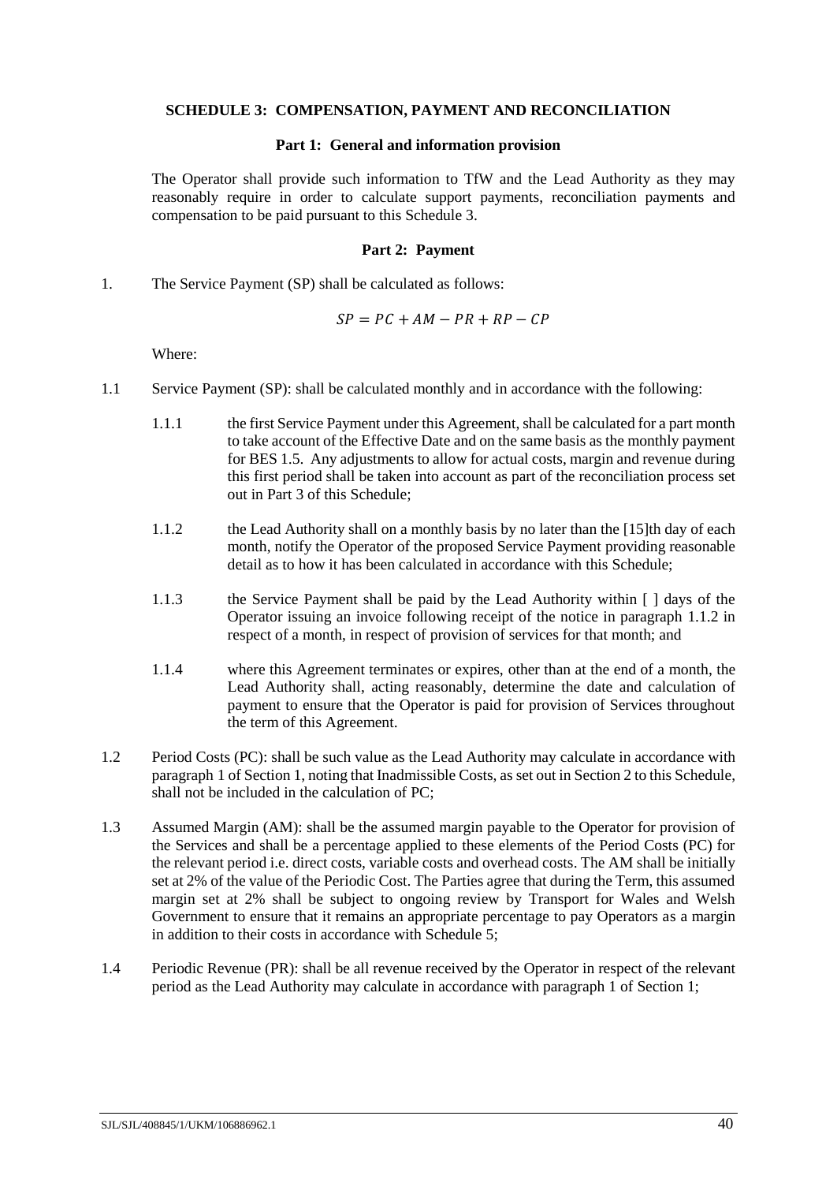## SCHEDULE 3: COMPENSATION, PAYMENT AND RECONCILIATION

### Part 1: General and information provision

The Operator shall provide such information to TfW and the Lead Authority as they may reasonably require in order to calculate support payments, reconciliation payments and compensation to be paid pursuant to this Schedule 3.

### Part 2: Payment

1. The Service Payment (SP) shall be calculated as follows:

$$SP = PC + AM - PR + RP - CP$$

Where:

1.1 Service Payment (SP): shall be calculated monthly and in accordance with the following:

1.1.1 the first Service Payment under this Agreement, shall be calculated for a part month to take account of the Effective Date and on the same basis as the monthly payment for BES 1.5. Any adjustments to allow for actual costs, margin and revenue during this first period shall be taken into account as part of the reconciliation process set out in Part 3 of this Schedule;

1.1.2 the Lead Authority shall on a monthly basis by no later than the [15]th day of each month, notify the Operator of the proposed Service Payment providing reasonable detail as to how it has been calculated in accordance with this Schedule;

1.1.3 the Service Payment shall be paid by the Lead Authority within [ ] days of the Operator issuing an invoice following receipt of the notice in paragraph 1.1.2 in respect of a month, in respect of provision of services for that month; and

1.1.4 where this Agreement terminates or expires, other than at the end of a month, the Lead Authority shall, acting reasonably, determine the date and calculation of payment to ensure that the Operator is paid for provision of Services throughout the term of this Agreement.

1.2 Period Costs (PC): shall be such value as the Lead Authority may calculate in accordance with paragraph 1 of Section 1, noting that Inadmissible Costs, as set out in Section 2 to this Schedule, shall not be included in the calculation of PC;

1.3 Assumed Margin (AM): shall be the assumed margin payable to the Operator for provision of the Services and shall be a percentage applied to these elements of the Period Costs (PC) for the relevant period i.e. direct costs, variable costs and overhead costs. The AM shall be initially set at 2% of the value of the Periodic Cost. The Parties agree that during the Term, this assumed margin set at 2% shall be subject to ongoing review by Transport for Wales and Welsh Government to ensure that it remains an appropriate percentage to pay Operators as a margin in addition to their costs in accordance with Schedule 5;

1.4 Periodic Revenue (PR): shall be all revenue received by the Operator in respect of the relevant period as the Lead Authority may calculate in accordance with paragraph 1 of Section 1;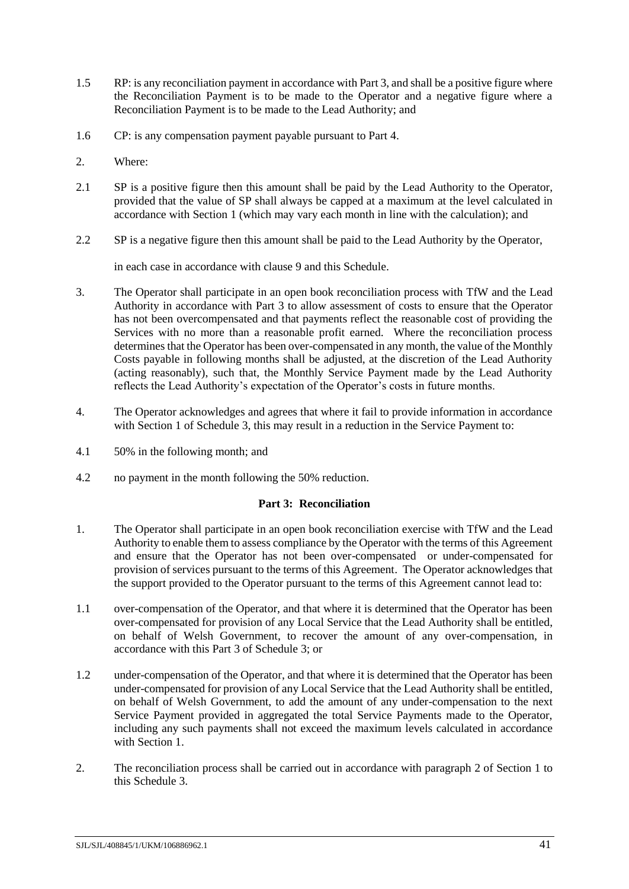1.5 RP: is any reconciliation payment in accordance with Part 3, and shall be a positive figure where the Reconciliation Payment is to be made to the Operator and a negative figure where a Reconciliation Payment is to be made to the Lead Authority; and

1.6 CP: is any compensation payment payable pursuant to Part 4.

2. Where:

2.1 SP is a positive figure then this amount shall be paid by the Lead Authority to the Operator, provided that the value of SP shall always be capped at a maximum at the level calculated in accordance with Section 1 (which may vary each month in line with the calculation); and

2.2 SP is a negative figure then this amount shall be paid to the Lead Authority by the Operator,

in each case in accordance with clause 9 and this Schedule.

3. The Operator shall participate in an open book reconciliation process with TfW and the Lead Authority in accordance with Part 3 to allow assessment of costs to ensure that the Operator has not been overcompensated and that payments reflect the reasonable cost of providing the Services with no more than a reasonable profit earned. Where the reconciliation process determines that the Operator has been over-compensated in any month, the value of the Monthly Costs payable in following months shall be adjusted, at the discretion of the Lead Authority (acting reasonably), such that, the Monthly Service Payment made by the Lead Authority reflects the Lead Authority's expectation of the Operator's costs in future months.

4. The Operator acknowledges and agrees that where it fail to provide information in accordance with Section 1 of Schedule 3, this may result in a reduction in the Service Payment to:

4.1 50% in the following month; and

4.2 no payment in the month following the 50% reduction.

## Part 3: Reconciliation

1. The Operator shall participate in an open book reconciliation exercise with TfW and the Lead Authority to enable them to assess compliance by the Operator with the terms of this Agreement and ensure that the Operator has not been over-compensated or under-compensated for provision of services pursuant to the terms of this Agreement. The Operator acknowledges that the support provided to the Operator pursuant to the terms of this Agreement cannot lead to:

1.1 over-compensation of the Operator, and that where it is determined that the Operator has been over-compensated for provision of any Local Service that the Lead Authority shall be entitled, on behalf of Welsh Government, to recover the amount of any over-compensation, in accordance with this Part 3 of Schedule 3; or

1.2 under-compensation of the Operator, and that where it is determined that the Operator has been under-compensated for provision of any Local Service that the Lead Authority shall be entitled, on behalf of Welsh Government, to add the amount of any under-compensation to the next Service Payment provided in aggregated the total Service Payments made to the Operator, including any such payments shall not exceed the maximum levels calculated in accordance with Section 1.

2. The reconciliation process shall be carried out in accordance with paragraph 2 of Section 1 to this Schedule 3.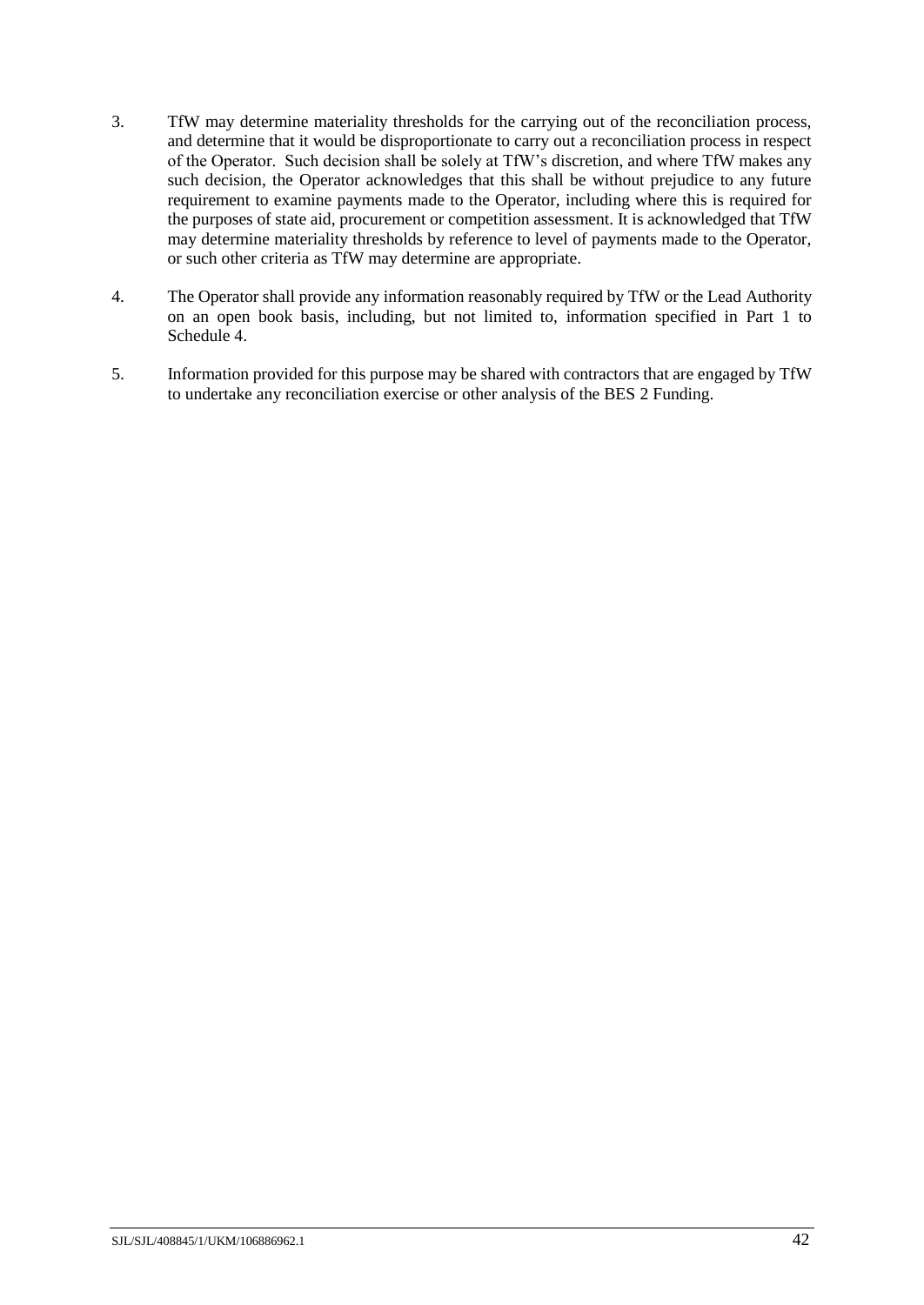3. TfW may determine materiality thresholds for the carrying out of the reconciliation process, and determine that it would be disproportionate to carry out a reconciliation process in respect of the Operator. Such decision shall be solely at TfW's discretion, and where TfW makes any such decision, the Operator acknowledges that this shall be without prejudice to any future requirement to examine payments made to the Operator, including where this is required for the purposes of state aid, procurement or competition assessment. It is acknowledged that TfW may determine materiality thresholds by reference to level of payments made to the Operator, or such other criteria as TfW may determine are appropriate.

4. The Operator shall provide any information reasonably required by TfW or the Lead Authority on an open book basis, including, but not limited to, information specified in Part 1 to Schedule 4.

5. Information provided for this purpose may be shared with contractors that are engaged by TfW to undertake any reconciliation exercise or other analysis of the BES 2 Funding.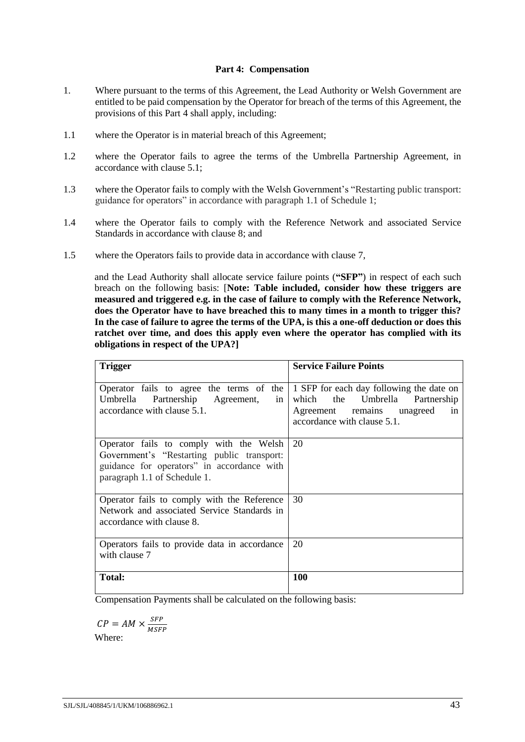**Part 4: Compensation**

1. Where pursuant to the terms of this Agreement, the Lead Authority or Welsh Government are entitled to be paid compensation by the Operator for breach of the terms of this Agreement, the provisions of this Part 4 shall apply, including:

1.1 where the Operator is in material breach of this Agreement;

1.2 where the Operator fails to agree the terms of the Umbrella Partnership Agreement, in accordance with clause 5.1;

1.3 where the Operator fails to comply with the Welsh Government's "Restarting public transport: guidance for operators" in accordance with paragraph 1.1 of Schedule 1;

1.4 where the Operator fails to comply with the Reference Network and associated Service Standards in accordance with clause 8; and

1.5 where the Operators fails to provide data in accordance with clause 7,

and the Lead Authority shall allocate service failure points (**"SFP"**) in respect of each such breach on the following basis: [**Note: Table included, consider how these triggers are measured and triggered e.g. in the case of failure to comply with the Reference Network, does the Operator have to have breached this to many times in a month to trigger this? In the case of failure to agree the terms of the UPA, is this a one-off deduction or does this ratchet over time, and does this apply even where the operator has complied with its obligations in respect of the UPA?]**

| **Trigger** | **Service Failure Points** |
| --- | --- |
| Operator fails to agree the terms of the Umbrella Partnership Agreement, in accordance with clause 5.1. | 1 SFP for each day following the date on which the Umbrella Partnership Agreement remains unagreed in accordance with clause 5.1. |
| Operator fails to comply with the Welsh Government's "Restarting public transport: guidance for operators" in accordance with paragraph 1.1 of Schedule 1. | 20 |
| Operator fails to comply with the Reference Network and associated Service Standards in accordance with clause 8. | 30 |
| Operators fails to provide data in accordance with clause 7 | 20 |
| **Total:** | **100** |

Compensation Payments shall be calculated on the following basis:

$$CP = AM \times \frac{SFP}{MSFP}$$

Where: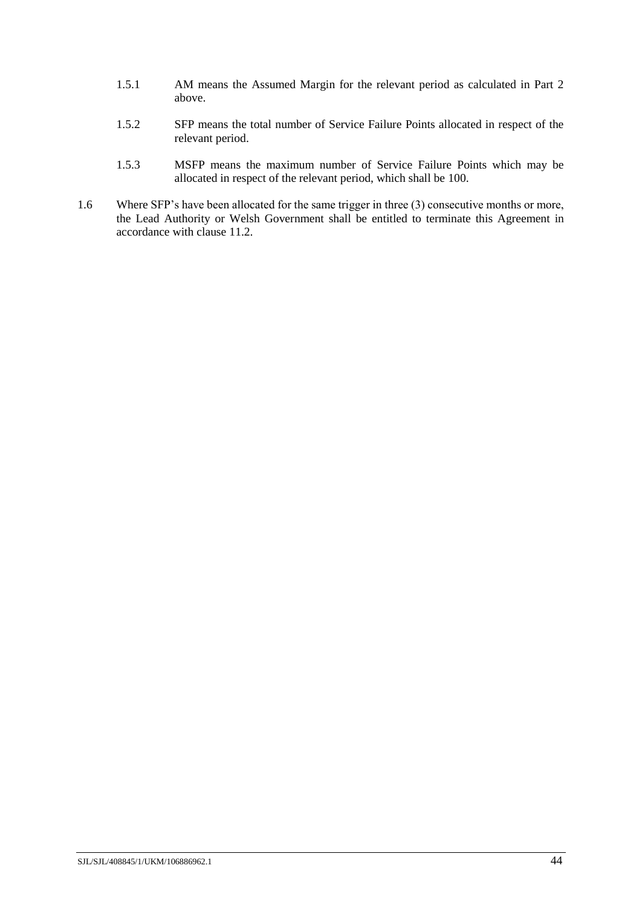1.5.1 AM means the Assumed Margin for the relevant period as calculated in Part 2 above.

1.5.2 SFP means the total number of Service Failure Points allocated in respect of the relevant period.

1.5.3 MSFP means the maximum number of Service Failure Points which may be allocated in respect of the relevant period, which shall be 100.

1.6 Where SFP's have been allocated for the same trigger in three (3) consecutive months or more, the Lead Authority or Welsh Government shall be entitled to terminate this Agreement in accordance with clause 11.2.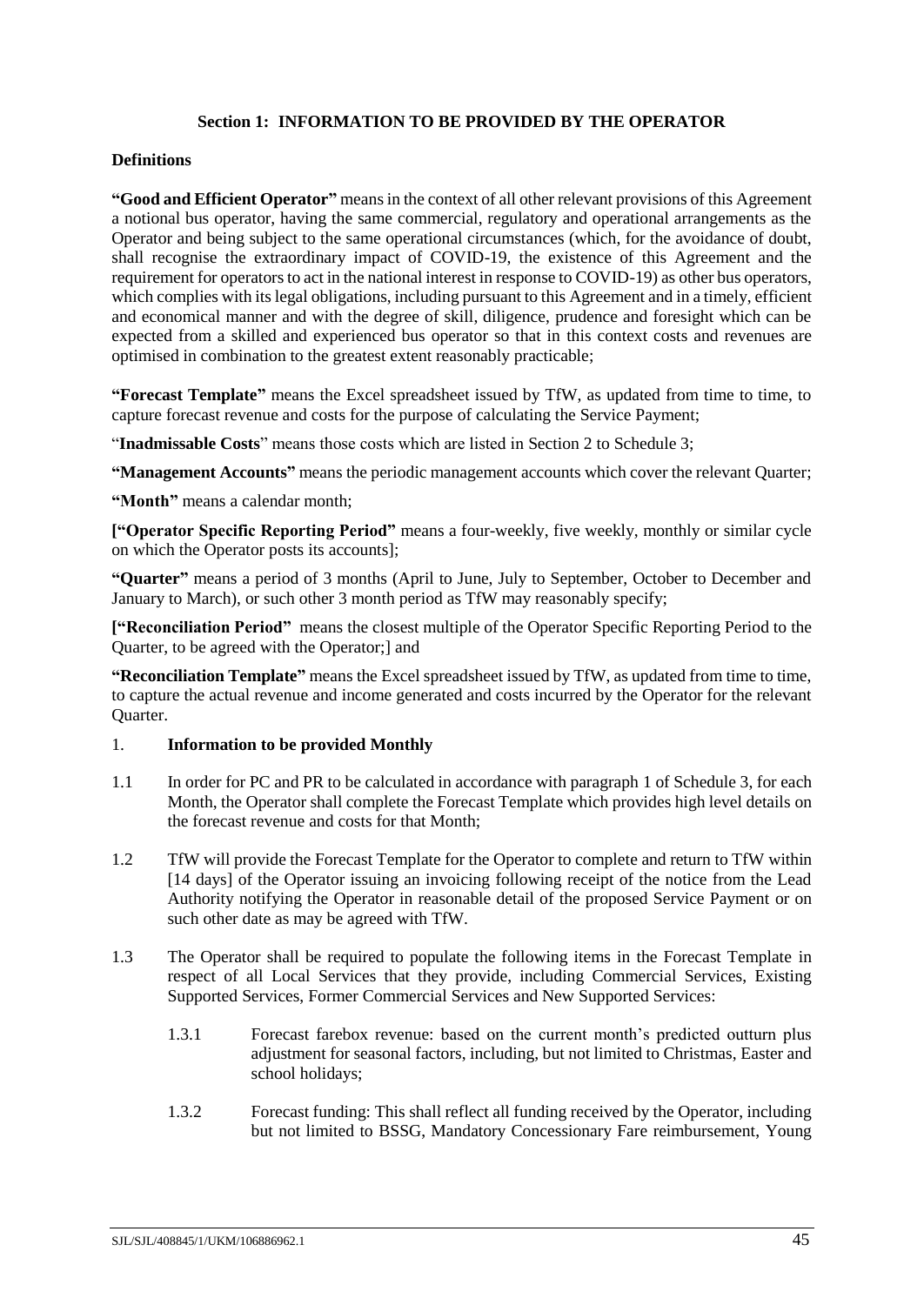## Section 1: INFORMATION TO BE PROVIDED BY THE OPERATOR

**Definitions**

**"Good and Efficient Operator"** means in the context of all other relevant provisions of this Agreement a notional bus operator, having the same commercial, regulatory and operational arrangements as the Operator and being subject to the same operational circumstances (which, for the avoidance of doubt, shall recognise the extraordinary impact of COVID-19, the existence of this Agreement and the requirement for operators to act in the national interest in response to COVID-19) as other bus operators, which complies with its legal obligations, including pursuant to this Agreement and in a timely, efficient and economical manner and with the degree of skill, diligence, prudence and foresight which can be expected from a skilled and experienced bus operator so that in this context costs and revenues are optimised in combination to the greatest extent reasonably practicable;

**"Forecast Template"** means the Excel spreadsheet issued by TfW, as updated from time to time, to capture forecast revenue and costs for the purpose of calculating the Service Payment;

"**Inadmissable Costs**" means those costs which are listed in Section 2 to Schedule 3;

**"Management Accounts"** means the periodic management accounts which cover the relevant Quarter;

**"Month"** means a calendar month;

**["Operator Specific Reporting Period"** means a four-weekly, five weekly, monthly or similar cycle on which the Operator posts its accounts];

**"Quarter"** means a period of 3 months (April to June, July to September, October to December and January to March), or such other 3 month period as TfW may reasonably specify;

**["Reconciliation Period"** means the closest multiple of the Operator Specific Reporting Period to the Quarter, to be agreed with the Operator;] and

**"Reconciliation Template"** means the Excel spreadsheet issued by TfW, as updated from time to time, to capture the actual revenue and income generated and costs incurred by the Operator for the relevant Quarter.

1. **Information to be provided Monthly**

1.1 In order for PC and PR to be calculated in accordance with paragraph 1 of Schedule 3, for each Month, the Operator shall complete the Forecast Template which provides high level details on the forecast revenue and costs for that Month;

1.2 TfW will provide the Forecast Template for the Operator to complete and return to TfW within [14 days] of the Operator issuing an invoicing following receipt of the notice from the Lead Authority notifying the Operator in reasonable detail of the proposed Service Payment or on such other date as may be agreed with TfW.

1.3 The Operator shall be required to populate the following items in the Forecast Template in respect of all Local Services that they provide, including Commercial Services, Existing Supported Services, Former Commercial Services and New Supported Services:

1.3.1 Forecast farebox revenue: based on the current month's predicted outturn plus adjustment for seasonal factors, including, but not limited to Christmas, Easter and school holidays;

1.3.2 Forecast funding: This shall reflect all funding received by the Operator, including but not limited to BSSG, Mandatory Concessionary Fare reimbursement, Young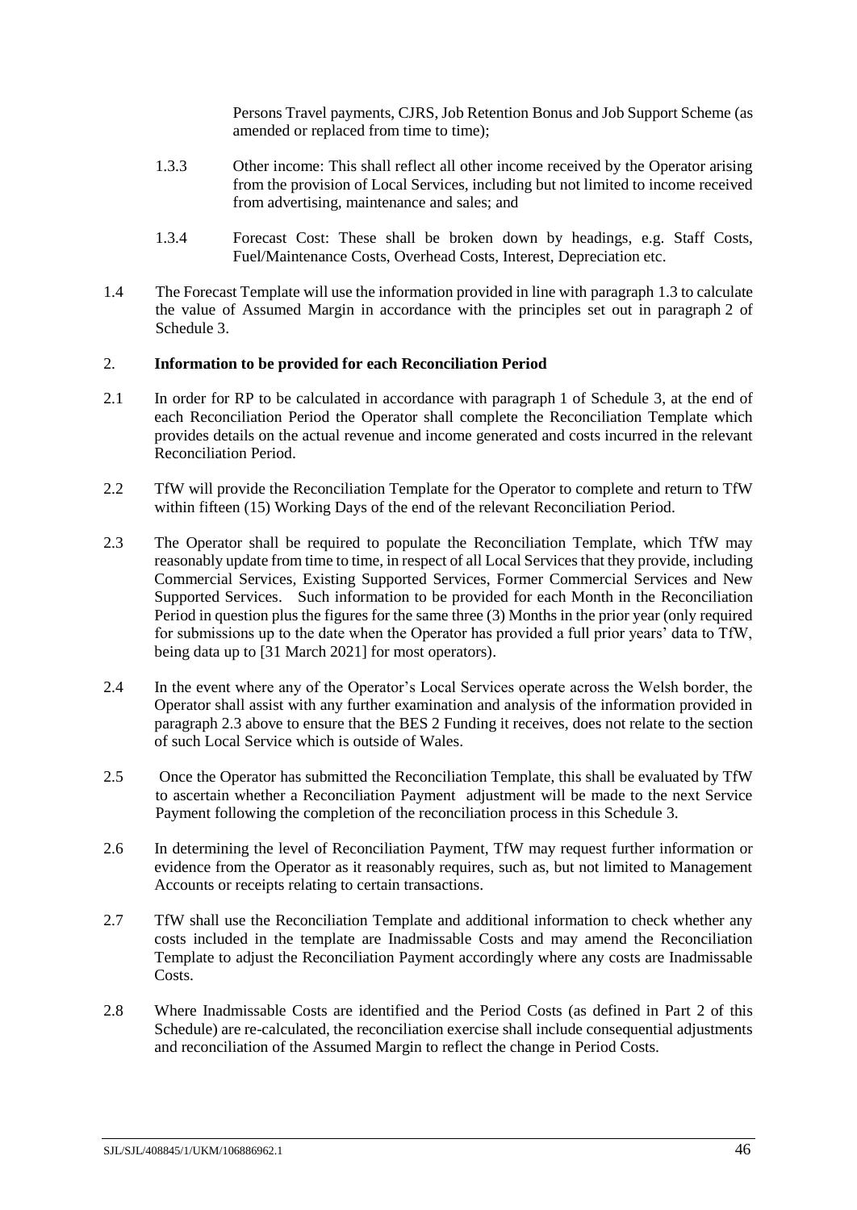Persons Travel payments, CJRS, Job Retention Bonus and Job Support Scheme (as amended or replaced from time to time);

1.3.3 Other income: This shall reflect all other income received by the Operator arising from the provision of Local Services, including but not limited to income received from advertising, maintenance and sales; and

1.3.4 Forecast Cost: These shall be broken down by headings, e.g. Staff Costs, Fuel/Maintenance Costs, Overhead Costs, Interest, Depreciation etc.

1.4 The Forecast Template will use the information provided in line with paragraph 1.3 to calculate the value of Assumed Margin in accordance with the principles set out in paragraph 2 of Schedule 3.

## 2. **Information to be provided for each Reconciliation Period**

2.1 In order for RP to be calculated in accordance with paragraph 1 of Schedule 3, at the end of each Reconciliation Period the Operator shall complete the Reconciliation Template which provides details on the actual revenue and income generated and costs incurred in the relevant Reconciliation Period.

2.2 TfW will provide the Reconciliation Template for the Operator to complete and return to TfW within fifteen (15) Working Days of the end of the relevant Reconciliation Period.

2.3 The Operator shall be required to populate the Reconciliation Template, which TfW may reasonably update from time to time, in respect of all Local Services that they provide, including Commercial Services, Existing Supported Services, Former Commercial Services and New Supported Services. Such information to be provided for each Month in the Reconciliation Period in question plus the figures for the same three (3) Months in the prior year (only required for submissions up to the date when the Operator has provided a full prior years' data to TfW, being data up to [31 March 2021] for most operators).

2.4 In the event where any of the Operator's Local Services operate across the Welsh border, the Operator shall assist with any further examination and analysis of the information provided in paragraph 2.3 above to ensure that the BES 2 Funding it receives, does not relate to the section of such Local Service which is outside of Wales.

2.5 Once the Operator has submitted the Reconciliation Template, this shall be evaluated by TfW to ascertain whether a Reconciliation Payment adjustment will be made to the next Service Payment following the completion of the reconciliation process in this Schedule 3.

2.6 In determining the level of Reconciliation Payment, TfW may request further information or evidence from the Operator as it reasonably requires, such as, but not limited to Management Accounts or receipts relating to certain transactions.

2.7 TfW shall use the Reconciliation Template and additional information to check whether any costs included in the template are Inadmissable Costs and may amend the Reconciliation Template to adjust the Reconciliation Payment accordingly where any costs are Inadmissable Costs.

2.8 Where Inadmissable Costs are identified and the Period Costs (as defined in Part 2 of this Schedule) are re-calculated, the reconciliation exercise shall include consequential adjustments and reconciliation of the Assumed Margin to reflect the change in Period Costs.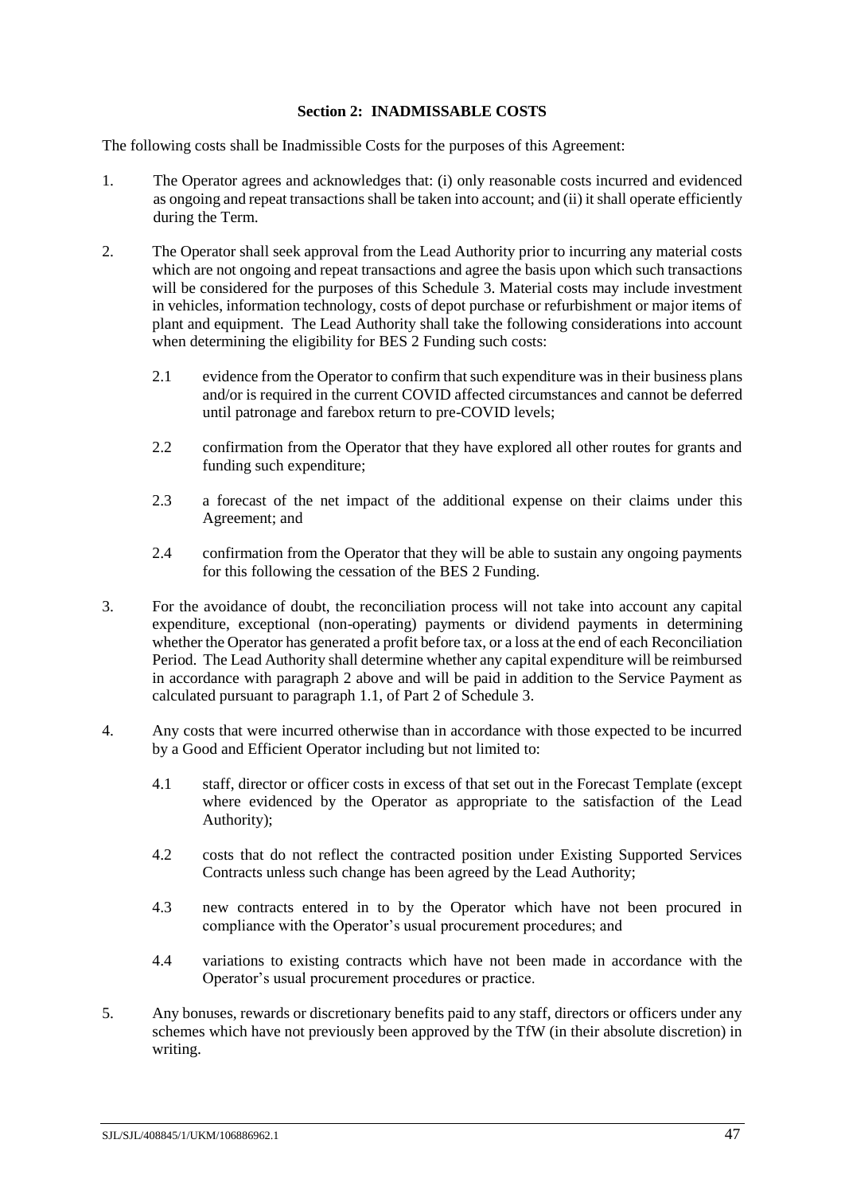### Section 2: INADMISSABLE COSTS

The following costs shall be Inadmissible Costs for the purposes of this Agreement:

1. The Operator agrees and acknowledges that: (i) only reasonable costs incurred and evidenced as ongoing and repeat transactions shall be taken into account; and (ii) it shall operate efficiently during the Term.

2. The Operator shall seek approval from the Lead Authority prior to incurring any material costs which are not ongoing and repeat transactions and agree the basis upon which such transactions will be considered for the purposes of this Schedule 3. Material costs may include investment in vehicles, information technology, costs of depot purchase or refurbishment or major items of plant and equipment. The Lead Authority shall take the following considerations into account when determining the eligibility for BES 2 Funding such costs:

   2.1 evidence from the Operator to confirm that such expenditure was in their business plans and/or is required in the current COVID affected circumstances and cannot be deferred until patronage and farebox return to pre-COVID levels;

   2.2 confirmation from the Operator that they have explored all other routes for grants and funding such expenditure;

   2.3 a forecast of the net impact of the additional expense on their claims under this Agreement; and

   2.4 confirmation from the Operator that they will be able to sustain any ongoing payments for this following the cessation of the BES 2 Funding.

3. For the avoidance of doubt, the reconciliation process will not take into account any capital expenditure, exceptional (non-operating) payments or dividend payments in determining whether the Operator has generated a profit before tax, or a loss at the end of each Reconciliation Period. The Lead Authority shall determine whether any capital expenditure will be reimbursed in accordance with paragraph 2 above and will be paid in addition to the Service Payment as calculated pursuant to paragraph 1.1, of Part 2 of Schedule 3.

4. Any costs that were incurred otherwise than in accordance with those expected to be incurred by a Good and Efficient Operator including but not limited to:

   4.1 staff, director or officer costs in excess of that set out in the Forecast Template (except where evidenced by the Operator as appropriate to the satisfaction of the Lead Authority);

   4.2 costs that do not reflect the contracted position under Existing Supported Services Contracts unless such change has been agreed by the Lead Authority;

   4.3 new contracts entered in to by the Operator which have not been procured in compliance with the Operator's usual procurement procedures; and

   4.4 variations to existing contracts which have not been made in accordance with the Operator's usual procurement procedures or practice.

5. Any bonuses, rewards or discretionary benefits paid to any staff, directors or officers under any schemes which have not previously been approved by the TfW (in their absolute discretion) in writing.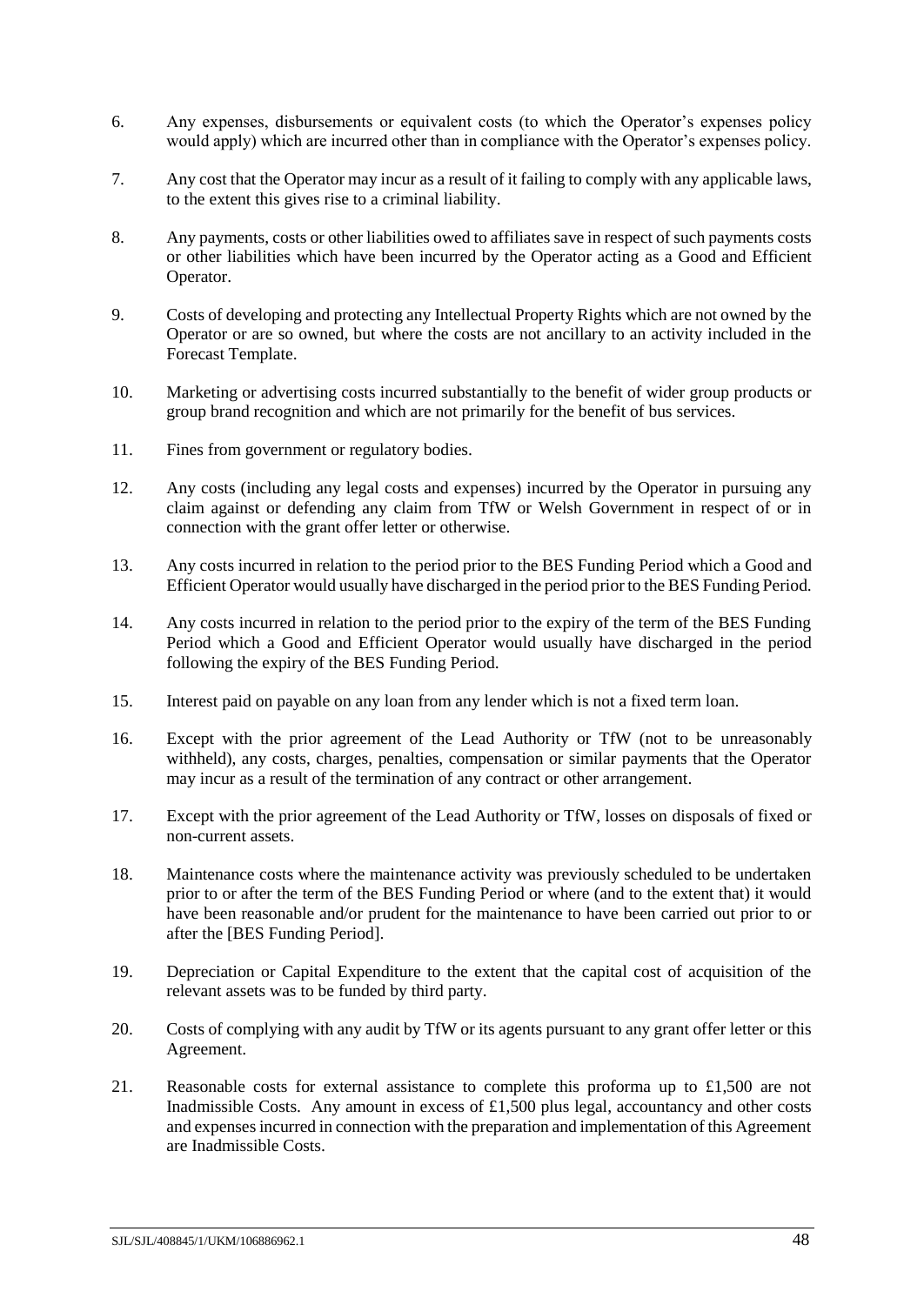6. Any expenses, disbursements or equivalent costs (to which the Operator's expenses policy would apply) which are incurred other than in compliance with the Operator's expenses policy.

7. Any cost that the Operator may incur as a result of it failing to comply with any applicable laws, to the extent this gives rise to a criminal liability.

8. Any payments, costs or other liabilities owed to affiliates save in respect of such payments costs or other liabilities which have been incurred by the Operator acting as a Good and Efficient Operator.

9. Costs of developing and protecting any Intellectual Property Rights which are not owned by the Operator or are so owned, but where the costs are not ancillary to an activity included in the Forecast Template.

10. Marketing or advertising costs incurred substantially to the benefit of wider group products or group brand recognition and which are not primarily for the benefit of bus services.

11. Fines from government or regulatory bodies.

12. Any costs (including any legal costs and expenses) incurred by the Operator in pursuing any claim against or defending any claim from TfW or Welsh Government in respect of or in connection with the grant offer letter or otherwise.

13. Any costs incurred in relation to the period prior to the BES Funding Period which a Good and Efficient Operator would usually have discharged in the period prior to the BES Funding Period.

14. Any costs incurred in relation to the period prior to the expiry of the term of the BES Funding Period which a Good and Efficient Operator would usually have discharged in the period following the expiry of the BES Funding Period.

15. Interest paid on payable on any loan from any lender which is not a fixed term loan.

16. Except with the prior agreement of the Lead Authority or TfW (not to be unreasonably withheld), any costs, charges, penalties, compensation or similar payments that the Operator may incur as a result of the termination of any contract or other arrangement.

17. Except with the prior agreement of the Lead Authority or TfW, losses on disposals of fixed or non-current assets.

18. Maintenance costs where the maintenance activity was previously scheduled to be undertaken prior to or after the term of the BES Funding Period or where (and to the extent that) it would have been reasonable and/or prudent for the maintenance to have been carried out prior to or after the [BES Funding Period].

19. Depreciation or Capital Expenditure to the extent that the capital cost of acquisition of the relevant assets was to be funded by third party.

20. Costs of complying with any audit by TfW or its agents pursuant to any grant offer letter or this Agreement.

21. Reasonable costs for external assistance to complete this proforma up to £1,500 are not Inadmissible Costs. Any amount in excess of £1,500 plus legal, accountancy and other costs and expenses incurred in connection with the preparation and implementation of this Agreement are Inadmissible Costs.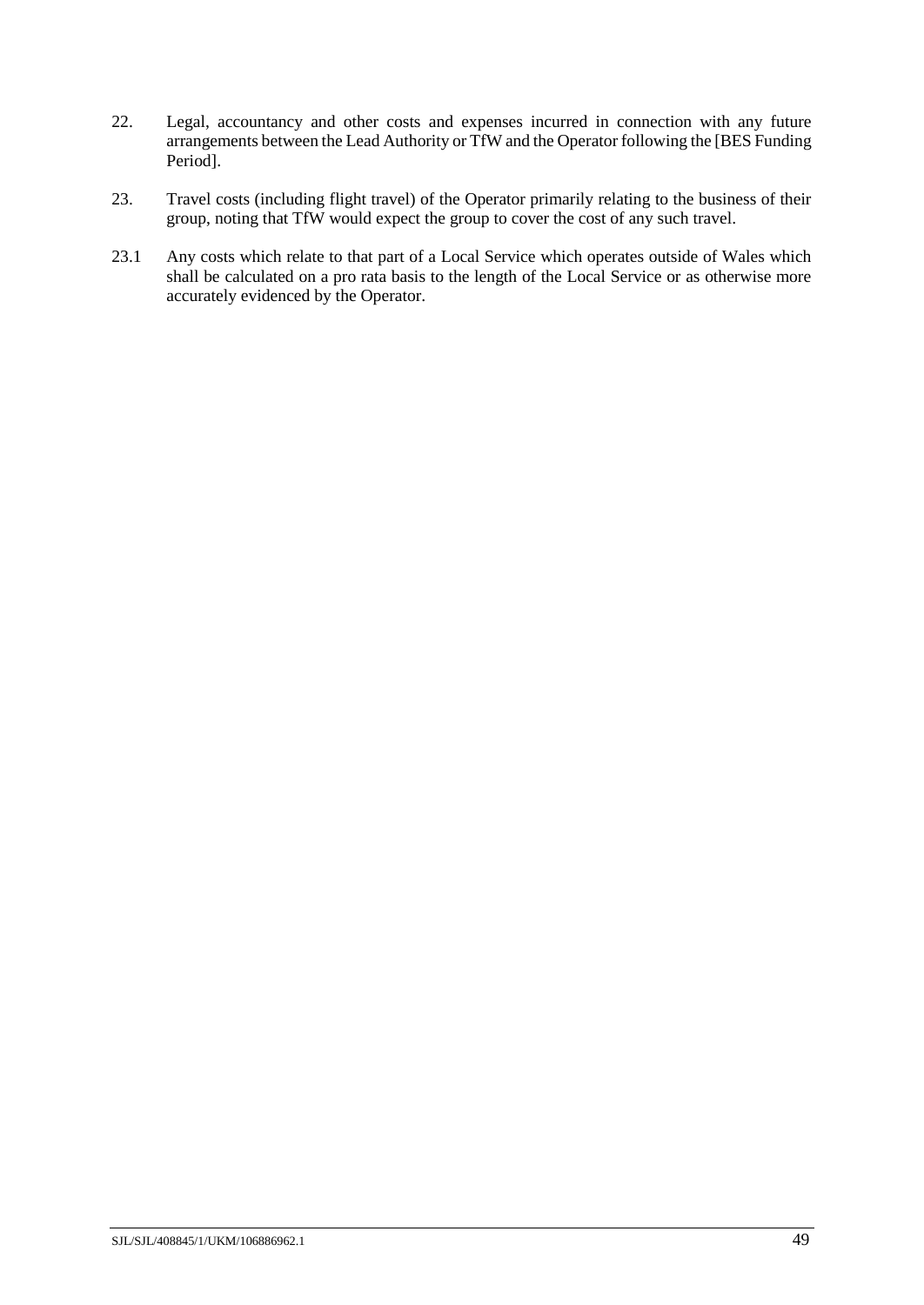22. Legal, accountancy and other costs and expenses incurred in connection with any future arrangements between the Lead Authority or TfW and the Operator following the [BES Funding Period].

23. Travel costs (including flight travel) of the Operator primarily relating to the business of their group, noting that TfW would expect the group to cover the cost of any such travel.

23.1 Any costs which relate to that part of a Local Service which operates outside of Wales which shall be calculated on a pro rata basis to the length of the Local Service or as otherwise more accurately evidenced by the Operator.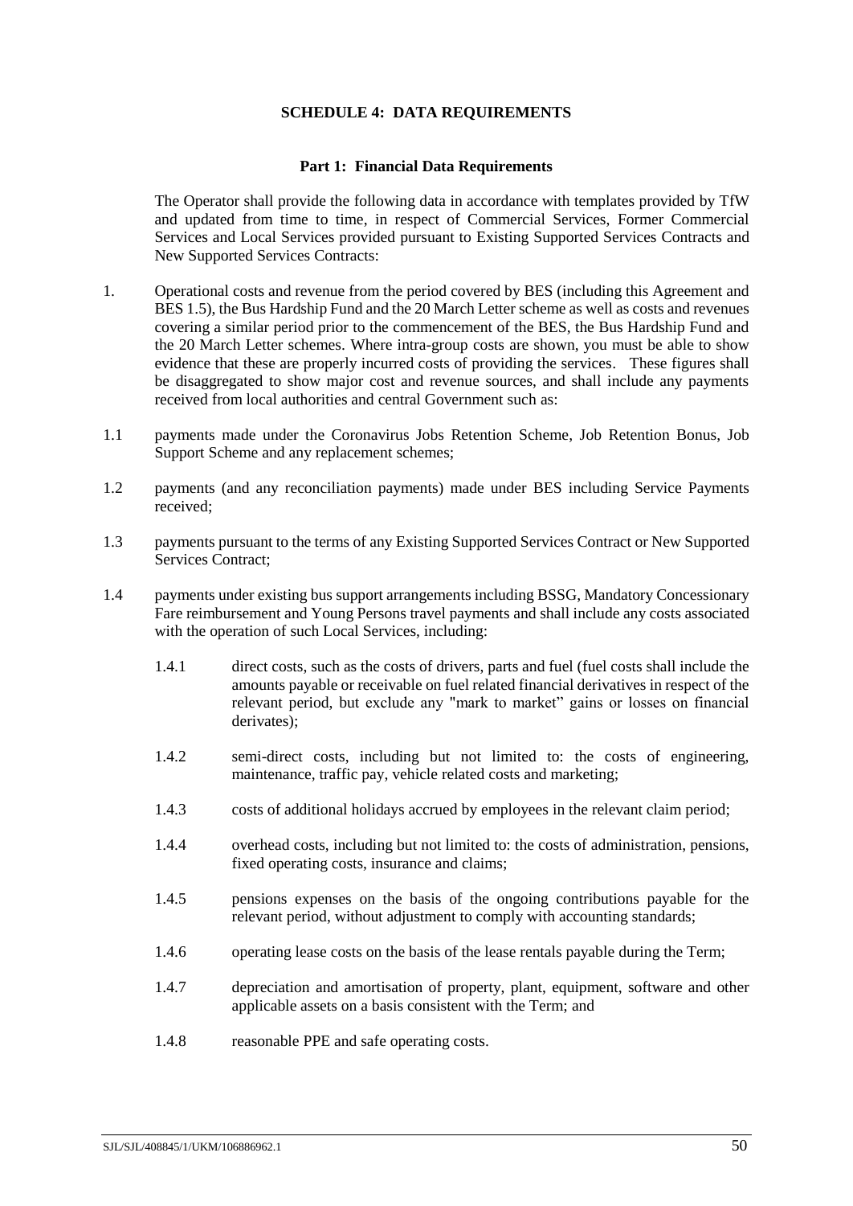# SCHEDULE 4: DATA REQUIREMENTS

## Part 1: Financial Data Requirements

The Operator shall provide the following data in accordance with templates provided by TfW and updated from time to time, in respect of Commercial Services, Former Commercial Services and Local Services provided pursuant to Existing Supported Services Contracts and New Supported Services Contracts:

1. Operational costs and revenue from the period covered by BES (including this Agreement and BES 1.5), the Bus Hardship Fund and the 20 March Letter scheme as well as costs and revenues covering a similar period prior to the commencement of the BES, the Bus Hardship Fund and the 20 March Letter schemes. Where intra-group costs are shown, you must be able to show evidence that these are properly incurred costs of providing the services. These figures shall be disaggregated to show major cost and revenue sources, and shall include any payments received from local authorities and central Government such as:

1.1 payments made under the Coronavirus Jobs Retention Scheme, Job Retention Bonus, Job Support Scheme and any replacement schemes;

1.2 payments (and any reconciliation payments) made under BES including Service Payments received;

1.3 payments pursuant to the terms of any Existing Supported Services Contract or New Supported Services Contract;

1.4 payments under existing bus support arrangements including BSSG, Mandatory Concessionary Fare reimbursement and Young Persons travel payments and shall include any costs associated with the operation of such Local Services, including:

1.4.1 direct costs, such as the costs of drivers, parts and fuel (fuel costs shall include the amounts payable or receivable on fuel related financial derivatives in respect of the relevant period, but exclude any "mark to market" gains or losses on financial derivates);

1.4.2 semi-direct costs, including but not limited to: the costs of engineering, maintenance, traffic pay, vehicle related costs and marketing;

1.4.3 costs of additional holidays accrued by employees in the relevant claim period;

1.4.4 overhead costs, including but not limited to: the costs of administration, pensions, fixed operating costs, insurance and claims;

1.4.5 pensions expenses on the basis of the ongoing contributions payable for the relevant period, without adjustment to comply with accounting standards;

1.4.6 operating lease costs on the basis of the lease rentals payable during the Term;

1.4.7 depreciation and amortisation of property, plant, equipment, software and other applicable assets on a basis consistent with the Term; and

1.4.8 reasonable PPE and safe operating costs.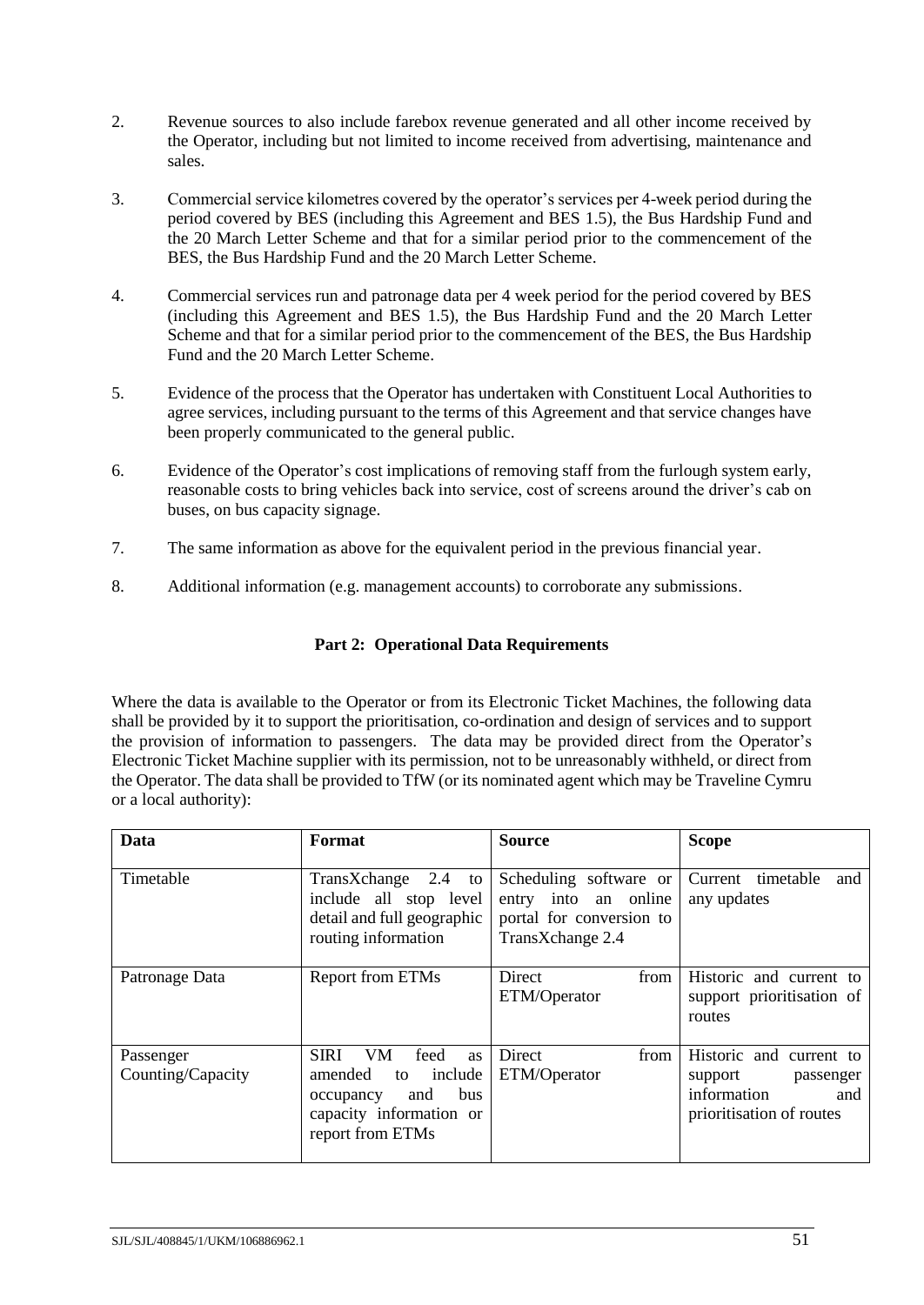2. Revenue sources to also include farebox revenue generated and all other income received by the Operator, including but not limited to income received from advertising, maintenance and sales.

3. Commercial service kilometres covered by the operator's services per 4-week period during the period covered by BES (including this Agreement and BES 1.5), the Bus Hardship Fund and the 20 March Letter Scheme and that for a similar period prior to the commencement of the BES, the Bus Hardship Fund and the 20 March Letter Scheme.

4. Commercial services run and patronage data per 4 week period for the period covered by BES (including this Agreement and BES 1.5), the Bus Hardship Fund and the 20 March Letter Scheme and that for a similar period prior to the commencement of the BES, the Bus Hardship Fund and the 20 March Letter Scheme.

5. Evidence of the process that the Operator has undertaken with Constituent Local Authorities to agree services, including pursuant to the terms of this Agreement and that service changes have been properly communicated to the general public.

6. Evidence of the Operator's cost implications of removing staff from the furlough system early, reasonable costs to bring vehicles back into service, cost of screens around the driver's cab on buses, on bus capacity signage.

7. The same information as above for the equivalent period in the previous financial year.

8. Additional information (e.g. management accounts) to corroborate any submissions.

**Part 2: Operational Data Requirements**

Where the data is available to the Operator or from its Electronic Ticket Machines, the following data shall be provided by it to support the prioritisation, co-ordination and design of services and to support the provision of information to passengers. The data may be provided direct from the Operator's Electronic Ticket Machine supplier with its permission, not to be unreasonably withheld, or direct from the Operator. The data shall be provided to TfW (or its nominated agent which may be Traveline Cymru or a local authority):

| Data | Format | Source | Scope |
|---|---|---|---|
| Timetable | TransXchange 2.4 to include all stop level detail and full geographic routing information | Scheduling software or entry into an online portal for conversion to TransXchange 2.4 | Current timetable and any updates |
| Patronage Data | Report from ETMs | Direct from ETM/Operator | Historic and current to support prioritisation of routes |
| Passenger Counting/Capacity | SIRI VM feed as amended to include occupancy and bus capacity information or report from ETMs | Direct from ETM/Operator | Historic and current to support passenger information and prioritisation of routes |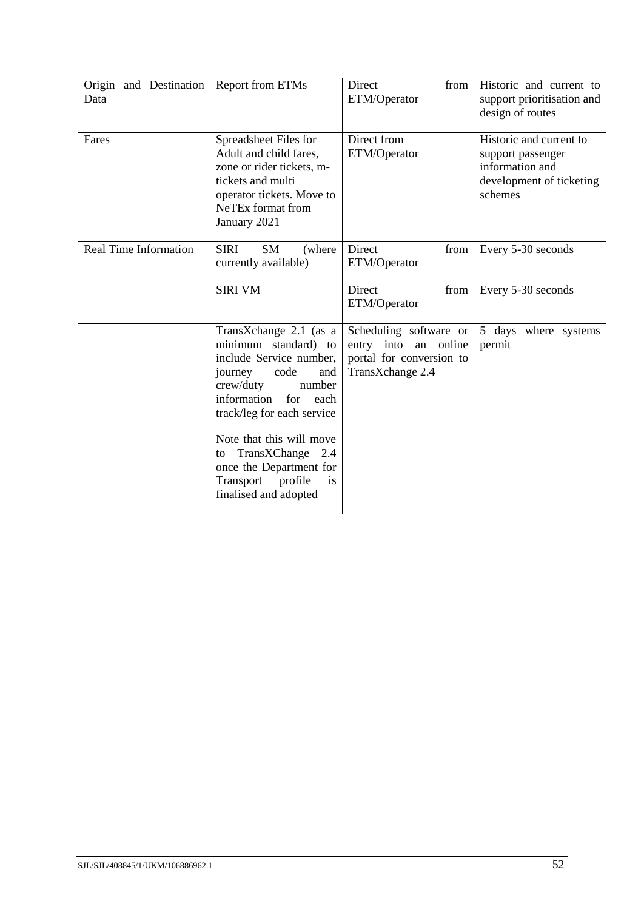| Origin and Destination Data | Report from ETMs | Direct from ETM/Operator | Historic and current to support prioritisation and design of routes |
|---|---|---|---|
| Fares | Spreadsheet Files for Adult and child fares, zone or rider tickets, m-tickets and multi operator tickets. Move to NeTEx format from January 2021 | Direct from ETM/Operator | Historic and current to support passenger information and development of ticketing schemes |
| Real Time Information | SIRI SM (where currently available) | Direct from ETM/Operator | Every 5-30 seconds |
| | SIRI VM | Direct from ETM/Operator | Every 5-30 seconds |
| | TransXchange 2.1 (as a minimum standard) to include Service number, journey code and crew/duty number information for each track/leg for each service<br><br>Note that this will move to TransXChange 2.4 once the Department for Transport profile is finalised and adopted | Scheduling software or entry into an online portal for conversion to TransXchange 2.4 | 5 days where systems permit |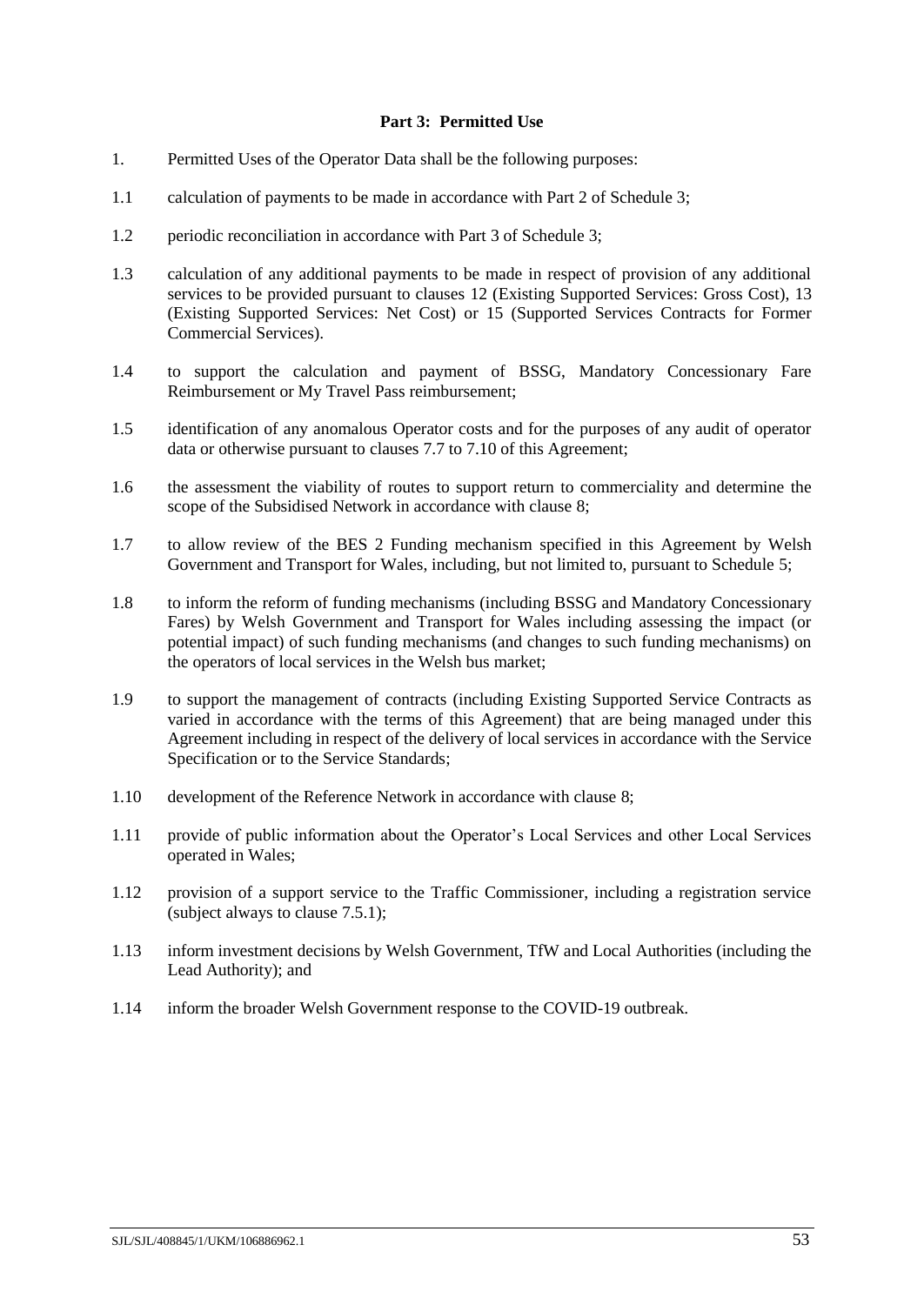## Part 3: Permitted Use

1. Permitted Uses of the Operator Data shall be the following purposes:

1.1 calculation of payments to be made in accordance with Part 2 of Schedule 3;

1.2 periodic reconciliation in accordance with Part 3 of Schedule 3;

1.3 calculation of any additional payments to be made in respect of provision of any additional services to be provided pursuant to clauses 12 (Existing Supported Services: Gross Cost), 13 (Existing Supported Services: Net Cost) or 15 (Supported Services Contracts for Former Commercial Services).

1.4 to support the calculation and payment of BSSG, Mandatory Concessionary Fare Reimbursement or My Travel Pass reimbursement;

1.5 identification of any anomalous Operator costs and for the purposes of any audit of operator data or otherwise pursuant to clauses 7.7 to 7.10 of this Agreement;

1.6 the assessment the viability of routes to support return to commerciality and determine the scope of the Subsidised Network in accordance with clause 8;

1.7 to allow review of the BES 2 Funding mechanism specified in this Agreement by Welsh Government and Transport for Wales, including, but not limited to, pursuant to Schedule 5;

1.8 to inform the reform of funding mechanisms (including BSSG and Mandatory Concessionary Fares) by Welsh Government and Transport for Wales including assessing the impact (or potential impact) of such funding mechanisms (and changes to such funding mechanisms) on the operators of local services in the Welsh bus market;

1.9 to support the management of contracts (including Existing Supported Service Contracts as varied in accordance with the terms of this Agreement) that are being managed under this Agreement including in respect of the delivery of local services in accordance with the Service Specification or to the Service Standards;

1.10 development of the Reference Network in accordance with clause 8;

1.11 provide of public information about the Operator's Local Services and other Local Services operated in Wales;

1.12 provision of a support service to the Traffic Commissioner, including a registration service (subject always to clause 7.5.1);

1.13 inform investment decisions by Welsh Government, TfW and Local Authorities (including the Lead Authority); and

1.14 inform the broader Welsh Government response to the COVID-19 outbreak.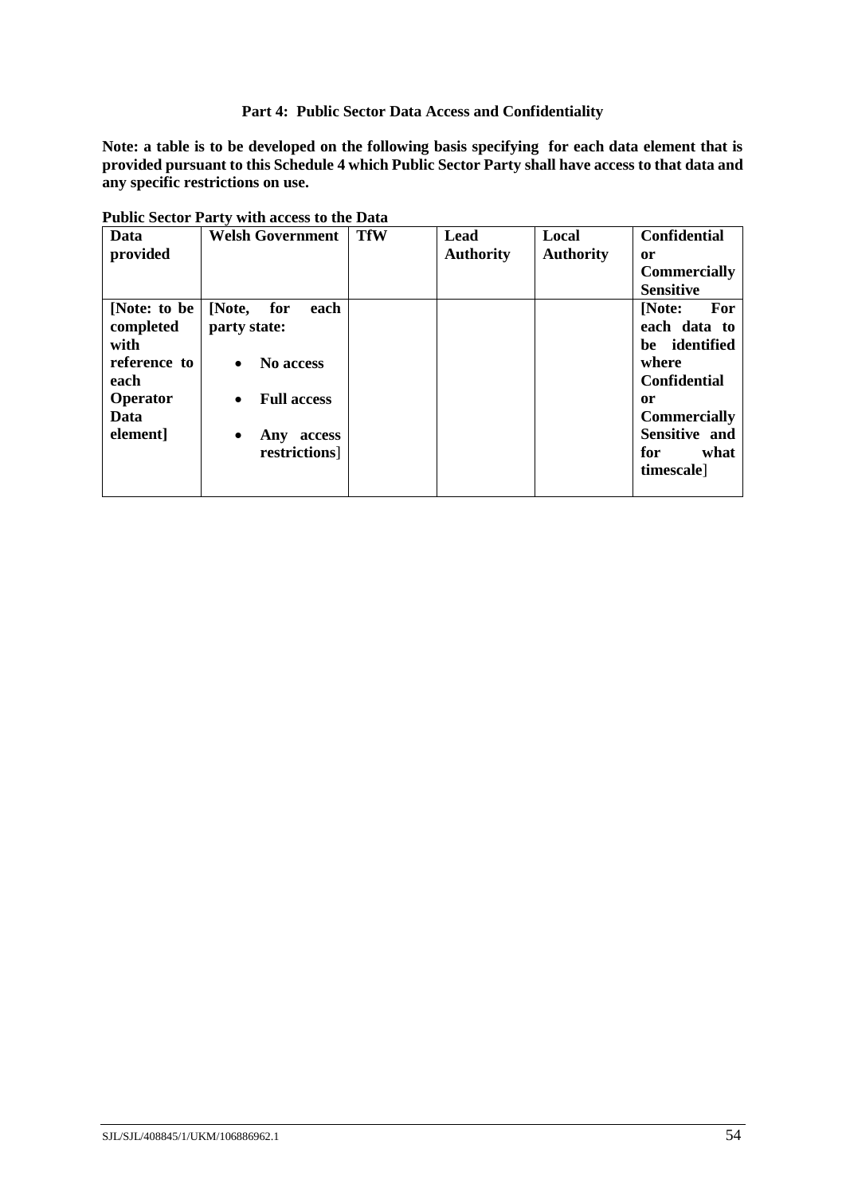## Part 4: Public Sector Data Access and Confidentiality

**Note: a table is to be developed on the following basis specifying for each data element that is provided pursuant to this Schedule 4 which Public Sector Party shall have access to that data and any specific restrictions on use.**

**Public Sector Party with access to the Data**

| Data provided | Welsh Government | TfW | Lead Authority | Local Authority | Confidential or Commercially Sensitive |
|---|---|---|---|---|---|
| **[Note: to be completed with reference to each Operator Data element]** | **[Note, for each party state:** <br>• **No access** <br>• **Full access** <br>• **Any access restrictions**] | | | | **[Note: For each data to be identified where Confidential or Commercially Sensitive and for what timescale**] |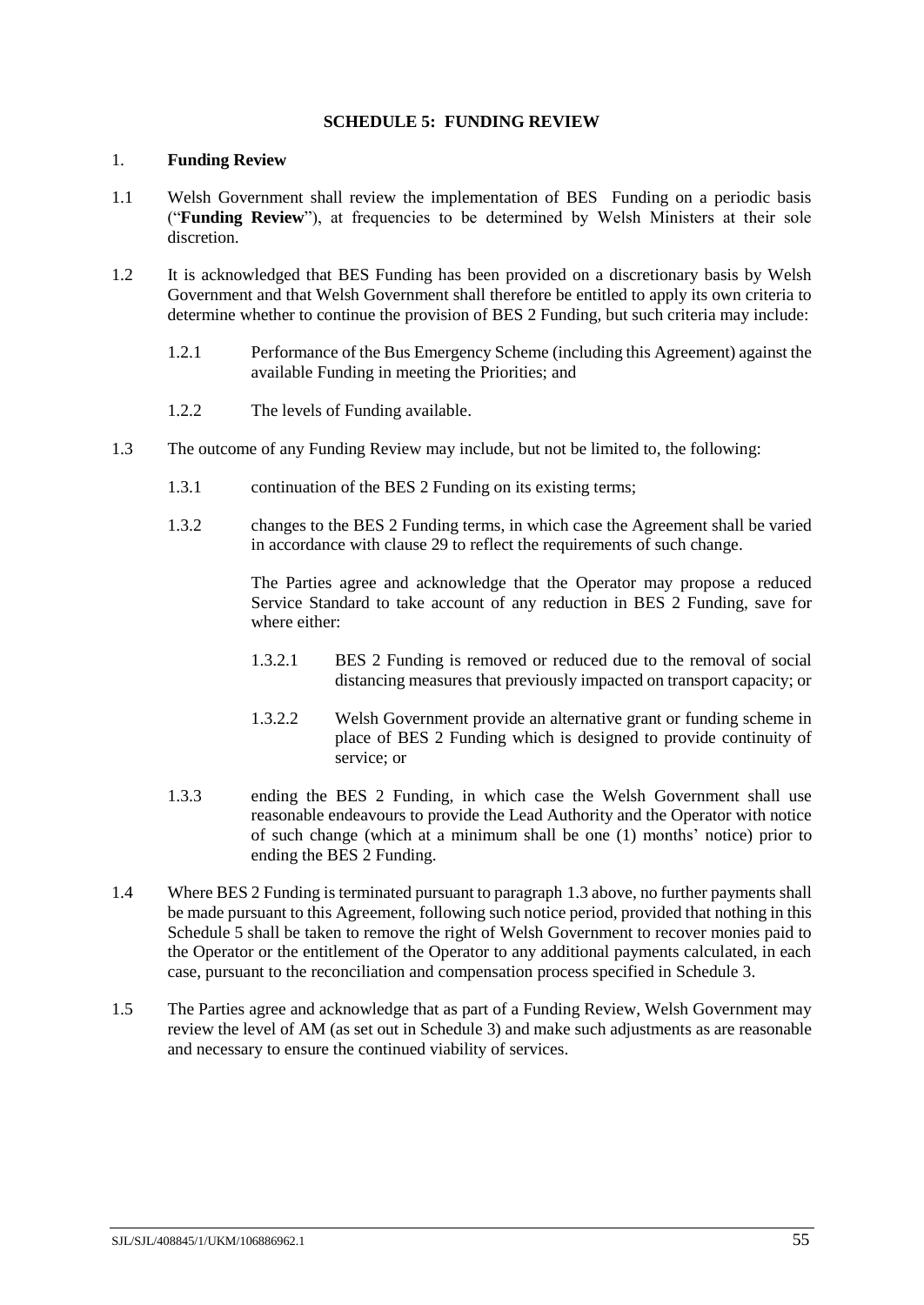## SCHEDULE 5: FUNDING REVIEW

1. **Funding Review**

1.1 Welsh Government shall review the implementation of BES Funding on a periodic basis ("**Funding Review**"), at frequencies to be determined by Welsh Ministers at their sole discretion.

1.2 It is acknowledged that BES Funding has been provided on a discretionary basis by Welsh Government and that Welsh Government shall therefore be entitled to apply its own criteria to determine whether to continue the provision of BES 2 Funding, but such criteria may include:

1.2.1 Performance of the Bus Emergency Scheme (including this Agreement) against the available Funding in meeting the Priorities; and

1.2.2 The levels of Funding available.

1.3 The outcome of any Funding Review may include, but not be limited to, the following:

1.3.1 continuation of the BES 2 Funding on its existing terms;

1.3.2 changes to the BES 2 Funding terms, in which case the Agreement shall be varied in accordance with clause 29 to reflect the requirements of such change.

The Parties agree and acknowledge that the Operator may propose a reduced Service Standard to take account of any reduction in BES 2 Funding, save for where either:

1.3.2.1 BES 2 Funding is removed or reduced due to the removal of social distancing measures that previously impacted on transport capacity; or

1.3.2.2 Welsh Government provide an alternative grant or funding scheme in place of BES 2 Funding which is designed to provide continuity of service; or

1.3.3 ending the BES 2 Funding, in which case the Welsh Government shall use reasonable endeavours to provide the Lead Authority and the Operator with notice of such change (which at a minimum shall be one (1) months' notice) prior to ending the BES 2 Funding.

1.4 Where BES 2 Funding is terminated pursuant to paragraph 1.3 above, no further payments shall be made pursuant to this Agreement, following such notice period, provided that nothing in this Schedule 5 shall be taken to remove the right of Welsh Government to recover monies paid to the Operator or the entitlement of the Operator to any additional payments calculated, in each case, pursuant to the reconciliation and compensation process specified in Schedule 3.

1.5 The Parties agree and acknowledge that as part of a Funding Review, Welsh Government may review the level of AM (as set out in Schedule 3) and make such adjustments as are reasonable and necessary to ensure the continued viability of services.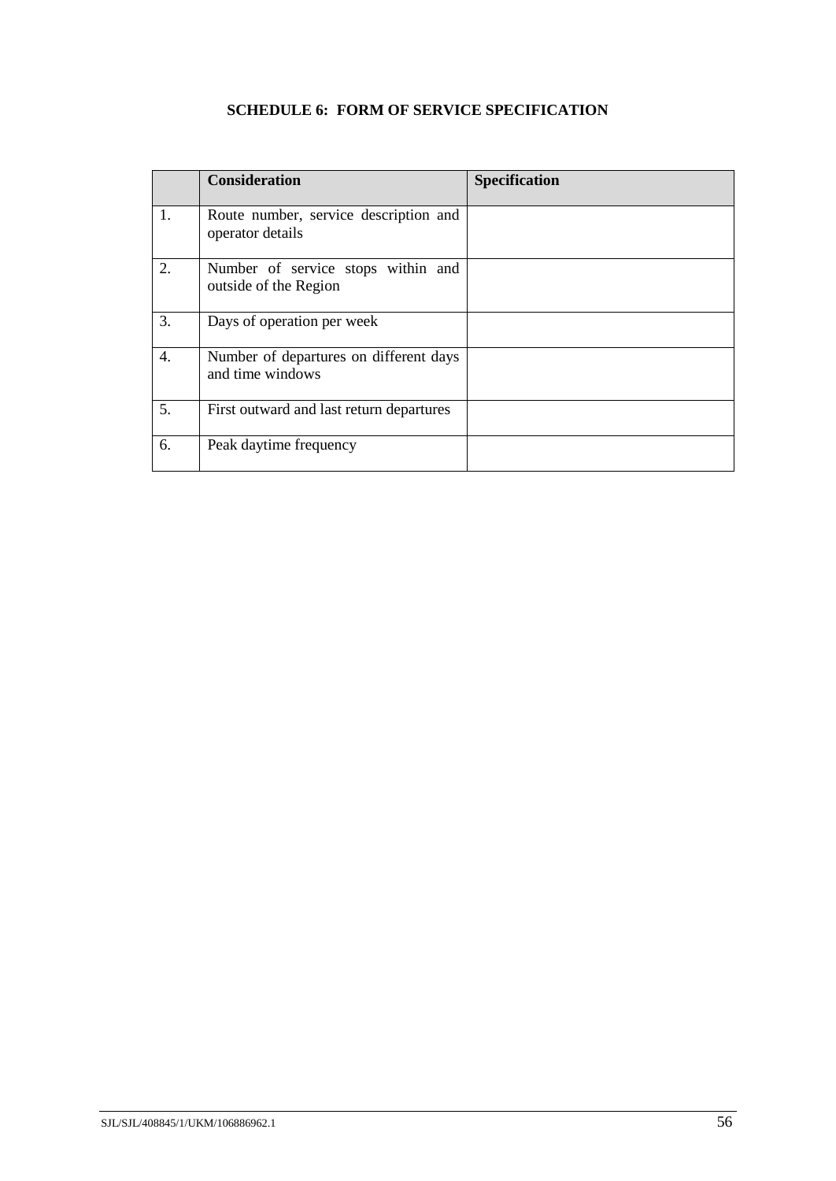## SCHEDULE 6: FORM OF SERVICE SPECIFICATION

| | **Consideration** | **Specification** |
|---|---|---|
| 1. | Route number, service description and operator details | |
| 2. | Number of service stops within and outside of the Region | |
| 3. | Days of operation per week | |
| 4. | Number of departures on different days and time windows | |
| 5. | First outward and last return departures | |
| 6. | Peak daytime frequency | |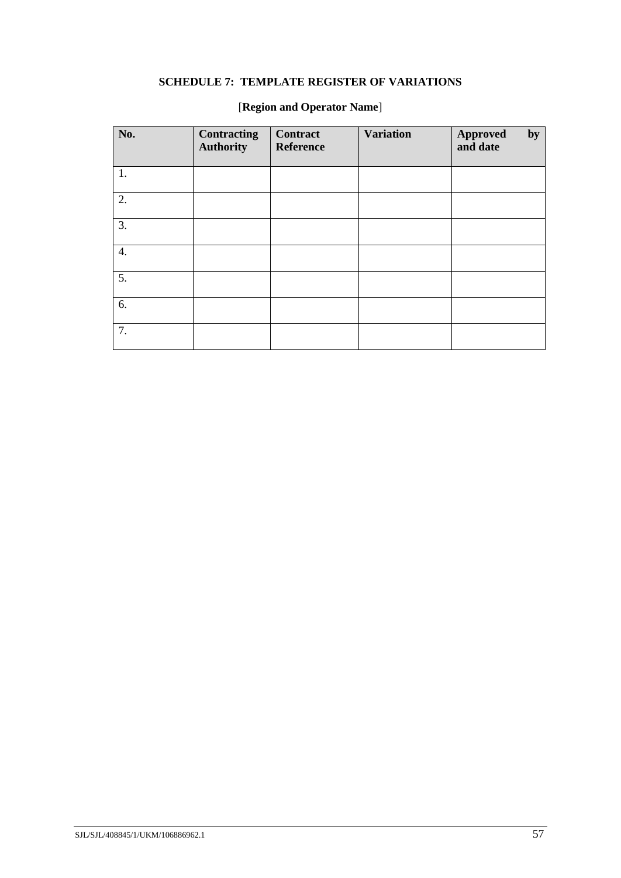# SCHEDULE 7: TEMPLATE REGISTER OF VARIATIONS

[**Region and Operator Name**]

| No. | Contracting Authority | Contract Reference | Variation | Approved by and date |
|---|---|---|---|---|
| 1. | | | | |
| 2. | | | | |
| 3. | | | | |
| 4. | | | | |
| 5. | | | | |
| 6. | | | | |
| 7. | | | | |